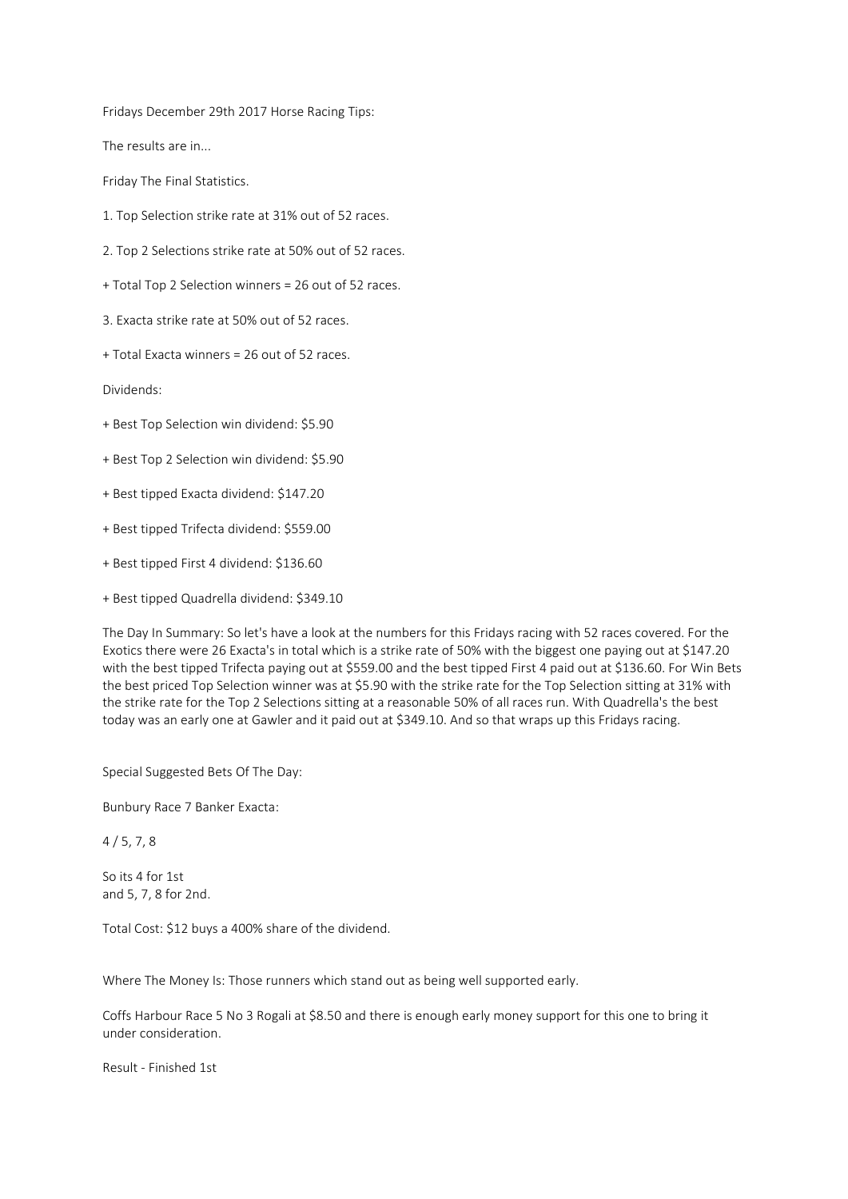Fridays December 29th 2017 Horse Racing Tips:

The results are in...

Friday The Final Statistics.

1. Top Selection strike rate at 31% out of 52 races.

2. Top 2 Selections strike rate at 50% out of 52 races.

+ Total Top 2 Selection winners = 26 out of 52 races.

3. Exacta strike rate at 50% out of 52 races.

+ Total Exacta winners = 26 out of 52 races.

Dividends:

+ Best Top Selection win dividend: $5.90

+ Best Top 2 Selection win dividend: $5.90

+ Best tipped Exacta dividend: $147.20

+ Best tipped Trifecta dividend: $559.00

+ Best tipped First 4 dividend: $136.60

+ Best tipped Quadrella dividend: $349.10

The Day In Summary: So let's have a look at the numbers for this Fridays racing with 52 races covered. For the Exotics there were 26 Exacta's in total which is a strike rate of 50% with the biggest one paying out at $147.20 with the best tipped Trifecta paying out at $559.00 and the best tipped First 4 paid out at $136.60. For Win Bets the best priced Top Selection winner was at $5.90 with the strike rate for the Top Selection sitting at 31% with the strike rate for the Top 2 Selections sitting at a reasonable 50% of all races run. With Quadrella's the best today was an early one at Gawler and it paid out at $349.10. And so that wraps up this Fridays racing.

Special Suggested Bets Of The Day:

Bunbury Race 7 Banker Exacta:

4 / 5, 7, 8

So its 4 for 1st
and 5, 7, 8 for 2nd.

Total Cost: $12 buys a 400% share of the dividend.

Where The Money Is: Those runners which stand out as being well supported early.

Coffs Harbour Race 5 No 3 Rogali at $8.50 and there is enough early money support for this one to bring it under consideration.

Result - Finished 1st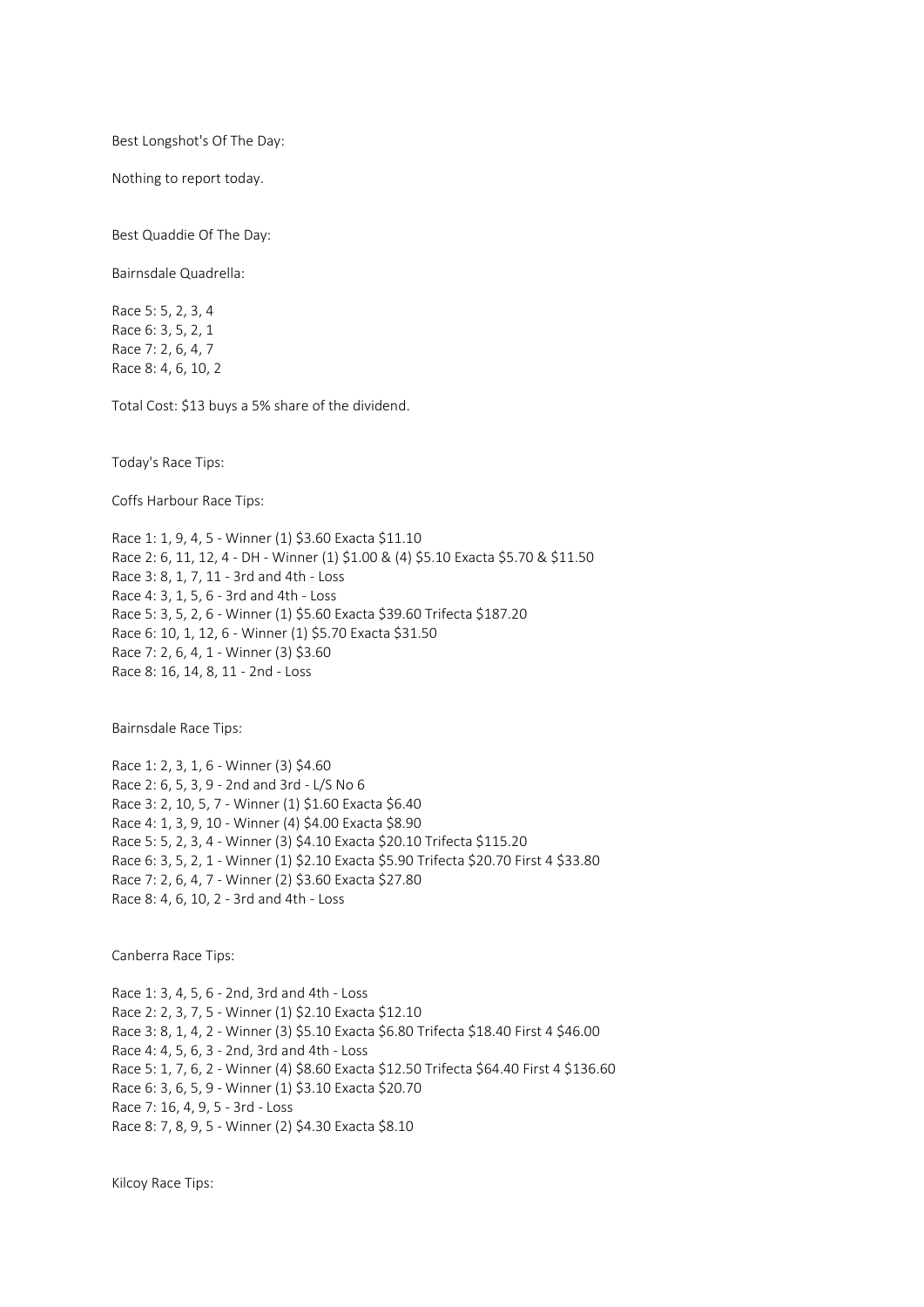Best Longshot's Of The Day:

Nothing to report today.

Best Quaddie Of The Day:

Bairnsdale Quadrella:

Race 5: 5, 2, 3, 4
Race 6: 3, 5, 2, 1
Race 7: 2, 6, 4, 7
Race 8: 4, 6, 10, 2

Total Cost: $13 buys a 5% share of the dividend.

Today's Race Tips:

Coffs Harbour Race Tips:

Race 1: 1, 9, 4, 5 - Winner (1) $3.60 Exacta $11.10
Race 2: 6, 11, 12, 4 - DH - Winner (1) $1.00 & (4) $5.10 Exacta $5.70 & $11.50
Race 3: 8, 1, 7, 11 - 3rd and 4th - Loss
Race 4: 3, 1, 5, 6 - 3rd and 4th - Loss
Race 5: 3, 5, 2, 6 - Winner (1) $5.60 Exacta $39.60 Trifecta $187.20
Race 6: 10, 1, 12, 6 - Winner (1) $5.70 Exacta $31.50
Race 7: 2, 6, 4, 1 - Winner (3) $3.60
Race 8: 16, 14, 8, 11 - 2nd - Loss

Bairnsdale Race Tips:

Race 1: 2, 3, 1, 6 - Winner (3) $4.60
Race 2: 6, 5, 3, 9 - 2nd and 3rd - L/S No 6
Race 3: 2, 10, 5, 7 - Winner (1) $1.60 Exacta $6.40
Race 4: 1, 3, 9, 10 - Winner (4) $4.00 Exacta $8.90
Race 5: 5, 2, 3, 4 - Winner (3) $4.10 Exacta $20.10 Trifecta $115.20
Race 6: 3, 5, 2, 1 - Winner (1) $2.10 Exacta $5.90 Trifecta $20.70 First 4 $33.80
Race 7: 2, 6, 4, 7 - Winner (2) $3.60 Exacta $27.80
Race 8: 4, 6, 10, 2 - 3rd and 4th - Loss

Canberra Race Tips:

Race 1: 3, 4, 5, 6 - 2nd, 3rd and 4th - Loss
Race 2: 2, 3, 7, 5 - Winner (1) $2.10 Exacta $12.10
Race 3: 8, 1, 4, 2 - Winner (3) $5.10 Exacta $6.80 Trifecta $18.40 First 4 $46.00
Race 4: 4, 5, 6, 3 - 2nd, 3rd and 4th - Loss
Race 5: 1, 7, 6, 2 - Winner (4) $8.60 Exacta $12.50 Trifecta $64.40 First 4 $136.60
Race 6: 3, 6, 5, 9 - Winner (1) $3.10 Exacta $20.70
Race 7: 16, 4, 9, 5 - 3rd - Loss
Race 8: 7, 8, 9, 5 - Winner (2) $4.30 Exacta $8.10

Kilcoy Race Tips: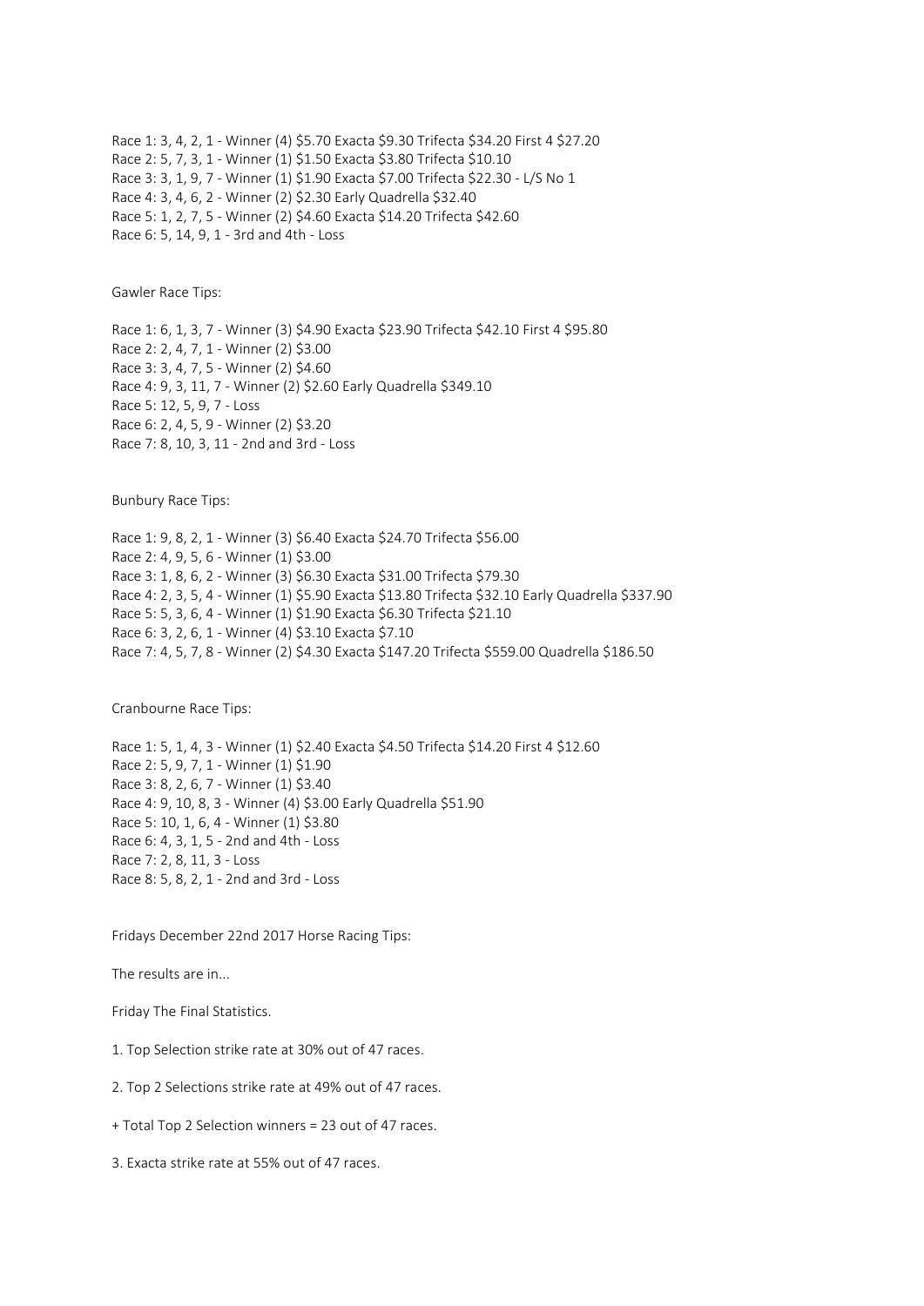Race 1: 3, 4, 2, 1 - Winner (4) $5.70 Exacta $9.30 Trifecta $34.20 First 4 $27.20
Race 2: 5, 7, 3, 1 - Winner (1) $1.50 Exacta $3.80 Trifecta $10.10
Race 3: 3, 1, 9, 7 - Winner (1) $1.90 Exacta $7.00 Trifecta $22.30 - L/S No 1
Race 4: 3, 4, 6, 2 - Winner (2) $2.30 Early Quadrella $32.40
Race 5: 1, 2, 7, 5 - Winner (2) $4.60 Exacta $14.20 Trifecta $42.60
Race 6: 5, 14, 9, 1 - 3rd and 4th - Loss

Gawler Race Tips:

Race 1: 6, 1, 3, 7 - Winner (3) $4.90 Exacta $23.90 Trifecta $42.10 First 4 $95.80
Race 2: 2, 4, 7, 1 - Winner (2) $3.00
Race 3: 3, 4, 7, 5 - Winner (2) $4.60
Race 4: 9, 3, 11, 7 - Winner (2) $2.60 Early Quadrella $349.10
Race 5: 12, 5, 9, 7 - Loss
Race 6: 2, 4, 5, 9 - Winner (2) $3.20
Race 7: 8, 10, 3, 11 - 2nd and 3rd - Loss

Bunbury Race Tips:

Race 1: 9, 8, 2, 1 - Winner (3) $6.40 Exacta $24.70 Trifecta $56.00
Race 2: 4, 9, 5, 6 - Winner (1) $3.00
Race 3: 1, 8, 6, 2 - Winner (3) $6.30 Exacta $31.00 Trifecta $79.30
Race 4: 2, 3, 5, 4 - Winner (1) $5.90 Exacta $13.80 Trifecta $32.10 Early Quadrella $337.90
Race 5: 5, 3, 6, 4 - Winner (1) $1.90 Exacta $6.30 Trifecta $21.10
Race 6: 3, 2, 6, 1 - Winner (4) $3.10 Exacta $7.10
Race 7: 4, 5, 7, 8 - Winner (2) $4.30 Exacta $147.20 Trifecta $559.00 Quadrella $186.50

Cranbourne Race Tips:

Race 1: 5, 1, 4, 3 - Winner (1) $2.40 Exacta $4.50 Trifecta $14.20 First 4 $12.60
Race 2: 5, 9, 7, 1 - Winner (1) $1.90
Race 3: 8, 2, 6, 7 - Winner (1) $3.40
Race 4: 9, 10, 8, 3 - Winner (4) $3.00 Early Quadrella $51.90
Race 5: 10, 1, 6, 4 - Winner (1) $3.80
Race 6: 4, 3, 1, 5 - 2nd and 4th - Loss
Race 7: 2, 8, 11, 3 - Loss
Race 8: 5, 8, 2, 1 - 2nd and 3rd - Loss

Fridays December 22nd 2017 Horse Racing Tips:

The results are in...

Friday The Final Statistics.

1. Top Selection strike rate at 30% out of 47 races.

2. Top 2 Selections strike rate at 49% out of 47 races.

+ Total Top 2 Selection winners = 23 out of 47 races.

3. Exacta strike rate at 55% out of 47 races.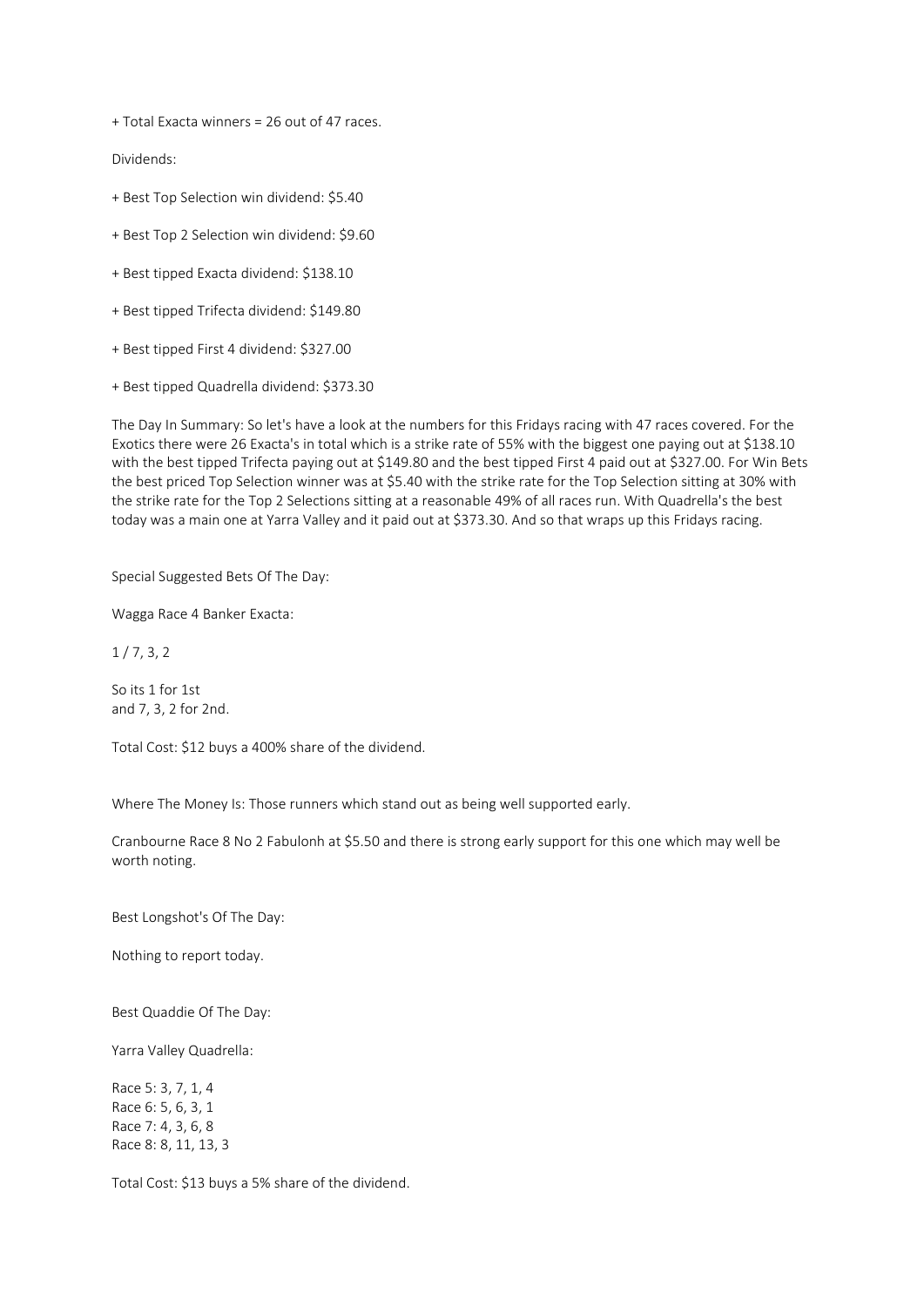+ Total Exacta winners = 26 out of 47 races.

Dividends:

+ Best Top Selection win dividend: $5.40

+ Best Top 2 Selection win dividend: $9.60

+ Best tipped Exacta dividend: $138.10

+ Best tipped Trifecta dividend: $149.80

+ Best tipped First 4 dividend: $327.00

+ Best tipped Quadrella dividend: $373.30

The Day In Summary: So let's have a look at the numbers for this Fridays racing with 47 races covered. For the Exotics there were 26 Exacta's in total which is a strike rate of 55% with the biggest one paying out at $138.10 with the best tipped Trifecta paying out at $149.80 and the best tipped First 4 paid out at $327.00. For Win Bets the best priced Top Selection winner was at $5.40 with the strike rate for the Top Selection sitting at 30% with the strike rate for the Top 2 Selections sitting at a reasonable 49% of all races run. With Quadrella's the best today was a main one at Yarra Valley and it paid out at $373.30. And so that wraps up this Fridays racing.

Special Suggested Bets Of The Day:

Wagga Race 4 Banker Exacta:

1 / 7, 3, 2

So its 1 for 1st
and 7, 3, 2 for 2nd.

Total Cost: $12 buys a 400% share of the dividend.

Where The Money Is: Those runners which stand out as being well supported early.

Cranbourne Race 8 No 2 Fabulonh at $5.50 and there is strong early support for this one which may well be worth noting.

Best Longshot's Of The Day:

Nothing to report today.

Best Quaddie Of The Day:

Yarra Valley Quadrella:

Race 5: 3, 7, 1, 4
Race 6: 5, 6, 3, 1
Race 7: 4, 3, 6, 8
Race 8: 8, 11, 13, 3

Total Cost: $13 buys a 5% share of the dividend.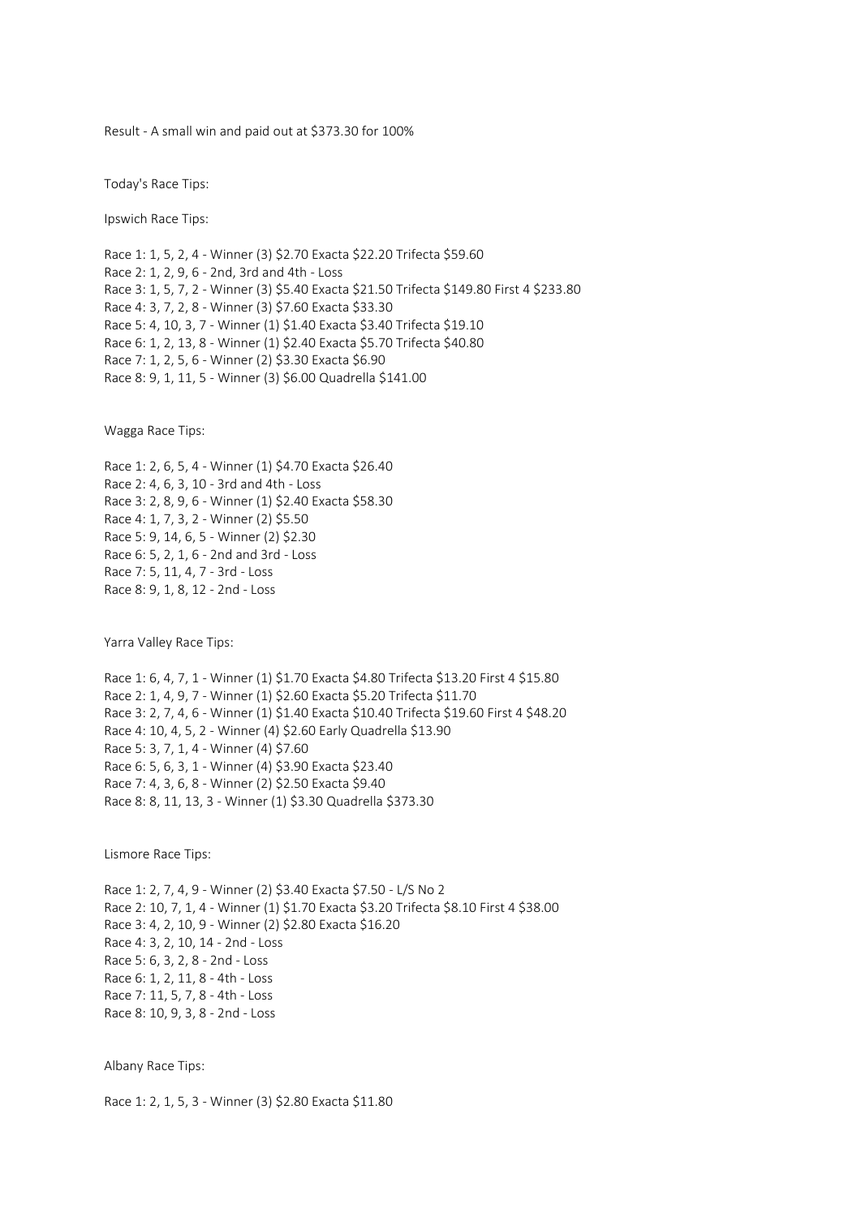Result - A small win and paid out at $373.30 for 100%

Today's Race Tips:

Ipswich Race Tips:

Race 1: 1, 5, 2, 4 - Winner (3) $2.70 Exacta $22.20 Trifecta $59.60
Race 2: 1, 2, 9, 6 - 2nd, 3rd and 4th - Loss
Race 3: 1, 5, 7, 2 - Winner (3) $5.40 Exacta $21.50 Trifecta $149.80 First 4 $233.80
Race 4: 3, 7, 2, 8 - Winner (3) $7.60 Exacta $33.30
Race 5: 4, 10, 3, 7 - Winner (1) $1.40 Exacta $3.40 Trifecta $19.10
Race 6: 1, 2, 13, 8 - Winner (1) $2.40 Exacta $5.70 Trifecta $40.80
Race 7: 1, 2, 5, 6 - Winner (2) $3.30 Exacta $6.90
Race 8: 9, 1, 11, 5 - Winner (3) $6.00 Quadrella $141.00

Wagga Race Tips:

Race 1: 2, 6, 5, 4 - Winner (1) $4.70 Exacta $26.40
Race 2: 4, 6, 3, 10 - 3rd and 4th - Loss
Race 3: 2, 8, 9, 6 - Winner (1) $2.40 Exacta $58.30
Race 4: 1, 7, 3, 2 - Winner (2) $5.50
Race 5: 9, 14, 6, 5 - Winner (2) $2.30
Race 6: 5, 2, 1, 6 - 2nd and 3rd - Loss
Race 7: 5, 11, 4, 7 - 3rd - Loss
Race 8: 9, 1, 8, 12 - 2nd - Loss

Yarra Valley Race Tips:

Race 1: 6, 4, 7, 1 - Winner (1) $1.70 Exacta $4.80 Trifecta $13.20 First 4 $15.80
Race 2: 1, 4, 9, 7 - Winner (1) $2.60 Exacta $5.20 Trifecta $11.70
Race 3: 2, 7, 4, 6 - Winner (1) $1.40 Exacta $10.40 Trifecta $19.60 First 4 $48.20
Race 4: 10, 4, 5, 2 - Winner (4) $2.60 Early Quadrella $13.90
Race 5: 3, 7, 1, 4 - Winner (4) $7.60
Race 6: 5, 6, 3, 1 - Winner (4) $3.90 Exacta $23.40
Race 7: 4, 3, 6, 8 - Winner (2) $2.50 Exacta $9.40
Race 8: 8, 11, 13, 3 - Winner (1) $3.30 Quadrella $373.30

Lismore Race Tips:

Race 1: 2, 7, 4, 9 - Winner (2) $3.40 Exacta $7.50 - L/S No 2
Race 2: 10, 7, 1, 4 - Winner (1) $1.70 Exacta $3.20 Trifecta $8.10 First 4 $38.00
Race 3: 4, 2, 10, 9 - Winner (2) $2.80 Exacta $16.20
Race 4: 3, 2, 10, 14 - 2nd - Loss
Race 5: 6, 3, 2, 8 - 2nd - Loss
Race 6: 1, 2, 11, 8 - 4th - Loss
Race 7: 11, 5, 7, 8 - 4th - Loss
Race 8: 10, 9, 3, 8 - 2nd - Loss

Albany Race Tips:

Race 1: 2, 1, 5, 3 - Winner (3) $2.80 Exacta $11.80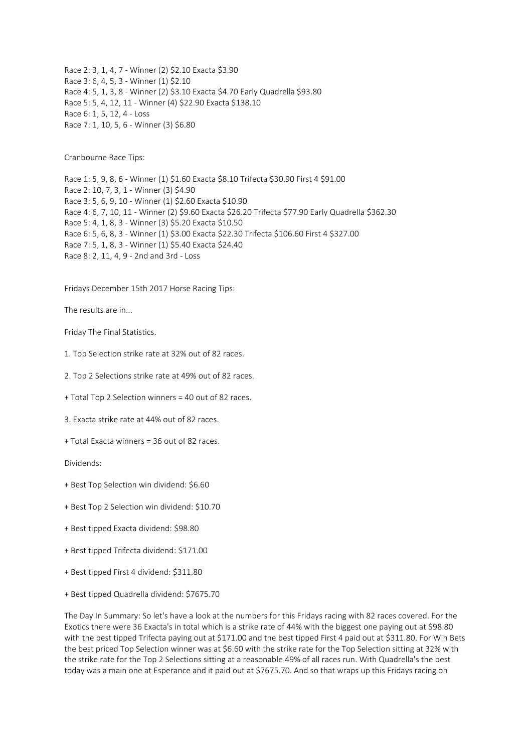Race 2: 3, 1, 4, 7 - Winner (2) $2.10 Exacta $3.90
Race 3: 6, 4, 5, 3 - Winner (1) $2.10
Race 4: 5, 1, 3, 8 - Winner (2) $3.10 Exacta $4.70 Early Quadrella $93.80
Race 5: 5, 4, 12, 11 - Winner (4) $22.90 Exacta $138.10
Race 6: 1, 5, 12, 4 - Loss
Race 7: 1, 10, 5, 6 - Winner (3) $6.80

Cranbourne Race Tips:

Race 1: 5, 9, 8, 6 - Winner (1) $1.60 Exacta $8.10 Trifecta $30.90 First 4 $91.00
Race 2: 10, 7, 3, 1 - Winner (3) $4.90
Race 3: 5, 6, 9, 10 - Winner (1) $2.60 Exacta $10.90
Race 4: 6, 7, 10, 11 - Winner (2) $9.60 Exacta $26.20 Trifecta $77.90 Early Quadrella $362.30
Race 5: 4, 1, 8, 3 - Winner (3) $5.20 Exacta $10.50
Race 6: 5, 6, 8, 3 - Winner (1) $3.00 Exacta $22.30 Trifecta $106.60 First 4 $327.00
Race 7: 5, 1, 8, 3 - Winner (1) $5.40 Exacta $24.40
Race 8: 2, 11, 4, 9 - 2nd and 3rd - Loss

Fridays December 15th 2017 Horse Racing Tips:

The results are in...

Friday The Final Statistics.

1. Top Selection strike rate at 32% out of 82 races.

2. Top 2 Selections strike rate at 49% out of 82 races.

+ Total Top 2 Selection winners = 40 out of 82 races.

3. Exacta strike rate at 44% out of 82 races.

+ Total Exacta winners = 36 out of 82 races.

Dividends:

+ Best Top Selection win dividend: $6.60

+ Best Top 2 Selection win dividend: $10.70

+ Best tipped Exacta dividend: $98.80

+ Best tipped Trifecta dividend: $171.00

+ Best tipped First 4 dividend: $311.80

+ Best tipped Quadrella dividend: $7675.70

The Day In Summary: So let's have a look at the numbers for this Fridays racing with 82 races covered. For the Exotics there were 36 Exacta's in total which is a strike rate of 44% with the biggest one paying out at $98.80 with the best tipped Trifecta paying out at $171.00 and the best tipped First 4 paid out at $311.80. For Win Bets the best priced Top Selection winner was at $6.60 with the strike rate for the Top Selection sitting at 32% with the strike rate for the Top 2 Selections sitting at a reasonable 49% of all races run. With Quadrella's the best today was a main one at Esperance and it paid out at $7675.70. And so that wraps up this Fridays racing on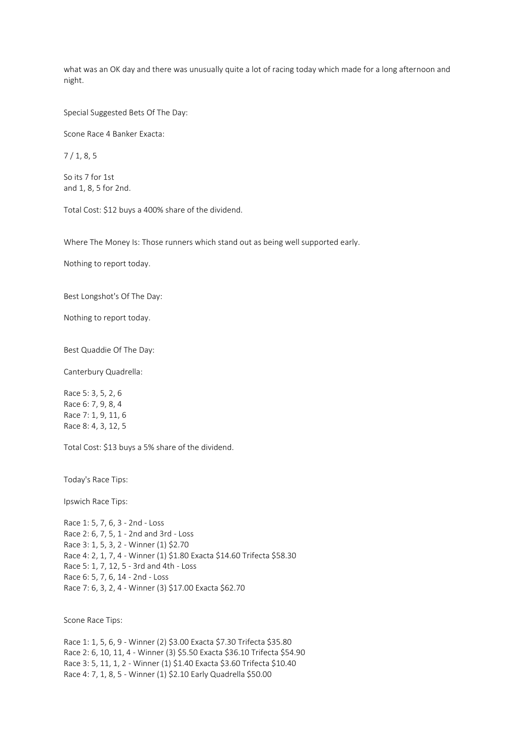what was an OK day and there was unusually quite a lot of racing today which made for a long afternoon and night.

Special Suggested Bets Of The Day:

Scone Race 4 Banker Exacta:

7 / 1, 8, 5

So its 7 for 1st
and 1, 8, 5 for 2nd.

Total Cost: $12 buys a 400% share of the dividend.

Where The Money Is: Those runners which stand out as being well supported early.

Nothing to report today.

Best Longshot's Of The Day:

Nothing to report today.

Best Quaddie Of The Day:

Canterbury Quadrella:

Race 5: 3, 5, 2, 6
Race 6: 7, 9, 8, 4
Race 7: 1, 9, 11, 6
Race 8: 4, 3, 12, 5

Total Cost: $13 buys a 5% share of the dividend.

Today's Race Tips:

Ipswich Race Tips:

Race 1: 5, 7, 6, 3 - 2nd - Loss
Race 2: 6, 7, 5, 1 - 2nd and 3rd - Loss
Race 3: 1, 5, 3, 2 - Winner (1) $2.70
Race 4: 2, 1, 7, 4 - Winner (1) $1.80 Exacta $14.60 Trifecta $58.30
Race 5: 1, 7, 12, 5 - 3rd and 4th - Loss
Race 6: 5, 7, 6, 14 - 2nd - Loss
Race 7: 6, 3, 2, 4 - Winner (3) $17.00 Exacta $62.70

Scone Race Tips:

Race 1: 1, 5, 6, 9 - Winner (2) $3.00 Exacta $7.30 Trifecta $35.80
Race 2: 6, 10, 11, 4 - Winner (3) $5.50 Exacta $36.10 Trifecta $54.90
Race 3: 5, 11, 1, 2 - Winner (1) $1.40 Exacta $3.60 Trifecta $10.40
Race 4: 7, 1, 8, 5 - Winner (1) $2.10 Early Quadrella $50.00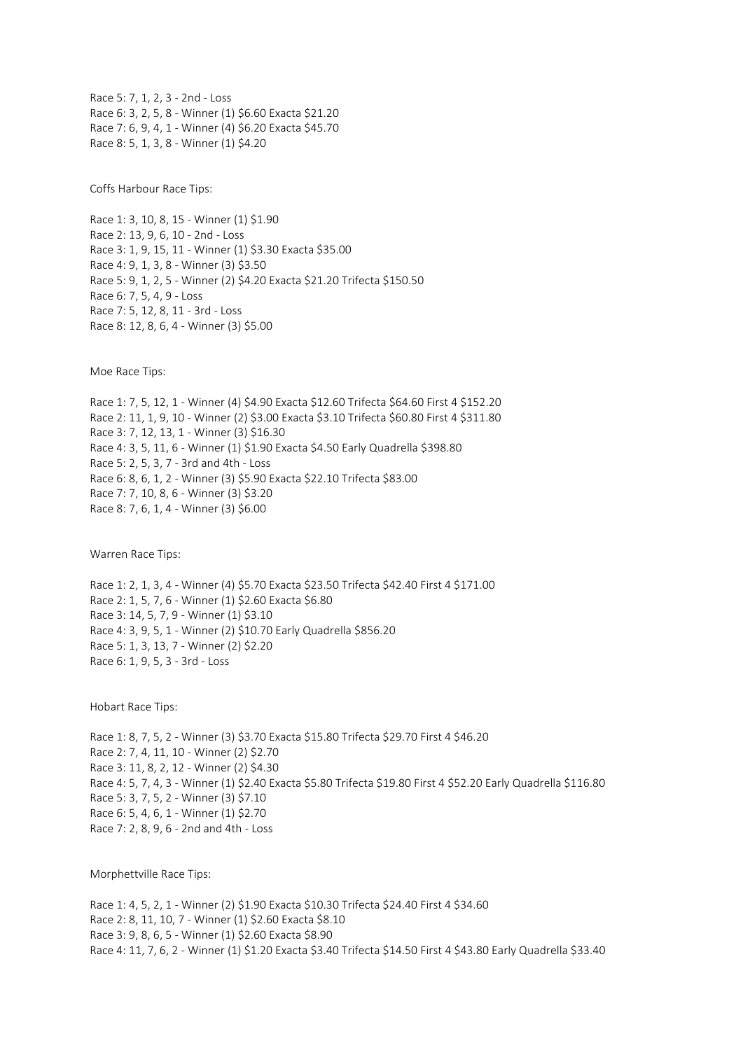Race 5: 7, 1, 2, 3 - 2nd - Loss
Race 6: 3, 2, 5, 8 - Winner (1) $6.60 Exacta $21.20
Race 7: 6, 9, 4, 1 - Winner (4) $6.20 Exacta $45.70
Race 8: 5, 1, 3, 8 - Winner (1) $4.20

Coffs Harbour Race Tips:

Race 1: 3, 10, 8, 15 - Winner (1) $1.90
Race 2: 13, 9, 6, 10 - 2nd - Loss
Race 3: 1, 9, 15, 11 - Winner (1) $3.30 Exacta $35.00
Race 4: 9, 1, 3, 8 - Winner (3) $3.50
Race 5: 9, 1, 2, 5 - Winner (2) $4.20 Exacta $21.20 Trifecta $150.50
Race 6: 7, 5, 4, 9 - Loss
Race 7: 5, 12, 8, 11 - 3rd - Loss
Race 8: 12, 8, 6, 4 - Winner (3) $5.00

Moe Race Tips:

Race 1: 7, 5, 12, 1 - Winner (4) $4.90 Exacta $12.60 Trifecta $64.60 First 4 $152.20
Race 2: 11, 1, 9, 10 - Winner (2) $3.00 Exacta $3.10 Trifecta $60.80 First 4 $311.80
Race 3: 7, 12, 13, 1 - Winner (3) $16.30
Race 4: 3, 5, 11, 6 - Winner (1) $1.90 Exacta $4.50 Early Quadrella $398.80
Race 5: 2, 5, 3, 7 - 3rd and 4th - Loss
Race 6: 8, 6, 1, 2 - Winner (3) $5.90 Exacta $22.10 Trifecta $83.00
Race 7: 7, 10, 8, 6 - Winner (3) $3.20
Race 8: 7, 6, 1, 4 - Winner (3) $6.00

Warren Race Tips:

Race 1: 2, 1, 3, 4 - Winner (4) $5.70 Exacta $23.50 Trifecta $42.40 First 4 $171.00
Race 2: 1, 5, 7, 6 - Winner (1) $2.60 Exacta $6.80
Race 3: 14, 5, 7, 9 - Winner (1) $3.10
Race 4: 3, 9, 5, 1 - Winner (2) $10.70 Early Quadrella $856.20
Race 5: 1, 3, 13, 7 - Winner (2) $2.20
Race 6: 1, 9, 5, 3 - 3rd - Loss

Hobart Race Tips:

Race 1: 8, 7, 5, 2 - Winner (3) $3.70 Exacta $15.80 Trifecta $29.70 First 4 $46.20
Race 2: 7, 4, 11, 10 - Winner (2) $2.70
Race 3: 11, 8, 2, 12 - Winner (2) $4.30
Race 4: 5, 7, 4, 3 - Winner (1) $2.40 Exacta $5.80 Trifecta $19.80 First 4 $52.20 Early Quadrella $116.80
Race 5: 3, 7, 5, 2 - Winner (3) $7.10
Race 6: 5, 4, 6, 1 - Winner (1) $2.70
Race 7: 2, 8, 9, 6 - 2nd and 4th - Loss

Morphettville Race Tips:

Race 1: 4, 5, 2, 1 - Winner (2) $1.90 Exacta $10.30 Trifecta $24.40 First 4 $34.60
Race 2: 8, 11, 10, 7 - Winner (1) $2.60 Exacta $8.10
Race 3: 9, 8, 6, 5 - Winner (1) $2.60 Exacta $8.90
Race 4: 11, 7, 6, 2 - Winner (1) $1.20 Exacta $3.40 Trifecta $14.50 First 4 $43.80 Early Quadrella $33.40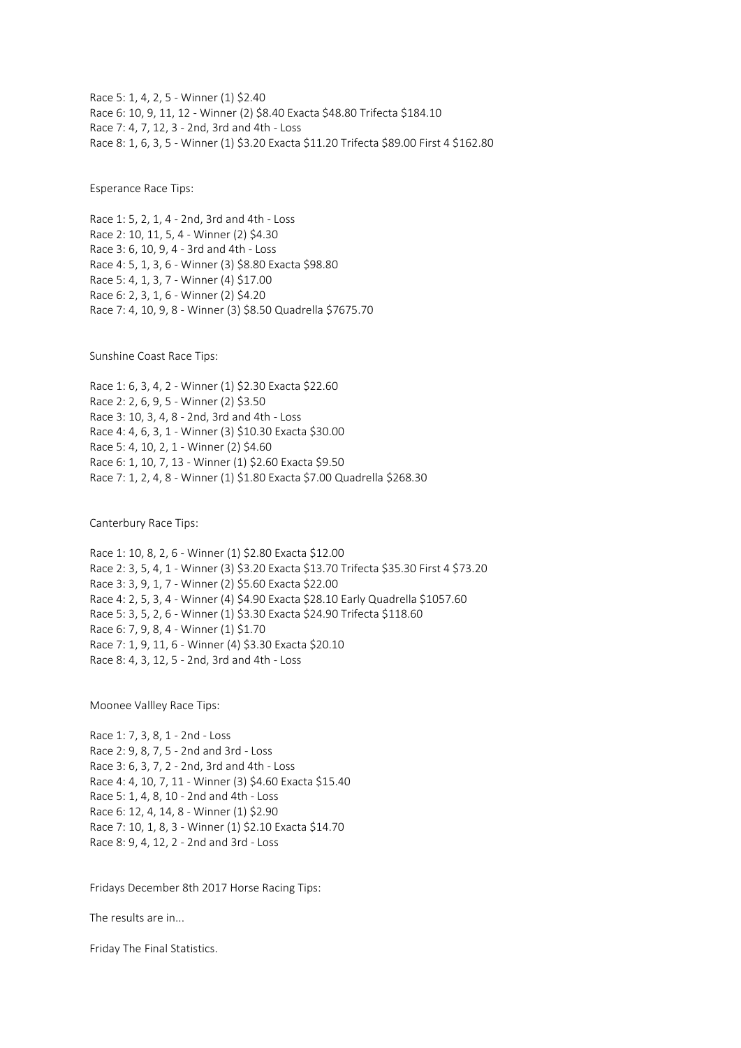Race 5: 1, 4, 2, 5 - Winner (1) $2.40
Race 6: 10, 9, 11, 12 - Winner (2) $8.40 Exacta $48.80 Trifecta $184.10
Race 7: 4, 7, 12, 3 - 2nd, 3rd and 4th - Loss
Race 8: 1, 6, 3, 5 - Winner (1) $3.20 Exacta $11.20 Trifecta $89.00 First 4 $162.80

Esperance Race Tips:

Race 1: 5, 2, 1, 4 - 2nd, 3rd and 4th - Loss
Race 2: 10, 11, 5, 4 - Winner (2) $4.30
Race 3: 6, 10, 9, 4 - 3rd and 4th - Loss
Race 4: 5, 1, 3, 6 - Winner (3) $8.80 Exacta $98.80
Race 5: 4, 1, 3, 7 - Winner (4) $17.00
Race 6: 2, 3, 1, 6 - Winner (2) $4.20
Race 7: 4, 10, 9, 8 - Winner (3) $8.50 Quadrella $7675.70

Sunshine Coast Race Tips:

Race 1: 6, 3, 4, 2 - Winner (1) $2.30 Exacta $22.60
Race 2: 2, 6, 9, 5 - Winner (2) $3.50
Race 3: 10, 3, 4, 8 - 2nd, 3rd and 4th - Loss
Race 4: 4, 6, 3, 1 - Winner (3) $10.30 Exacta $30.00
Race 5: 4, 10, 2, 1 - Winner (2) $4.60
Race 6: 1, 10, 7, 13 - Winner (1) $2.60 Exacta $9.50
Race 7: 1, 2, 4, 8 - Winner (1) $1.80 Exacta $7.00 Quadrella $268.30

Canterbury Race Tips:

Race 1: 10, 8, 2, 6 - Winner (1) $2.80 Exacta $12.00
Race 2: 3, 5, 4, 1 - Winner (3) $3.20 Exacta $13.70 Trifecta $35.30 First 4 $73.20
Race 3: 3, 9, 1, 7 - Winner (2) $5.60 Exacta $22.00
Race 4: 2, 5, 3, 4 - Winner (4) $4.90 Exacta $28.10 Early Quadrella $1057.60
Race 5: 3, 5, 2, 6 - Winner (1) $3.30 Exacta $24.90 Trifecta $118.60
Race 6: 7, 9, 8, 4 - Winner (1) $1.70
Race 7: 1, 9, 11, 6 - Winner (4) $3.30 Exacta $20.10
Race 8: 4, 3, 12, 5 - 2nd, 3rd and 4th - Loss

Moonee Vallley Race Tips:

Race 1: 7, 3, 8, 1 - 2nd - Loss
Race 2: 9, 8, 7, 5 - 2nd and 3rd - Loss
Race 3: 6, 3, 7, 2 - 2nd, 3rd and 4th - Loss
Race 4: 4, 10, 7, 11 - Winner (3) $4.60 Exacta $15.40
Race 5: 1, 4, 8, 10 - 2nd and 4th - Loss
Race 6: 12, 4, 14, 8 - Winner (1) $2.90
Race 7: 10, 1, 8, 3 - Winner (1) $2.10 Exacta $14.70
Race 8: 9, 4, 12, 2 - 2nd and 3rd - Loss

Fridays December 8th 2017 Horse Racing Tips:

The results are in...

Friday The Final Statistics.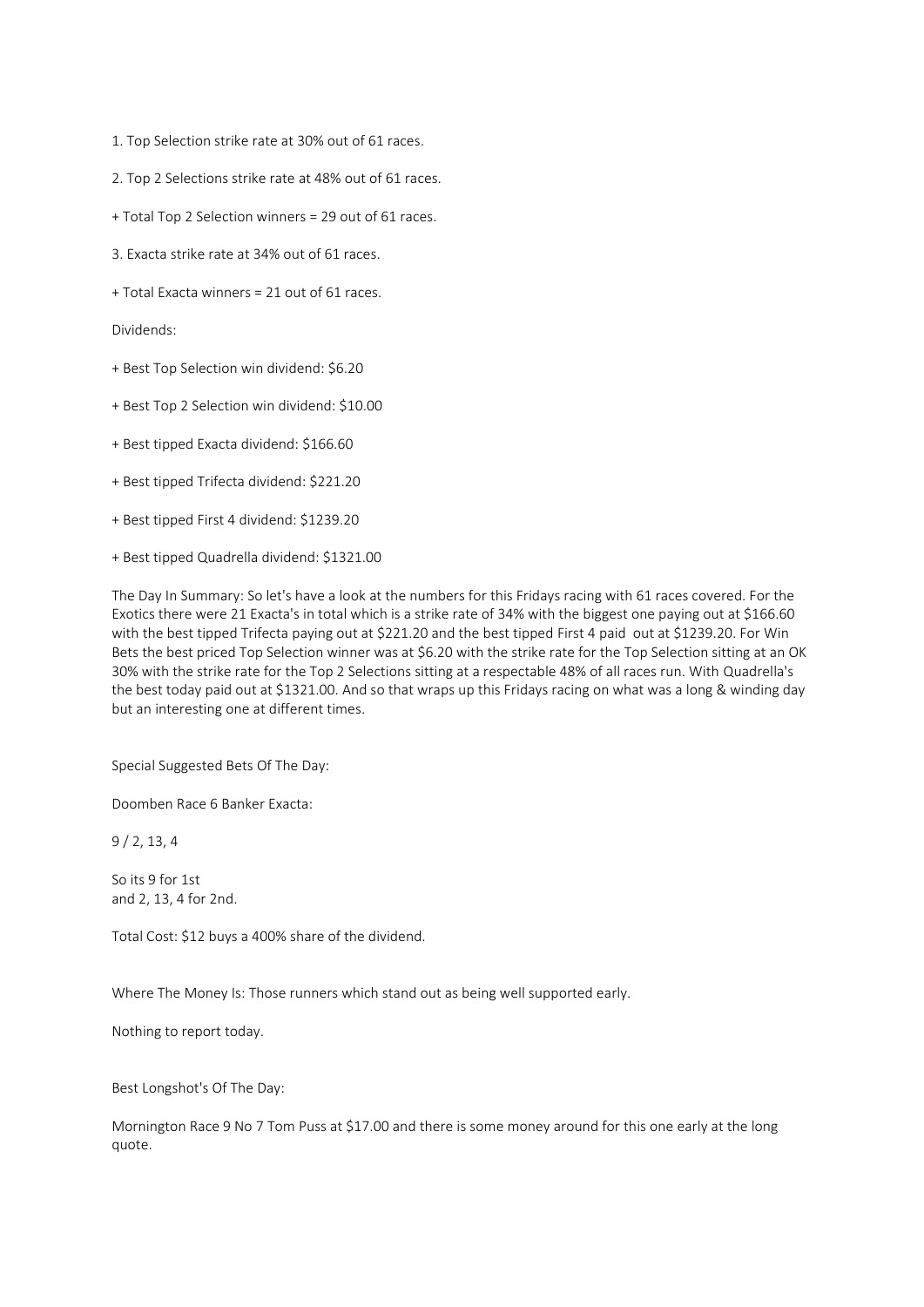1. Top Selection strike rate at 30% out of 61 races.

2. Top 2 Selections strike rate at 48% out of 61 races.

+ Total Top 2 Selection winners = 29 out of 61 races.

3. Exacta strike rate at 34% out of 61 races.

+ Total Exacta winners = 21 out of 61 races.

Dividends:

+ Best Top Selection win dividend: $6.20

+ Best Top 2 Selection win dividend: $10.00

+ Best tipped Exacta dividend: $166.60

+ Best tipped Trifecta dividend: $221.20

+ Best tipped First 4 dividend: $1239.20

+ Best tipped Quadrella dividend: $1321.00

The Day In Summary: So let's have a look at the numbers for this Fridays racing with 61 races covered. For the Exotics there were 21 Exacta's in total which is a strike rate of 34% with the biggest one paying out at $166.60 with the best tipped Trifecta paying out at $221.20 and the best tipped First 4 paid out at $1239.20. For Win Bets the best priced Top Selection winner was at $6.20 with the strike rate for the Top Selection sitting at an OK 30% with the strike rate for the Top 2 Selections sitting at a respectable 48% of all races run. With Quadrella's the best today paid out at $1321.00. And so that wraps up this Fridays racing on what was a long & winding day but an interesting one at different times.

Special Suggested Bets Of The Day:

Doomben Race 6 Banker Exacta:

9 / 2, 13, 4

So its 9 for 1st
and 2, 13, 4 for 2nd.

Total Cost: $12 buys a 400% share of the dividend.

Where The Money Is: Those runners which stand out as being well supported early.

Nothing to report today.

Best Longshot's Of The Day:

Mornington Race 9 No 7 Tom Puss at $17.00 and there is some money around for this one early at the long quote.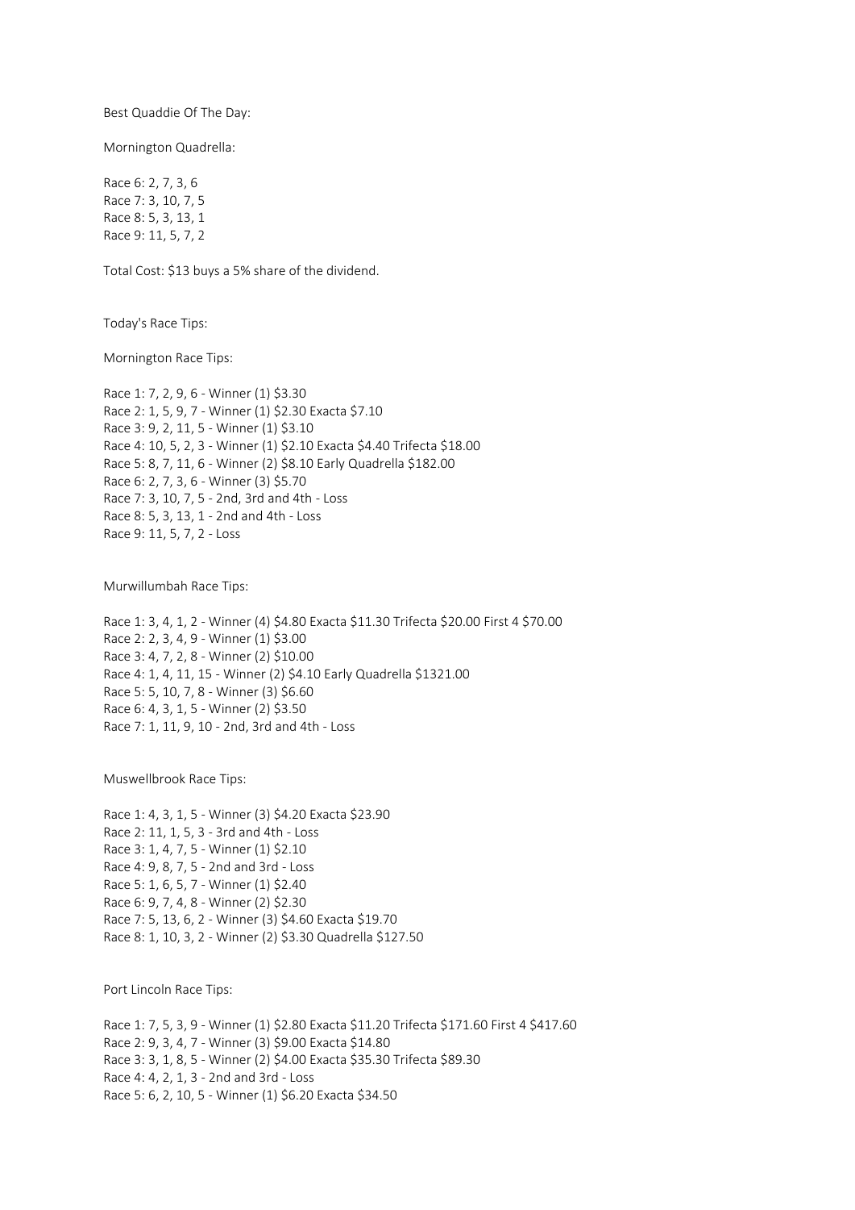Best Quaddie Of The Day:

Mornington Quadrella:

Race 6: 2, 7, 3, 6
Race 7: 3, 10, 7, 5
Race 8: 5, 3, 13, 1
Race 9: 11, 5, 7, 2

Total Cost: $13 buys a 5% share of the dividend.

Today's Race Tips:

Mornington Race Tips:

Race 1: 7, 2, 9, 6 - Winner (1) $3.30
Race 2: 1, 5, 9, 7 - Winner (1) $2.30 Exacta $7.10
Race 3: 9, 2, 11, 5 - Winner (1) $3.10
Race 4: 10, 5, 2, 3 - Winner (1) $2.10 Exacta $4.40 Trifecta $18.00
Race 5: 8, 7, 11, 6 - Winner (2) $8.10 Early Quadrella $182.00
Race 6: 2, 7, 3, 6 - Winner (3) $5.70
Race 7: 3, 10, 7, 5 - 2nd, 3rd and 4th - Loss
Race 8: 5, 3, 13, 1 - 2nd and 4th - Loss
Race 9: 11, 5, 7, 2 - Loss

Murwillumbah Race Tips:

Race 1: 3, 4, 1, 2 - Winner (4) $4.80 Exacta $11.30 Trifecta $20.00 First 4 $70.00
Race 2: 2, 3, 4, 9 - Winner (1) $3.00
Race 3: 4, 7, 2, 8 - Winner (2) $10.00
Race 4: 1, 4, 11, 15 - Winner (2) $4.10 Early Quadrella $1321.00
Race 5: 5, 10, 7, 8 - Winner (3) $6.60
Race 6: 4, 3, 1, 5 - Winner (2) $3.50
Race 7: 1, 11, 9, 10 - 2nd, 3rd and 4th - Loss

Muswellbrook Race Tips:

Race 1: 4, 3, 1, 5 - Winner (3) $4.20 Exacta $23.90
Race 2: 11, 1, 5, 3 - 3rd and 4th - Loss
Race 3: 1, 4, 7, 5 - Winner (1) $2.10
Race 4: 9, 8, 7, 5 - 2nd and 3rd - Loss
Race 5: 1, 6, 5, 7 - Winner (1) $2.40
Race 6: 9, 7, 4, 8 - Winner (2) $2.30
Race 7: 5, 13, 6, 2 - Winner (3) $4.60 Exacta $19.70
Race 8: 1, 10, 3, 2 - Winner (2) $3.30 Quadrella $127.50

Port Lincoln Race Tips:

Race 1: 7, 5, 3, 9 - Winner (1) $2.80 Exacta $11.20 Trifecta $171.60 First 4 $417.60
Race 2: 9, 3, 4, 7 - Winner (3) $9.00 Exacta $14.80
Race 3: 3, 1, 8, 5 - Winner (2) $4.00 Exacta $35.30 Trifecta $89.30
Race 4: 4, 2, 1, 3 - 2nd and 3rd - Loss
Race 5: 6, 2, 10, 5 - Winner (1) $6.20 Exacta $34.50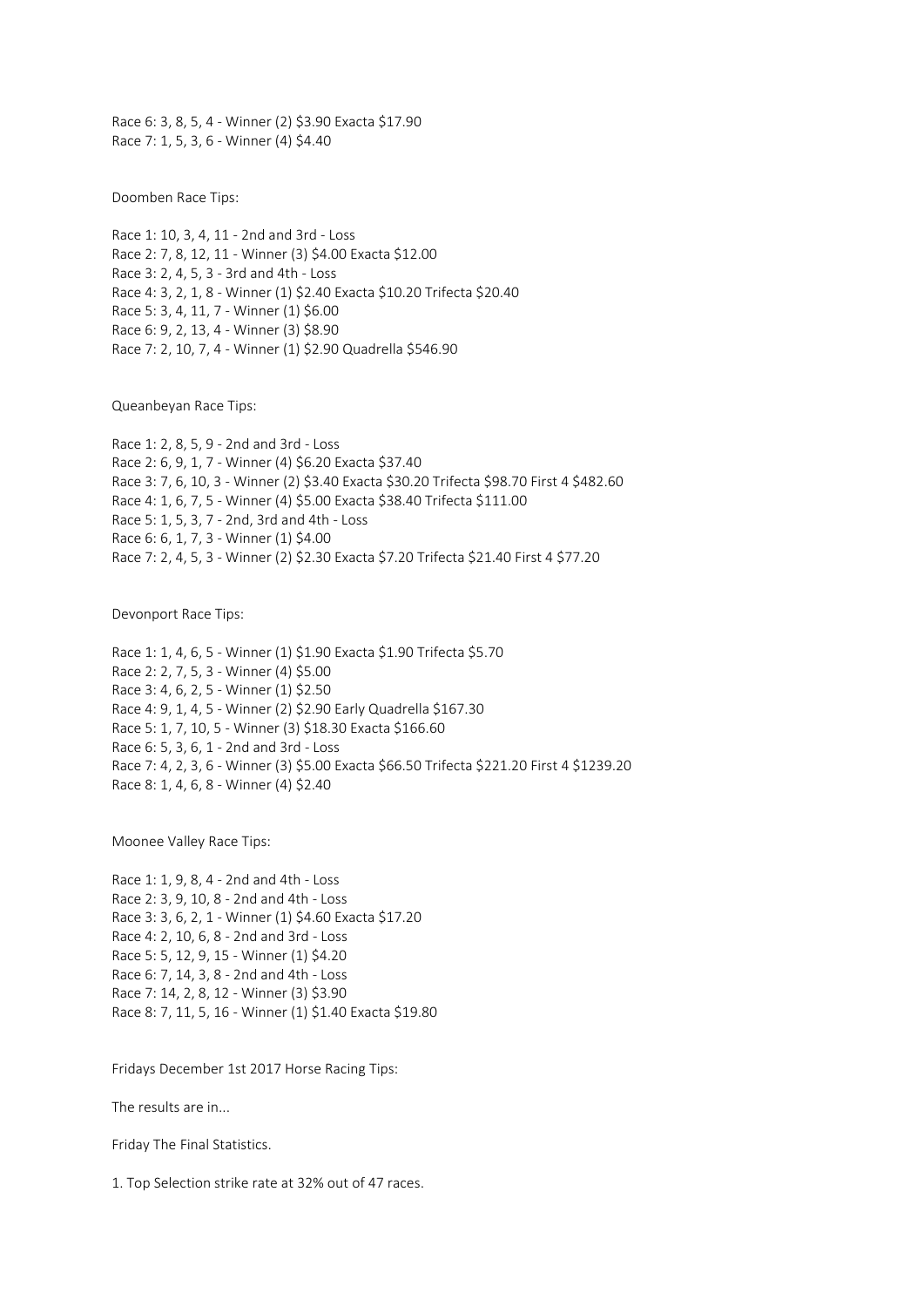Race 6: 3, 8, 5, 4 - Winner (2) $3.90 Exacta $17.90
Race 7: 1, 5, 3, 6 - Winner (4) $4.40

Doomben Race Tips:

Race 1: 10, 3, 4, 11 - 2nd and 3rd - Loss
Race 2: 7, 8, 12, 11 - Winner (3) $4.00 Exacta $12.00
Race 3: 2, 4, 5, 3 - 3rd and 4th - Loss
Race 4: 3, 2, 1, 8 - Winner (1) $2.40 Exacta $10.20 Trifecta $20.40
Race 5: 3, 4, 11, 7 - Winner (1) $6.00
Race 6: 9, 2, 13, 4 - Winner (3) $8.90
Race 7: 2, 10, 7, 4 - Winner (1) $2.90 Quadrella $546.90

Queanbeyan Race Tips:

Race 1: 2, 8, 5, 9 - 2nd and 3rd - Loss
Race 2: 6, 9, 1, 7 - Winner (4) $6.20 Exacta $37.40
Race 3: 7, 6, 10, 3 - Winner (2) $3.40 Exacta $30.20 Trifecta $98.70 First 4 $482.60
Race 4: 1, 6, 7, 5 - Winner (4) $5.00 Exacta $38.40 Trifecta $111.00
Race 5: 1, 5, 3, 7 - 2nd, 3rd and 4th - Loss
Race 6: 6, 1, 7, 3 - Winner (1) $4.00
Race 7: 2, 4, 5, 3 - Winner (2) $2.30 Exacta $7.20 Trifecta $21.40 First 4 $77.20

Devonport Race Tips:

Race 1: 1, 4, 6, 5 - Winner (1) $1.90 Exacta $1.90 Trifecta $5.70
Race 2: 2, 7, 5, 3 - Winner (4) $5.00
Race 3: 4, 6, 2, 5 - Winner (1) $2.50
Race 4: 9, 1, 4, 5 - Winner (2) $2.90 Early Quadrella $167.30
Race 5: 1, 7, 10, 5 - Winner (3) $18.30 Exacta $166.60
Race 6: 5, 3, 6, 1 - 2nd and 3rd - Loss
Race 7: 4, 2, 3, 6 - Winner (3) $5.00 Exacta $66.50 Trifecta $221.20 First 4 $1239.20
Race 8: 1, 4, 6, 8 - Winner (4) $2.40

Moonee Valley Race Tips:

Race 1: 1, 9, 8, 4 - 2nd and 4th - Loss
Race 2: 3, 9, 10, 8 - 2nd and 4th - Loss
Race 3: 3, 6, 2, 1 - Winner (1) $4.60 Exacta $17.20
Race 4: 2, 10, 6, 8 - 2nd and 3rd - Loss
Race 5: 5, 12, 9, 15 - Winner (1) $4.20
Race 6: 7, 14, 3, 8 - 2nd and 4th - Loss
Race 7: 14, 2, 8, 12 - Winner (3) $3.90
Race 8: 7, 11, 5, 16 - Winner (1) $1.40 Exacta $19.80

Fridays December 1st 2017 Horse Racing Tips:

The results are in...

Friday The Final Statistics.

1. Top Selection strike rate at 32% out of 47 races.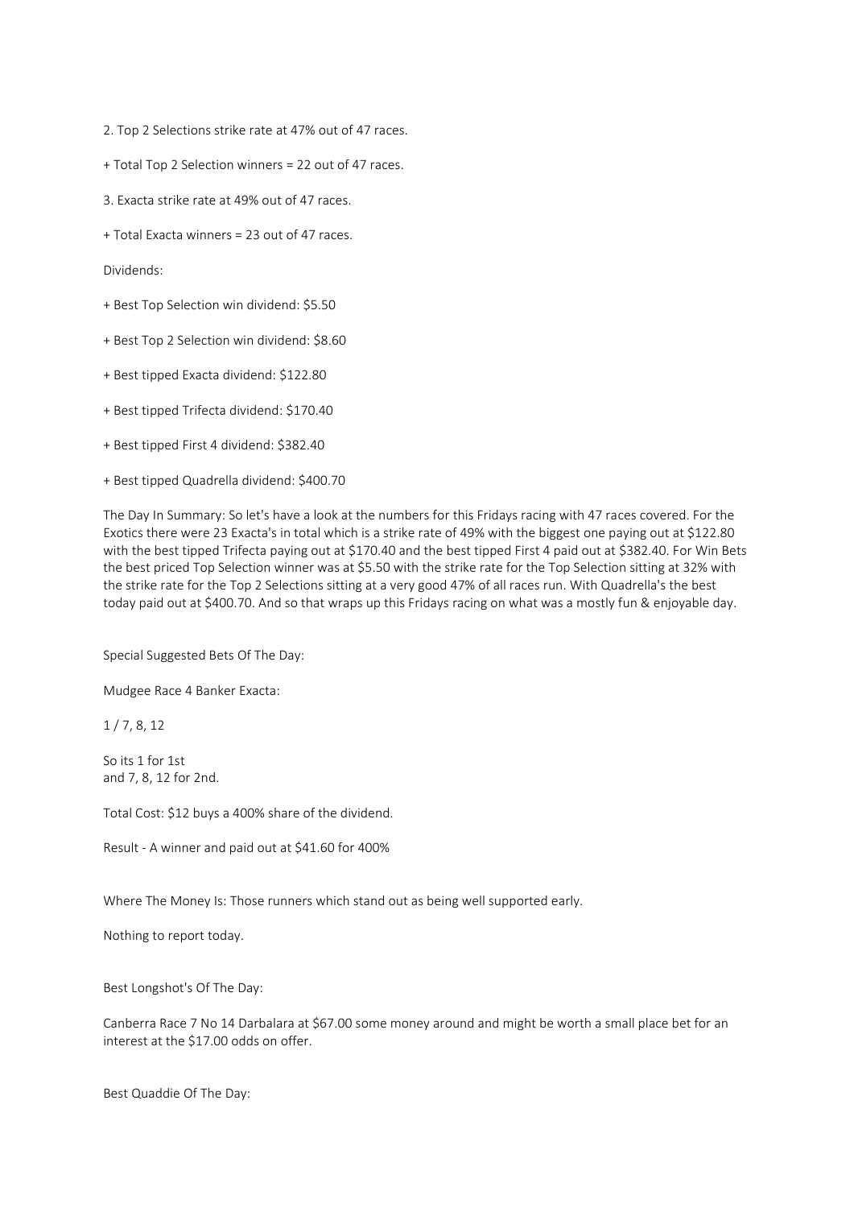2. Top 2 Selections strike rate at 47% out of 47 races.

+ Total Top 2 Selection winners = 22 out of 47 races.

3. Exacta strike rate at 49% out of 47 races.

+ Total Exacta winners = 23 out of 47 races.

Dividends:

+ Best Top Selection win dividend: $5.50

+ Best Top 2 Selection win dividend: $8.60

+ Best tipped Exacta dividend: $122.80

+ Best tipped Trifecta dividend: $170.40

+ Best tipped First 4 dividend: $382.40

+ Best tipped Quadrella dividend: $400.70

The Day In Summary: So let's have a look at the numbers for this Fridays racing with 47 races covered. For the Exotics there were 23 Exacta's in total which is a strike rate of 49% with the biggest one paying out at $122.80 with the best tipped Trifecta paying out at $170.40 and the best tipped First 4 paid out at $382.40. For Win Bets the best priced Top Selection winner was at $5.50 with the strike rate for the Top Selection sitting at 32% with the strike rate for the Top 2 Selections sitting at a very good 47% of all races run. With Quadrella's the best today paid out at $400.70. And so that wraps up this Fridays racing on what was a mostly fun & enjoyable day.

Special Suggested Bets Of The Day:

Mudgee Race 4 Banker Exacta:

1 / 7, 8, 12

So its 1 for 1st
and 7, 8, 12 for 2nd.

Total Cost: $12 buys a 400% share of the dividend.

Result - A winner and paid out at $41.60 for 400%

Where The Money Is: Those runners which stand out as being well supported early.

Nothing to report today.

Best Longshot's Of The Day:

Canberra Race 7 No 14 Darbalara at $67.00 some money around and might be worth a small place bet for an interest at the $17.00 odds on offer.

Best Quaddie Of The Day: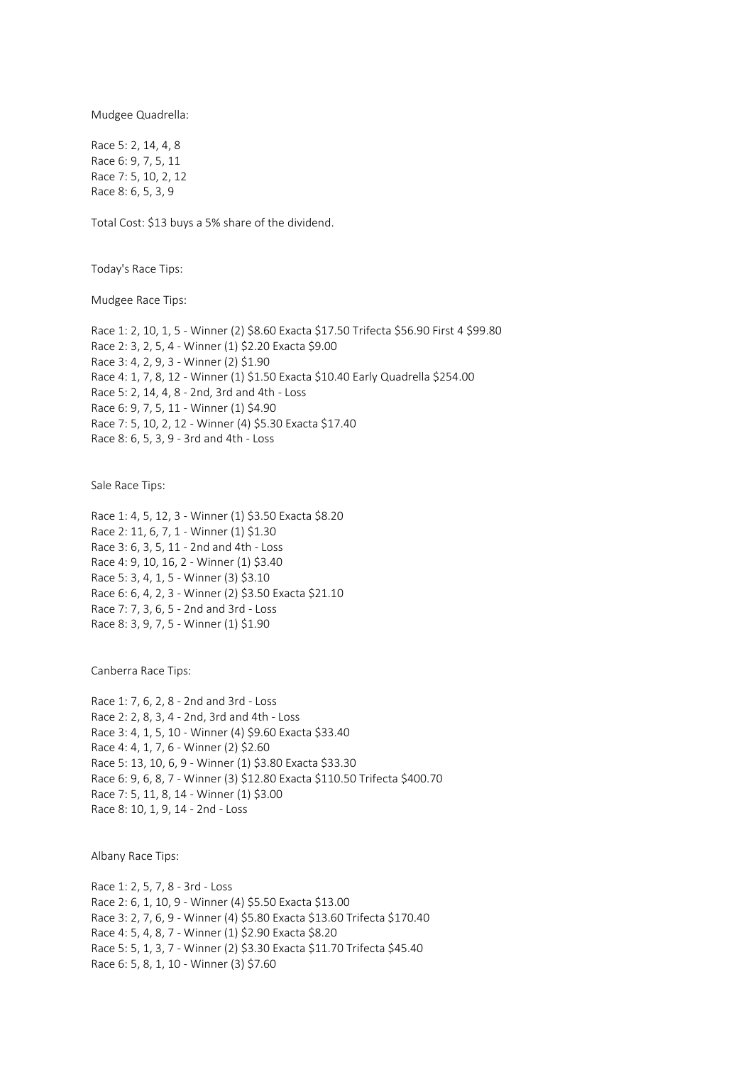Mudgee Quadrella:

Race 5: 2, 14, 4, 8
Race 6: 9, 7, 5, 11
Race 7: 5, 10, 2, 12
Race 8: 6, 5, 3, 9

Total Cost: $13 buys a 5% share of the dividend.

Today's Race Tips:

Mudgee Race Tips:

Race 1: 2, 10, 1, 5 - Winner (2) $8.60 Exacta $17.50 Trifecta $56.90 First 4 $99.80
Race 2: 3, 2, 5, 4 - Winner (1) $2.20 Exacta $9.00
Race 3: 4, 2, 9, 3 - Winner (2) $1.90
Race 4: 1, 7, 8, 12 - Winner (1) $1.50 Exacta $10.40 Early Quadrella $254.00
Race 5: 2, 14, 4, 8 - 2nd, 3rd and 4th - Loss
Race 6: 9, 7, 5, 11 - Winner (1) $4.90
Race 7: 5, 10, 2, 12 - Winner (4) $5.30 Exacta $17.40
Race 8: 6, 5, 3, 9 - 3rd and 4th - Loss

Sale Race Tips:

Race 1: 4, 5, 12, 3 - Winner (1) $3.50 Exacta $8.20
Race 2: 11, 6, 7, 1 - Winner (1) $1.30
Race 3: 6, 3, 5, 11 - 2nd and 4th - Loss
Race 4: 9, 10, 16, 2 - Winner (1) $3.40
Race 5: 3, 4, 1, 5 - Winner (3) $3.10
Race 6: 6, 4, 2, 3 - Winner (2) $3.50 Exacta $21.10
Race 7: 7, 3, 6, 5 - 2nd and 3rd - Loss
Race 8: 3, 9, 7, 5 - Winner (1) $1.90

Canberra Race Tips:

Race 1: 7, 6, 2, 8 - 2nd and 3rd - Loss
Race 2: 2, 8, 3, 4 - 2nd, 3rd and 4th - Loss
Race 3: 4, 1, 5, 10 - Winner (4) $9.60 Exacta $33.40
Race 4: 4, 1, 7, 6 - Winner (2) $2.60
Race 5: 13, 10, 6, 9 - Winner (1) $3.80 Exacta $33.30
Race 6: 9, 6, 8, 7 - Winner (3) $12.80 Exacta $110.50 Trifecta $400.70
Race 7: 5, 11, 8, 14 - Winner (1) $3.00
Race 8: 10, 1, 9, 14 - 2nd - Loss

Albany Race Tips:

Race 1: 2, 5, 7, 8 - 3rd - Loss
Race 2: 6, 1, 10, 9 - Winner (4) $5.50 Exacta $13.00
Race 3: 2, 7, 6, 9 - Winner (4) $5.80 Exacta $13.60 Trifecta $170.40
Race 4: 5, 4, 8, 7 - Winner (1) $2.90 Exacta $8.20
Race 5: 5, 1, 3, 7 - Winner (2) $3.30 Exacta $11.70 Trifecta $45.40
Race 6: 5, 8, 1, 10 - Winner (3) $7.60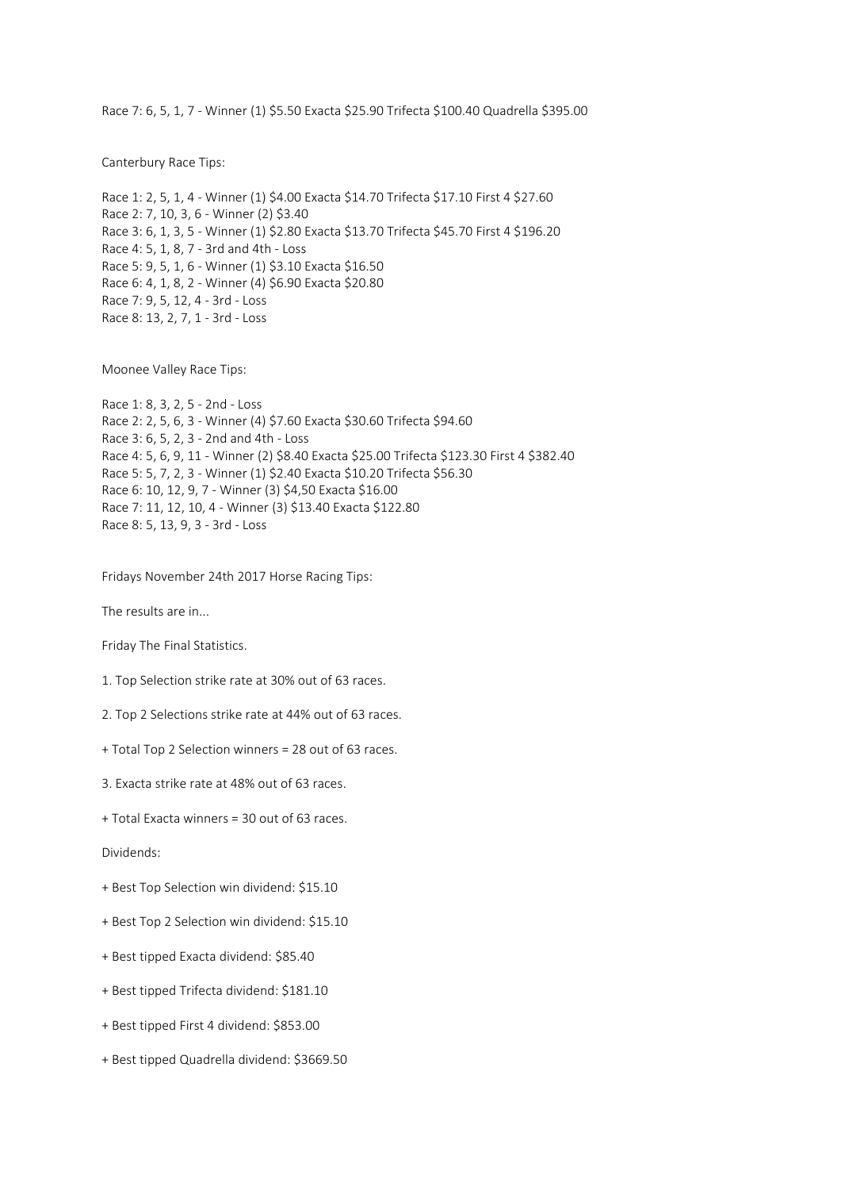Race 7: 6, 5, 1, 7 - Winner (1) $5.50 Exacta $25.90 Trifecta $100.40 Quadrella $395.00

Canterbury Race Tips:

Race 1: 2, 5, 1, 4 - Winner (1) $4.00 Exacta $14.70 Trifecta $17.10 First 4 $27.60
Race 2: 7, 10, 3, 6 - Winner (2) $3.40
Race 3: 6, 1, 3, 5 - Winner (1) $2.80 Exacta $13.70 Trifecta $45.70 First 4 $196.20
Race 4: 5, 1, 8, 7 - 3rd and 4th - Loss
Race 5: 9, 5, 1, 6 - Winner (1) $3.10 Exacta $16.50
Race 6: 4, 1, 8, 2 - Winner (4) $6.90 Exacta $20.80
Race 7: 9, 5, 12, 4 - 3rd - Loss
Race 8: 13, 2, 7, 1 - 3rd - Loss

Moonee Valley Race Tips:

Race 1: 8, 3, 2, 5 - 2nd - Loss
Race 2: 2, 5, 6, 3 - Winner (4) $7.60 Exacta $30.60 Trifecta $94.60
Race 3: 6, 5, 2, 3 - 2nd and 4th - Loss
Race 4: 5, 6, 9, 11 - Winner (2) $8.40 Exacta $25.00 Trifecta $123.30 First 4 $382.40
Race 5: 5, 7, 2, 3 - Winner (1) $2.40 Exacta $10.20 Trifecta $56.30
Race 6: 10, 12, 9, 7 - Winner (3) $4,50 Exacta $16.00
Race 7: 11, 12, 10, 4 - Winner (3) $13.40 Exacta $122.80
Race 8: 5, 13, 9, 3 - 3rd - Loss

Fridays November 24th 2017 Horse Racing Tips:

The results are in...

Friday The Final Statistics.

1. Top Selection strike rate at 30% out of 63 races.

2. Top 2 Selections strike rate at 44% out of 63 races.

+ Total Top 2 Selection winners = 28 out of 63 races.

3. Exacta strike rate at 48% out of 63 races.

+ Total Exacta winners = 30 out of 63 races.

Dividends:

+ Best Top Selection win dividend: $15.10

+ Best Top 2 Selection win dividend: $15.10

+ Best tipped Exacta dividend: $85.40

+ Best tipped Trifecta dividend: $181.10

+ Best tipped First 4 dividend: $853.00

+ Best tipped Quadrella dividend: $3669.50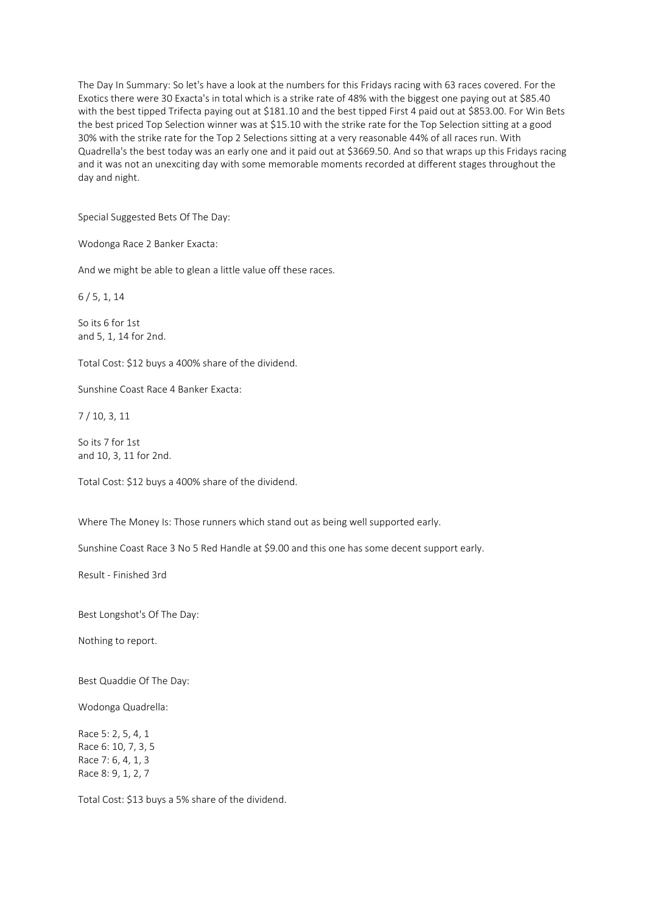The Day In Summary: So let's have a look at the numbers for this Fridays racing with 63 races covered. For the Exotics there were 30 Exacta's in total which is a strike rate of 48% with the biggest one paying out at $85.40 with the best tipped Trifecta paying out at $181.10 and the best tipped First 4 paid out at $853.00. For Win Bets the best priced Top Selection winner was at $15.10 with the strike rate for the Top Selection sitting at a good 30% with the strike rate for the Top 2 Selections sitting at a very reasonable 44% of all races run. With Quadrella's the best today was an early one and it paid out at $3669.50. And so that wraps up this Fridays racing and it was not an unexciting day with some memorable moments recorded at different stages throughout the day and night.

Special Suggested Bets Of The Day:

Wodonga Race 2 Banker Exacta:

And we might be able to glean a little value off these races.

6 / 5, 1, 14

So its 6 for 1st
and 5, 1, 14 for 2nd.

Total Cost: $12 buys a 400% share of the dividend.

Sunshine Coast Race 4 Banker Exacta:

7 / 10, 3, 11

So its 7 for 1st
and 10, 3, 11 for 2nd.

Total Cost: $12 buys a 400% share of the dividend.

Where The Money Is: Those runners which stand out as being well supported early.

Sunshine Coast Race 3 No 5 Red Handle at $9.00 and this one has some decent support early.

Result - Finished 3rd

Best Longshot's Of The Day:

Nothing to report.

Best Quaddie Of The Day:

Wodonga Quadrella:

Race 5: 2, 5, 4, 1
Race 6: 10, 7, 3, 5
Race 7: 6, 4, 1, 3
Race 8: 9, 1, 2, 7

Total Cost: $13 buys a 5% share of the dividend.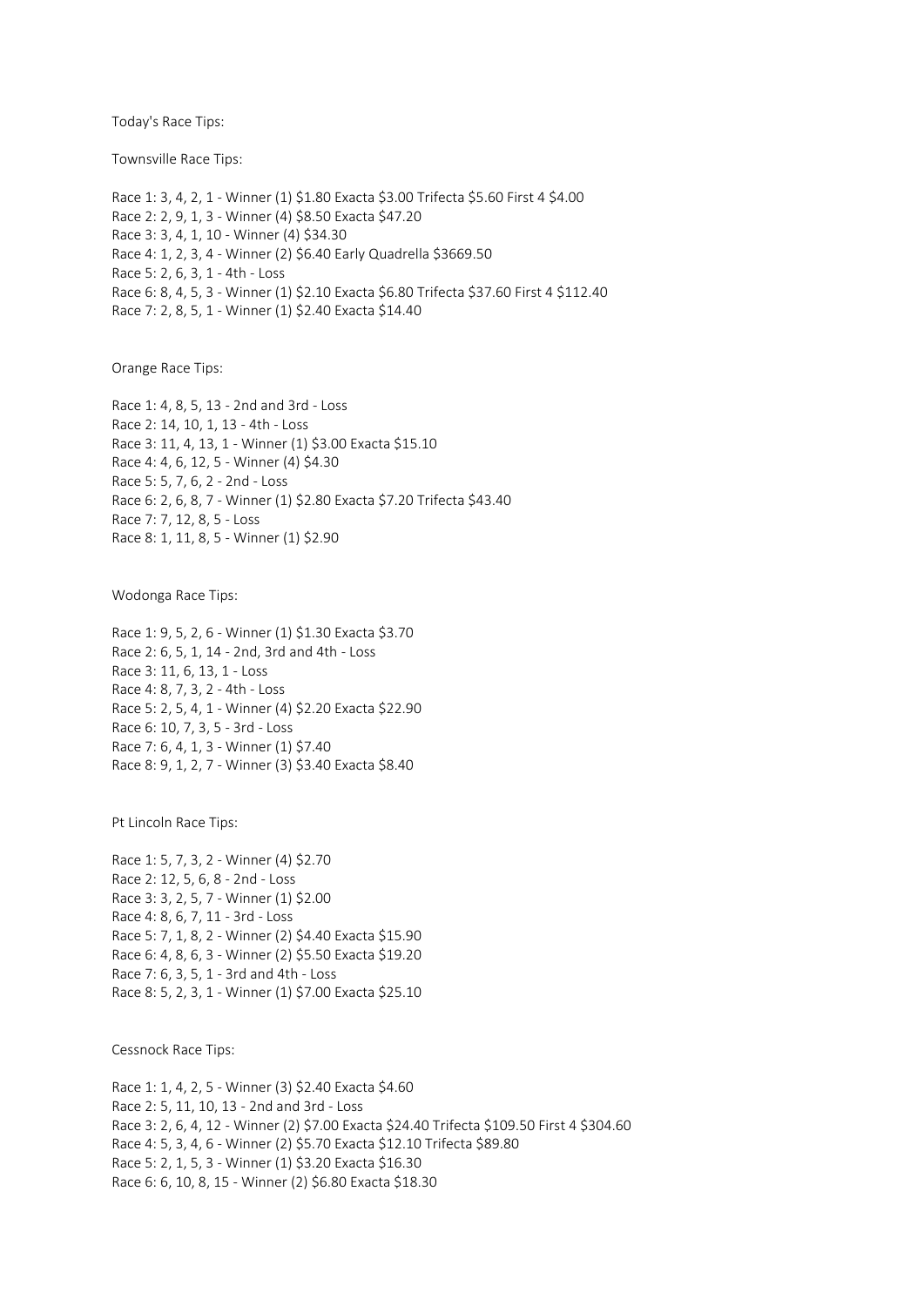Today's Race Tips:

Townsville Race Tips:

Race 1: 3, 4, 2, 1 - Winner (1) $1.80 Exacta $3.00 Trifecta $5.60 First 4 $4.00
Race 2: 2, 9, 1, 3 - Winner (4) $8.50 Exacta $47.20
Race 3: 3, 4, 1, 10 - Winner (4) $34.30
Race 4: 1, 2, 3, 4 - Winner (2) $6.40 Early Quadrella $3669.50
Race 5: 2, 6, 3, 1 - 4th - Loss
Race 6: 8, 4, 5, 3 - Winner (1) $2.10 Exacta $6.80 Trifecta $37.60 First 4 $112.40
Race 7: 2, 8, 5, 1 - Winner (1) $2.40 Exacta $14.40

Orange Race Tips:

Race 1: 4, 8, 5, 13 - 2nd and 3rd - Loss
Race 2: 14, 10, 1, 13 - 4th - Loss
Race 3: 11, 4, 13, 1 - Winner (1) $3.00 Exacta $15.10
Race 4: 4, 6, 12, 5 - Winner (4) $4.30
Race 5: 5, 7, 6, 2 - 2nd - Loss
Race 6: 2, 6, 8, 7 - Winner (1) $2.80 Exacta $7.20 Trifecta $43.40
Race 7: 7, 12, 8, 5 - Loss
Race 8: 1, 11, 8, 5 - Winner (1) $2.90

Wodonga Race Tips:

Race 1: 9, 5, 2, 6 - Winner (1) $1.30 Exacta $3.70
Race 2: 6, 5, 1, 14 - 2nd, 3rd and 4th - Loss
Race 3: 11, 6, 13, 1 - Loss
Race 4: 8, 7, 3, 2 - 4th - Loss
Race 5: 2, 5, 4, 1 - Winner (4) $2.20 Exacta $22.90
Race 6: 10, 7, 3, 5 - 3rd - Loss
Race 7: 6, 4, 1, 3 - Winner (1) $7.40
Race 8: 9, 1, 2, 7 - Winner (3) $3.40 Exacta $8.40

Pt Lincoln Race Tips:

Race 1: 5, 7, 3, 2 - Winner (4) $2.70
Race 2: 12, 5, 6, 8 - 2nd - Loss
Race 3: 3, 2, 5, 7 - Winner (1) $2.00
Race 4: 8, 6, 7, 11 - 3rd - Loss
Race 5: 7, 1, 8, 2 - Winner (2) $4.40 Exacta $15.90
Race 6: 4, 8, 6, 3 - Winner (2) $5.50 Exacta $19.20
Race 7: 6, 3, 5, 1 - 3rd and 4th - Loss
Race 8: 5, 2, 3, 1 - Winner (1) $7.00 Exacta $25.10

Cessnock Race Tips:

Race 1: 1, 4, 2, 5 - Winner (3) $2.40 Exacta $4.60
Race 2: 5, 11, 10, 13 - 2nd and 3rd - Loss
Race 3: 2, 6, 4, 12 - Winner (2) $7.00 Exacta $24.40 Trifecta $109.50 First 4 $304.60
Race 4: 5, 3, 4, 6 - Winner (2) $5.70 Exacta $12.10 Trifecta $89.80
Race 5: 2, 1, 5, 3 - Winner (1) $3.20 Exacta $16.30
Race 6: 6, 10, 8, 15 - Winner (2) $6.80 Exacta $18.30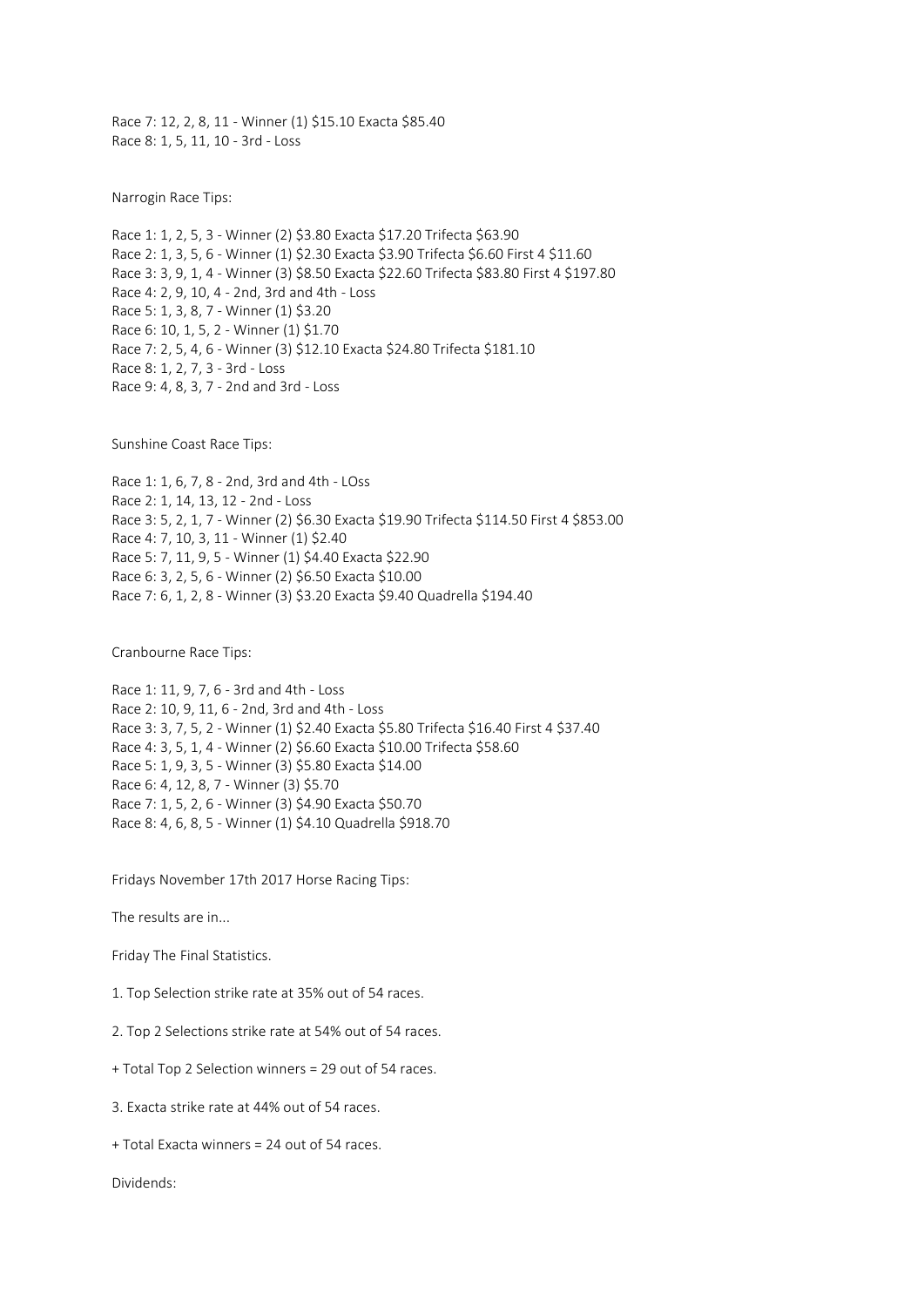Race 7: 12, 2, 8, 11 - Winner (1) $15.10 Exacta $85.40
Race 8: 1, 5, 11, 10 - 3rd - Loss

Narrogin Race Tips:

Race 1: 1, 2, 5, 3 - Winner (2) $3.80 Exacta $17.20 Trifecta $63.90
Race 2: 1, 3, 5, 6 - Winner (1) $2.30 Exacta $3.90 Trifecta $6.60 First 4 $11.60
Race 3: 3, 9, 1, 4 - Winner (3) $8.50 Exacta $22.60 Trifecta $83.80 First 4 $197.80
Race 4: 2, 9, 10, 4 - 2nd, 3rd and 4th - Loss
Race 5: 1, 3, 8, 7 - Winner (1) $3.20
Race 6: 10, 1, 5, 2 - Winner (1) $1.70
Race 7: 2, 5, 4, 6 - Winner (3) $12.10 Exacta $24.80 Trifecta $181.10
Race 8: 1, 2, 7, 3 - 3rd - Loss
Race 9: 4, 8, 3, 7 - 2nd and 3rd - Loss

Sunshine Coast Race Tips:

Race 1: 1, 6, 7, 8 - 2nd, 3rd and 4th - LOss
Race 2: 1, 14, 13, 12 - 2nd - Loss
Race 3: 5, 2, 1, 7 - Winner (2) $6.30 Exacta $19.90 Trifecta $114.50 First 4 $853.00
Race 4: 7, 10, 3, 11 - Winner (1) $2.40
Race 5: 7, 11, 9, 5 - Winner (1) $4.40 Exacta $22.90
Race 6: 3, 2, 5, 6 - Winner (2) $6.50 Exacta $10.00
Race 7: 6, 1, 2, 8 - Winner (3) $3.20 Exacta $9.40 Quadrella $194.40

Cranbourne Race Tips:

Race 1: 11, 9, 7, 6 - 3rd and 4th - Loss
Race 2: 10, 9, 11, 6 - 2nd, 3rd and 4th - Loss
Race 3: 3, 7, 5, 2 - Winner (1) $2.40 Exacta $5.80 Trifecta $16.40 First 4 $37.40
Race 4: 3, 5, 1, 4 - Winner (2) $6.60 Exacta $10.00 Trifecta $58.60
Race 5: 1, 9, 3, 5 - Winner (3) $5.80 Exacta $14.00
Race 6: 4, 12, 8, 7 - Winner (3) $5.70
Race 7: 1, 5, 2, 6 - Winner (3) $4.90 Exacta $50.70
Race 8: 4, 6, 8, 5 - Winner (1) $4.10 Quadrella $918.70

Fridays November 17th 2017 Horse Racing Tips:

The results are in...

Friday The Final Statistics.

1. Top Selection strike rate at 35% out of 54 races.

2. Top 2 Selections strike rate at 54% out of 54 races.

+ Total Top 2 Selection winners = 29 out of 54 races.

3. Exacta strike rate at 44% out of 54 races.

+ Total Exacta winners = 24 out of 54 races.

Dividends: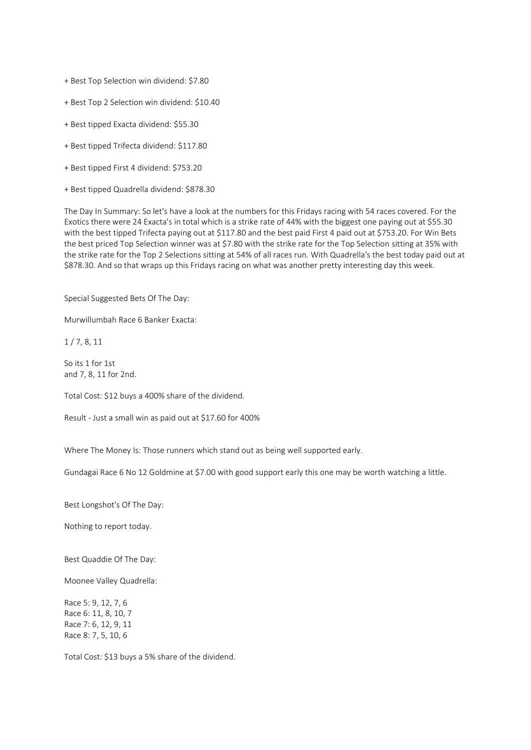+ Best Top Selection win dividend: $7.80

+ Best Top 2 Selection win dividend: $10.40

+ Best tipped Exacta dividend: $55.30

+ Best tipped Trifecta dividend: $117.80

+ Best tipped First 4 dividend: $753.20

+ Best tipped Quadrella dividend: $878.30

The Day In Summary: So let's have a look at the numbers for this Fridays racing with 54 races covered. For the Exotics there were 24 Exacta's in total which is a strike rate of 44% with the biggest one paying out at $55.30 with the best tipped Trifecta paying out at $117.80 and the best paid First 4 paid out at $753.20. For Win Bets the best priced Top Selection winner was at $7.80 with the strike rate for the Top Selection sitting at 35% with the strike rate for the Top 2 Selections sitting at 54% of all races run. With Quadrella's the best today paid out at $878.30. And so that wraps up this Fridays racing on what was another pretty interesting day this week.

Special Suggested Bets Of The Day:

Murwillumbah Race 6 Banker Exacta:

1 / 7, 8, 11

So its 1 for 1st
and 7, 8, 11 for 2nd.

Total Cost: $12 buys a 400% share of the dividend.

Result - Just a small win as paid out at $17.60 for 400%

Where The Money Is: Those runners which stand out as being well supported early.

Gundagai Race 6 No 12 Goldmine at $7.00 with good support early this one may be worth watching a little.

Best Longshot's Of The Day:

Nothing to report today.

Best Quaddie Of The Day:

Moonee Valley Quadrella:

Race 5: 9, 12, 7, 6
Race 6: 11, 8, 10, 7
Race 7: 6, 12, 9, 11
Race 8: 7, 5, 10, 6

Total Cost: $13 buys a 5% share of the dividend.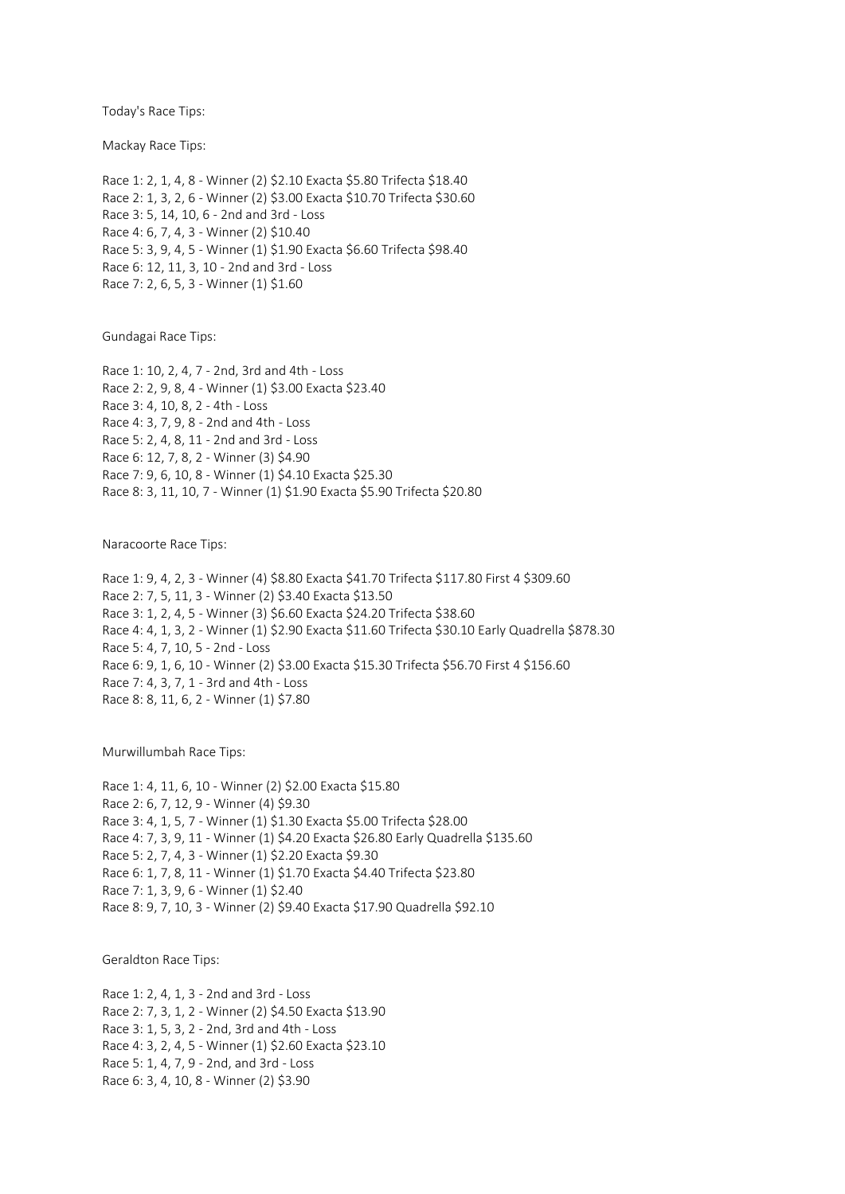Today's Race Tips:

Mackay Race Tips:

Race 1: 2, 1, 4, 8 - Winner (2) $2.10 Exacta $5.80 Trifecta $18.40
Race 2: 1, 3, 2, 6 - Winner (2) $3.00 Exacta $10.70 Trifecta $30.60
Race 3: 5, 14, 10, 6 - 2nd and 3rd - Loss
Race 4: 6, 7, 4, 3 - Winner (2) $10.40
Race 5: 3, 9, 4, 5 - Winner (1) $1.90 Exacta $6.60 Trifecta $98.40
Race 6: 12, 11, 3, 10 - 2nd and 3rd - Loss
Race 7: 2, 6, 5, 3 - Winner (1) $1.60

Gundagai Race Tips:

Race 1: 10, 2, 4, 7 - 2nd, 3rd and 4th - Loss
Race 2: 2, 9, 8, 4 - Winner (1) $3.00 Exacta $23.40
Race 3: 4, 10, 8, 2 - 4th - Loss
Race 4: 3, 7, 9, 8 - 2nd and 4th - Loss
Race 5: 2, 4, 8, 11 - 2nd and 3rd - Loss
Race 6: 12, 7, 8, 2 - Winner (3) $4.90
Race 7: 9, 6, 10, 8 - Winner (1) $4.10 Exacta $25.30
Race 8: 3, 11, 10, 7 - Winner (1) $1.90 Exacta $5.90 Trifecta $20.80

Naracoorte Race Tips:

Race 1: 9, 4, 2, 3 - Winner (4) $8.80 Exacta $41.70 Trifecta $117.80 First 4 $309.60
Race 2: 7, 5, 11, 3 - Winner (2) $3.40 Exacta $13.50
Race 3: 1, 2, 4, 5 - Winner (3) $6.60 Exacta $24.20 Trifecta $38.60
Race 4: 4, 1, 3, 2 - Winner (1) $2.90 Exacta $11.60 Trifecta $30.10 Early Quadrella $878.30
Race 5: 4, 7, 10, 5 - 2nd - Loss
Race 6: 9, 1, 6, 10 - Winner (2) $3.00 Exacta $15.30 Trifecta $56.70 First 4 $156.60
Race 7: 4, 3, 7, 1 - 3rd and 4th - Loss
Race 8: 8, 11, 6, 2 - Winner (1) $7.80

Murwillumbah Race Tips:

Race 1: 4, 11, 6, 10 - Winner (2) $2.00 Exacta $15.80
Race 2: 6, 7, 12, 9 - Winner (4) $9.30
Race 3: 4, 1, 5, 7 - Winner (1) $1.30 Exacta $5.00 Trifecta $28.00
Race 4: 7, 3, 9, 11 - Winner (1) $4.20 Exacta $26.80 Early Quadrella $135.60
Race 5: 2, 7, 4, 3 - Winner (1) $2.20 Exacta $9.30
Race 6: 1, 7, 8, 11 - Winner (1) $1.70 Exacta $4.40 Trifecta $23.80
Race 7: 1, 3, 9, 6 - Winner (1) $2.40
Race 8: 9, 7, 10, 3 - Winner (2) $9.40 Exacta $17.90 Quadrella $92.10

Geraldton Race Tips:

Race 1: 2, 4, 1, 3 - 2nd and 3rd - Loss
Race 2: 7, 3, 1, 2 - Winner (2) $4.50 Exacta $13.90
Race 3: 1, 5, 3, 2 - 2nd, 3rd and 4th - Loss
Race 4: 3, 2, 4, 5 - Winner (1) $2.60 Exacta $23.10
Race 5: 1, 4, 7, 9 - 2nd, and 3rd - Loss
Race 6: 3, 4, 10, 8 - Winner (2) $3.90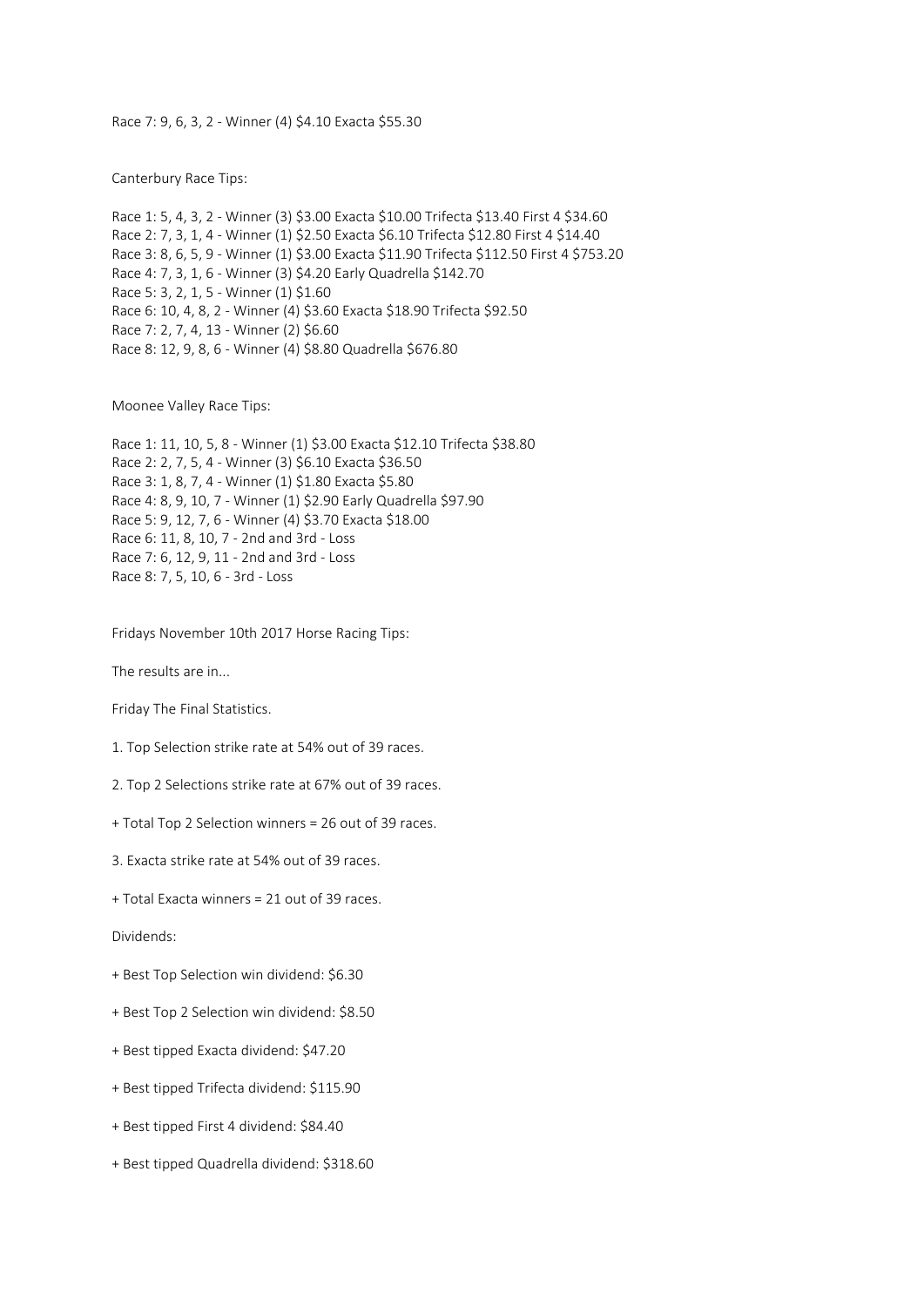Race 7: 9, 6, 3, 2 - Winner (4) $4.10 Exacta $55.30

Canterbury Race Tips:

Race 1: 5, 4, 3, 2 - Winner (3) $3.00 Exacta $10.00 Trifecta $13.40 First 4 $34.60
Race 2: 7, 3, 1, 4 - Winner (1) $2.50 Exacta $6.10 Trifecta $12.80 First 4 $14.40
Race 3: 8, 6, 5, 9 - Winner (1) $3.00 Exacta $11.90 Trifecta $112.50 First 4 $753.20
Race 4: 7, 3, 1, 6 - Winner (3) $4.20 Early Quadrella $142.70
Race 5: 3, 2, 1, 5 - Winner (1) $1.60
Race 6: 10, 4, 8, 2 - Winner (4) $3.60 Exacta $18.90 Trifecta $92.50
Race 7: 2, 7, 4, 13 - Winner (2) $6.60
Race 8: 12, 9, 8, 6 - Winner (4) $8.80 Quadrella $676.80

Moonee Valley Race Tips:

Race 1: 11, 10, 5, 8 - Winner (1) $3.00 Exacta $12.10 Trifecta $38.80
Race 2: 2, 7, 5, 4 - Winner (3) $6.10 Exacta $36.50
Race 3: 1, 8, 7, 4 - Winner (1) $1.80 Exacta $5.80
Race 4: 8, 9, 10, 7 - Winner (1) $2.90 Early Quadrella $97.90
Race 5: 9, 12, 7, 6 - Winner (4) $3.70 Exacta $18.00
Race 6: 11, 8, 10, 7 - 2nd and 3rd - Loss
Race 7: 6, 12, 9, 11 - 2nd and 3rd - Loss
Race 8: 7, 5, 10, 6 - 3rd - Loss

Fridays November 10th 2017 Horse Racing Tips:

The results are in...

Friday The Final Statistics.

1. Top Selection strike rate at 54% out of 39 races.

2. Top 2 Selections strike rate at 67% out of 39 races.

+ Total Top 2 Selection winners = 26 out of 39 races.

3. Exacta strike rate at 54% out of 39 races.

+ Total Exacta winners = 21 out of 39 races.

Dividends:

+ Best Top Selection win dividend: $6.30

+ Best Top 2 Selection win dividend: $8.50

+ Best tipped Exacta dividend: $47.20

+ Best tipped Trifecta dividend: $115.90

+ Best tipped First 4 dividend: $84.40

+ Best tipped Quadrella dividend: $318.60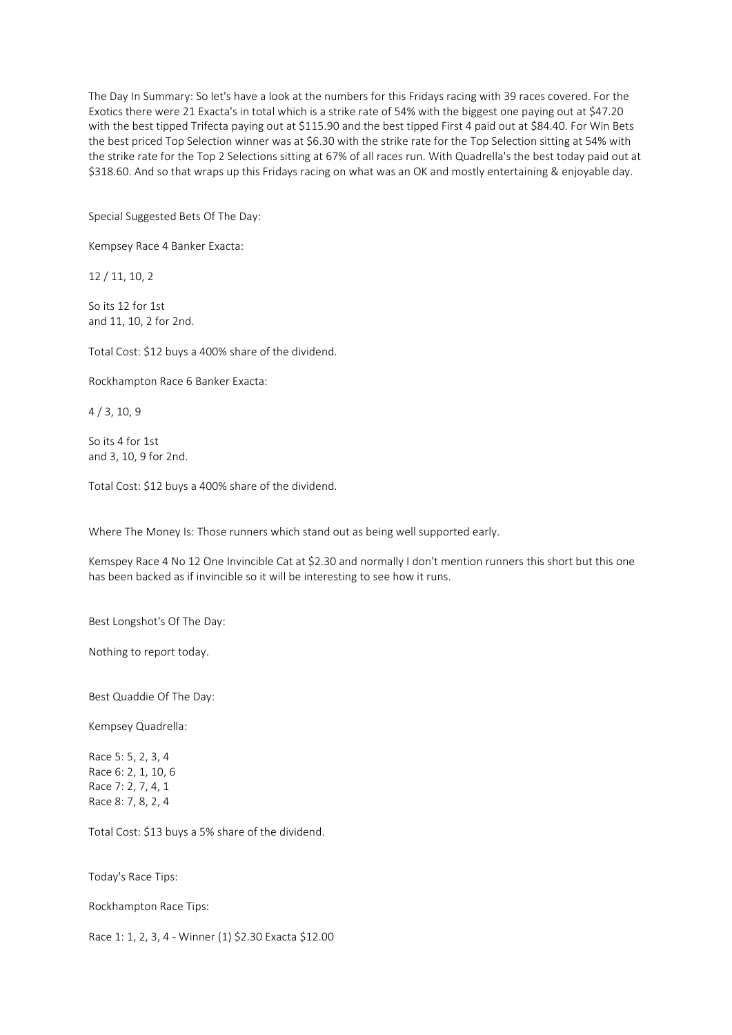The Day In Summary: So let's have a look at the numbers for this Fridays racing with 39 races covered. For the Exotics there were 21 Exacta's in total which is a strike rate of 54% with the biggest one paying out at $47.20 with the best tipped Trifecta paying out at $115.90 and the best tipped First 4 paid out at $84.40. For Win Bets the best priced Top Selection winner was at $6.30 with the strike rate for the Top Selection sitting at 54% with the strike rate for the Top 2 Selections sitting at 67% of all races run. With Quadrella's the best today paid out at $318.60. And so that wraps up this Fridays racing on what was an OK and mostly entertaining & enjoyable day.

Special Suggested Bets Of The Day:

Kempsey Race 4 Banker Exacta:

12 / 11, 10, 2

So its 12 for 1st
and 11, 10, 2 for 2nd.

Total Cost: $12 buys a 400% share of the dividend.

Rockhampton Race 6 Banker Exacta:

4 / 3, 10, 9

So its 4 for 1st
and 3, 10, 9 for 2nd.

Total Cost: $12 buys a 400% share of the dividend.

Where The Money Is: Those runners which stand out as being well supported early.

Kemspey Race 4 No 12 One Invincible Cat at $2.30 and normally I don't mention runners this short but this one has been backed as if invincible so it will be interesting to see how it runs.

Best Longshot's Of The Day:

Nothing to report today.

Best Quaddie Of The Day:

Kempsey Quadrella:

Race 5: 5, 2, 3, 4
Race 6: 2, 1, 10, 6
Race 7: 2, 7, 4, 1
Race 8: 7, 8, 2, 4

Total Cost: $13 buys a 5% share of the dividend.

Today's Race Tips:

Rockhampton Race Tips:

Race 1: 1, 2, 3, 4 - Winner (1) $2.30 Exacta $12.00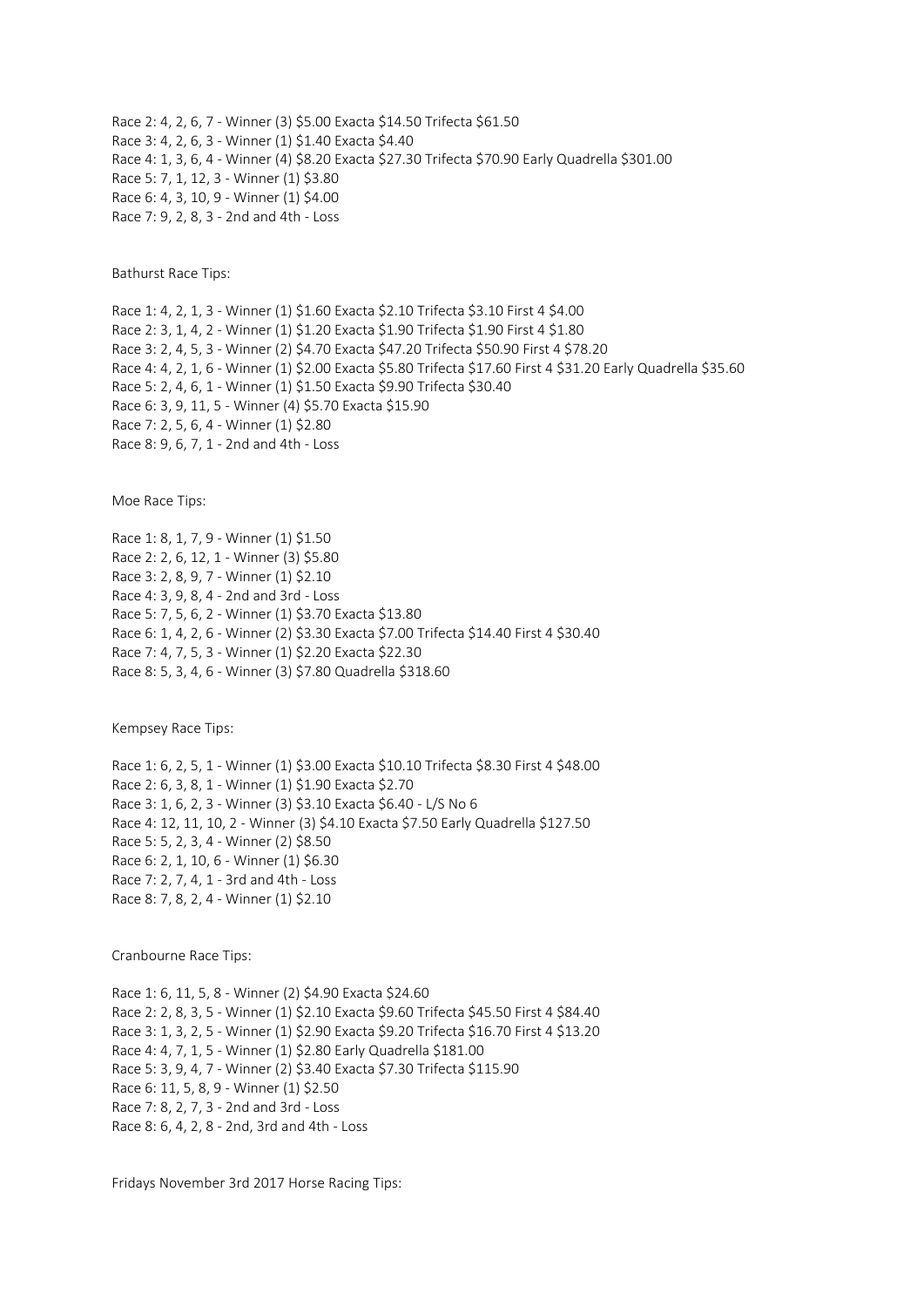Race 2: 4, 2, 6, 7 - Winner (3) $5.00 Exacta $14.50 Trifecta $61.50
Race 3: 4, 2, 6, 3 - Winner (1) $1.40 Exacta $4.40
Race 4: 1, 3, 6, 4 - Winner (4) $8.20 Exacta $27.30 Trifecta $70.90 Early Quadrella $301.00
Race 5: 7, 1, 12, 3 - Winner (1) $3.80
Race 6: 4, 3, 10, 9 - Winner (1) $4.00
Race 7: 9, 2, 8, 3 - 2nd and 4th - Loss

Bathurst Race Tips:

Race 1: 4, 2, 1, 3 - Winner (1) $1.60 Exacta $2.10 Trifecta $3.10 First 4 $4.00
Race 2: 3, 1, 4, 2 - Winner (1) $1.20 Exacta $1.90 Trifecta $1.90 First 4 $1.80
Race 3: 2, 4, 5, 3 - Winner (2) $4.70 Exacta $47.20 Trifecta $50.90 First 4 $78.20
Race 4: 4, 2, 1, 6 - Winner (1) $2.00 Exacta $5.80 Trifecta $17.60 First 4 $31.20 Early Quadrella $35.60
Race 5: 2, 4, 6, 1 - Winner (1) $1.50 Exacta $9.90 Trifecta $30.40
Race 6: 3, 9, 11, 5 - Winner (4) $5.70 Exacta $15.90
Race 7: 2, 5, 6, 4 - Winner (1) $2.80
Race 8: 9, 6, 7, 1 - 2nd and 4th - Loss

Moe Race Tips:

Race 1: 8, 1, 7, 9 - Winner (1) $1.50
Race 2: 2, 6, 12, 1 - Winner (3) $5.80
Race 3: 2, 8, 9, 7 - Winner (1) $2.10
Race 4: 3, 9, 8, 4 - 2nd and 3rd - Loss
Race 5: 7, 5, 6, 2 - Winner (1) $3.70 Exacta $13.80
Race 6: 1, 4, 2, 6 - Winner (2) $3.30 Exacta $7.00 Trifecta $14.40 First 4 $30.40
Race 7: 4, 7, 5, 3 - Winner (1) $2.20 Exacta $22.30
Race 8: 5, 3, 4, 6 - Winner (3) $7.80 Quadrella $318.60

Kempsey Race Tips:

Race 1: 6, 2, 5, 1 - Winner (1) $3.00 Exacta $10.10 Trifecta $8.30 First 4 $48.00
Race 2: 6, 3, 8, 1 - Winner (1) $1.90 Exacta $2.70
Race 3: 1, 6, 2, 3 - Winner (3) $3.10 Exacta $6.40 - L/S No 6
Race 4: 12, 11, 10, 2 - Winner (3) $4.10 Exacta $7.50 Early Quadrella $127.50
Race 5: 5, 2, 3, 4 - Winner (2) $8.50
Race 6: 2, 1, 10, 6 - Winner (1) $6.30
Race 7: 2, 7, 4, 1 - 3rd and 4th - Loss
Race 8: 7, 8, 2, 4 - Winner (1) $2.10

Cranbourne Race Tips:

Race 1: 6, 11, 5, 8 - Winner (2) $4.90 Exacta $24.60
Race 2: 2, 8, 3, 5 - Winner (1) $2.10 Exacta $9.60 Trifecta $45.50 First 4 $84.40
Race 3: 1, 3, 2, 5 - Winner (1) $2.90 Exacta $9.20 Trifecta $16.70 First 4 $13.20
Race 4: 4, 7, 1, 5 - Winner (1) $2.80 Early Quadrella $181.00
Race 5: 3, 9, 4, 7 - Winner (2) $3.40 Exacta $7.30 Trifecta $115.90
Race 6: 11, 5, 8, 9 - Winner (1) $2.50
Race 7: 8, 2, 7, 3 - 2nd and 3rd - Loss
Race 8: 6, 4, 2, 8 - 2nd, 3rd and 4th - Loss

Fridays November 3rd 2017 Horse Racing Tips: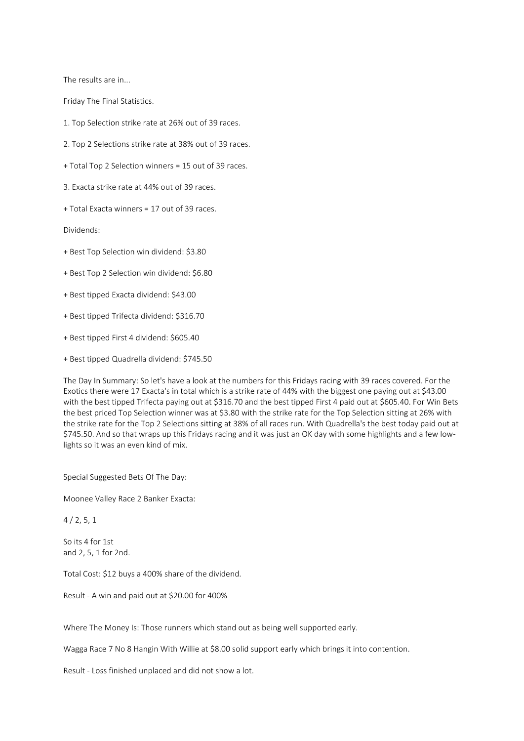The results are in...

Friday The Final Statistics.

1. Top Selection strike rate at 26% out of 39 races.

2. Top 2 Selections strike rate at 38% out of 39 races.

+ Total Top 2 Selection winners = 15 out of 39 races.

3. Exacta strike rate at 44% out of 39 races.

+ Total Exacta winners = 17 out of 39 races.

Dividends:

+ Best Top Selection win dividend: $3.80

+ Best Top 2 Selection win dividend: $6.80

+ Best tipped Exacta dividend: $43.00

+ Best tipped Trifecta dividend: $316.70

+ Best tipped First 4 dividend: $605.40

+ Best tipped Quadrella dividend: $745.50

The Day In Summary: So let's have a look at the numbers for this Fridays racing with 39 races covered. For the Exotics there were 17 Exacta's in total which is a strike rate of 44% with the biggest one paying out at $43.00 with the best tipped Trifecta paying out at $316.70 and the best tipped First 4 paid out at $605.40. For Win Bets the best priced Top Selection winner was at $3.80 with the strike rate for the Top Selection sitting at 26% with the strike rate for the Top 2 Selections sitting at 38% of all races run. With Quadrella's the best today paid out at $745.50. And so that wraps up this Fridays racing and it was just an OK day with some highlights and a few low-lights so it was an even kind of mix.

Special Suggested Bets Of The Day:

Moonee Valley Race 2 Banker Exacta:

4 / 2, 5, 1

So its 4 for 1st
and 2, 5, 1 for 2nd.

Total Cost: $12 buys a 400% share of the dividend.

Result - A win and paid out at $20.00 for 400%

Where The Money Is: Those runners which stand out as being well supported early.

Wagga Race 7 No 8 Hangin With Willie at $8.00 solid support early which brings it into contention.

Result - Loss finished unplaced and did not show a lot.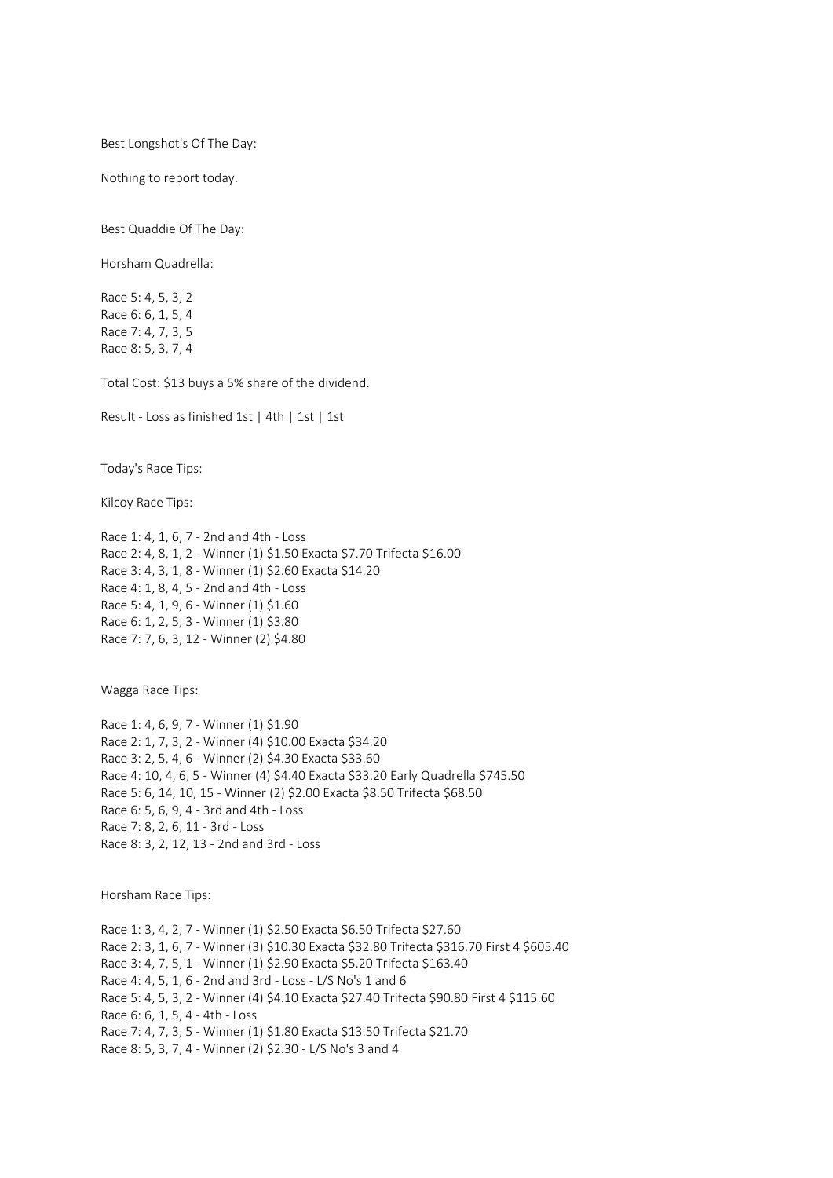Best Longshot's Of The Day:

Nothing to report today.

Best Quaddie Of The Day:

Horsham Quadrella:

Race 5: 4, 5, 3, 2
Race 6: 6, 1, 5, 4
Race 7: 4, 7, 3, 5
Race 8: 5, 3, 7, 4

Total Cost: $13 buys a 5% share of the dividend.

Result - Loss as finished 1st | 4th | 1st | 1st

Today's Race Tips:

Kilcoy Race Tips:

Race 1: 4, 1, 6, 7 - 2nd and 4th - Loss
Race 2: 4, 8, 1, 2 - Winner (1) $1.50 Exacta $7.70 Trifecta $16.00
Race 3: 4, 3, 1, 8 - Winner (1) $2.60 Exacta $14.20
Race 4: 1, 8, 4, 5 - 2nd and 4th - Loss
Race 5: 4, 1, 9, 6 - Winner (1) $1.60
Race 6: 1, 2, 5, 3 - Winner (1) $3.80
Race 7: 7, 6, 3, 12 - Winner (2) $4.80

Wagga Race Tips:

Race 1: 4, 6, 9, 7 - Winner (1) $1.90
Race 2: 1, 7, 3, 2 - Winner (4) $10.00 Exacta $34.20
Race 3: 2, 5, 4, 6 - Winner (2) $4.30 Exacta $33.60
Race 4: 10, 4, 6, 5 - Winner (4) $4.40 Exacta $33.20 Early Quadrella $745.50
Race 5: 6, 14, 10, 15 - Winner (2) $2.00 Exacta $8.50 Trifecta $68.50
Race 6: 5, 6, 9, 4 - 3rd and 4th - Loss
Race 7: 8, 2, 6, 11 - 3rd - Loss
Race 8: 3, 2, 12, 13 - 2nd and 3rd - Loss

Horsham Race Tips:

Race 1: 3, 4, 2, 7 - Winner (1) $2.50 Exacta $6.50 Trifecta $27.60
Race 2: 3, 1, 6, 7 - Winner (3) $10.30 Exacta $32.80 Trifecta $316.70 First 4 $605.40
Race 3: 4, 7, 5, 1 - Winner (1) $2.90 Exacta $5.20 Trifecta $163.40
Race 4: 4, 5, 1, 6 - 2nd and 3rd - Loss - L/S No's 1 and 6
Race 5: 4, 5, 3, 2 - Winner (4) $4.10 Exacta $27.40 Trifecta $90.80 First 4 $115.60
Race 6: 6, 1, 5, 4 - 4th - Loss
Race 7: 4, 7, 3, 5 - Winner (1) $1.80 Exacta $13.50 Trifecta $21.70
Race 8: 5, 3, 7, 4 - Winner (2) $2.30 - L/S No's 3 and 4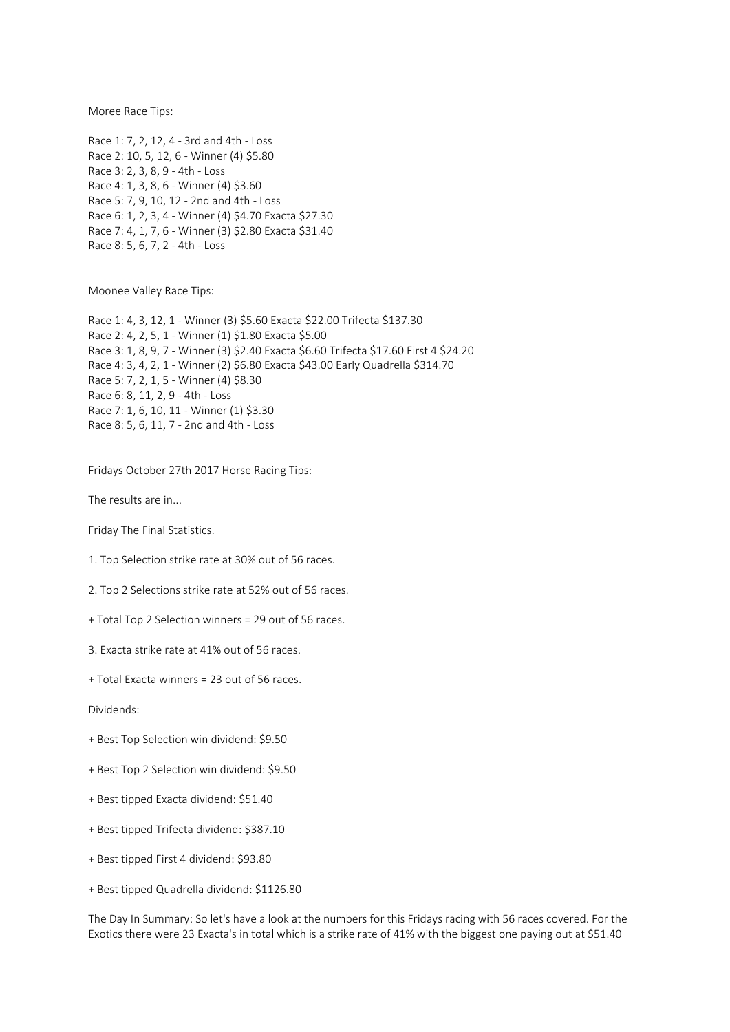Moree Race Tips:

Race 1: 7, 2, 12, 4 - 3rd and 4th - Loss
Race 2: 10, 5, 12, 6 - Winner (4) $5.80
Race 3: 2, 3, 8, 9 - 4th - Loss
Race 4: 1, 3, 8, 6 - Winner (4) $3.60
Race 5: 7, 9, 10, 12 - 2nd and 4th - Loss
Race 6: 1, 2, 3, 4 - Winner (4) $4.70 Exacta $27.30
Race 7: 4, 1, 7, 6 - Winner (3) $2.80 Exacta $31.40
Race 8: 5, 6, 7, 2 - 4th - Loss

Moonee Valley Race Tips:

Race 1: 4, 3, 12, 1 - Winner (3) $5.60 Exacta $22.00 Trifecta $137.30
Race 2: 4, 2, 5, 1 - Winner (1) $1.80 Exacta $5.00
Race 3: 1, 8, 9, 7 - Winner (3) $2.40 Exacta $6.60 Trifecta $17.60 First 4 $24.20
Race 4: 3, 4, 2, 1 - Winner (2) $6.80 Exacta $43.00 Early Quadrella $314.70
Race 5: 7, 2, 1, 5 - Winner (4) $8.30
Race 6: 8, 11, 2, 9 - 4th - Loss
Race 7: 1, 6, 10, 11 - Winner (1) $3.30
Race 8: 5, 6, 11, 7 - 2nd and 4th - Loss

Fridays October 27th 2017 Horse Racing Tips:

The results are in...

Friday The Final Statistics.

1. Top Selection strike rate at 30% out of 56 races.

2. Top 2 Selections strike rate at 52% out of 56 races.

+ Total Top 2 Selection winners = 29 out of 56 races.

3. Exacta strike rate at 41% out of 56 races.

+ Total Exacta winners = 23 out of 56 races.

Dividends:

+ Best Top Selection win dividend: $9.50

+ Best Top 2 Selection win dividend: $9.50

+ Best tipped Exacta dividend: $51.40

+ Best tipped Trifecta dividend: $387.10

+ Best tipped First 4 dividend: $93.80

+ Best tipped Quadrella dividend: $1126.80

The Day In Summary: So let's have a look at the numbers for this Fridays racing with 56 races covered. For the Exotics there were 23 Exacta's in total which is a strike rate of 41% with the biggest one paying out at $51.40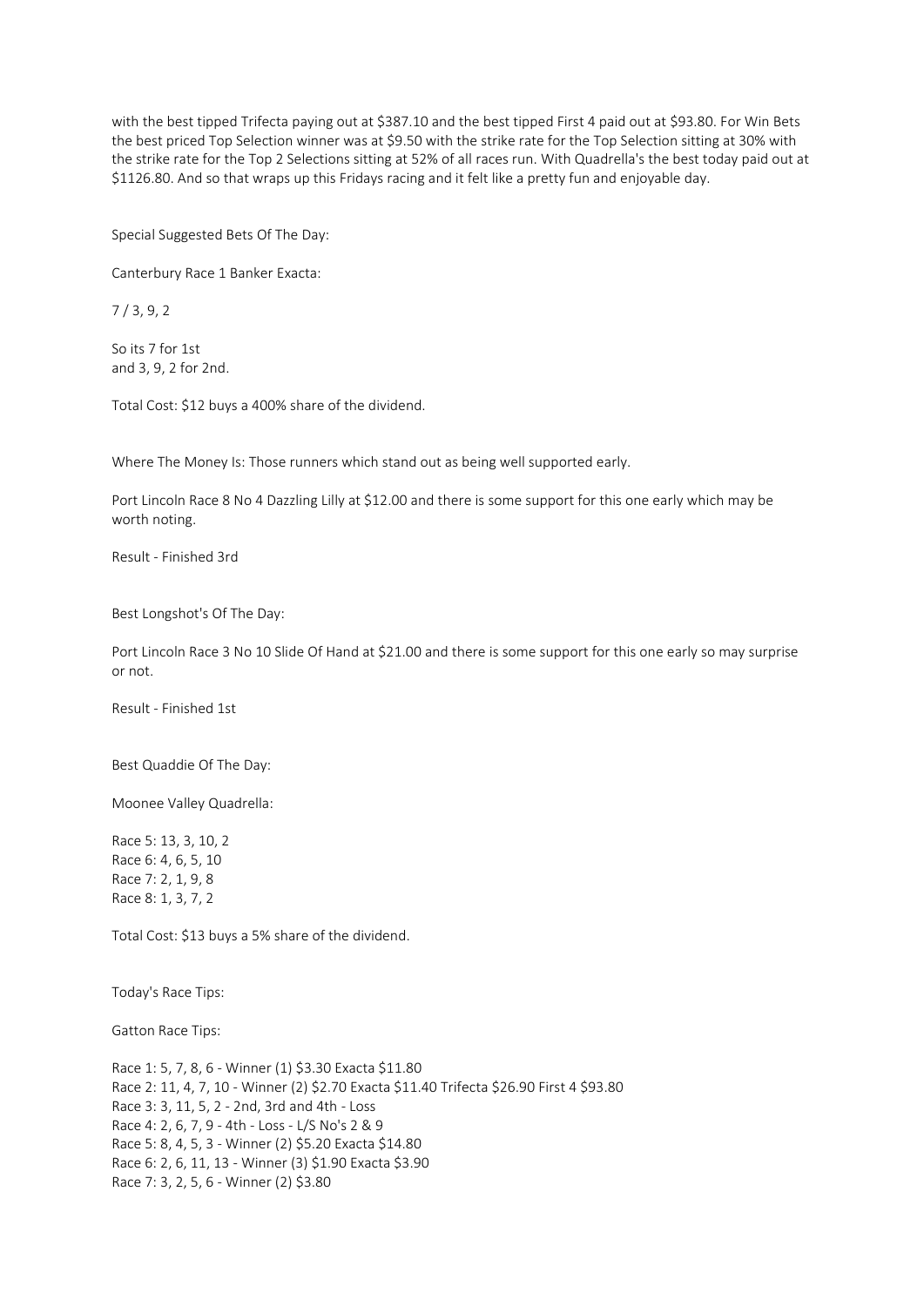with the best tipped Trifecta paying out at $387.10 and the best tipped First 4 paid out at $93.80. For Win Bets the best priced Top Selection winner was at $9.50 with the strike rate for the Top Selection sitting at 30% with the strike rate for the Top 2 Selections sitting at 52% of all races run. With Quadrella's the best today paid out at $1126.80. And so that wraps up this Fridays racing and it felt like a pretty fun and enjoyable day.

Special Suggested Bets Of The Day:

Canterbury Race 1 Banker Exacta:

7 / 3, 9, 2

So its 7 for 1st
and 3, 9, 2 for 2nd.

Total Cost: $12 buys a 400% share of the dividend.

Where The Money Is: Those runners which stand out as being well supported early.

Port Lincoln Race 8 No 4 Dazzling Lilly at $12.00 and there is some support for this one early which may be worth noting.

Result - Finished 3rd

Best Longshot's Of The Day:

Port Lincoln Race 3 No 10 Slide Of Hand at $21.00 and there is some support for this one early so may surprise or not.

Result - Finished 1st

Best Quaddie Of The Day:

Moonee Valley Quadrella:

Race 5: 13, 3, 10, 2
Race 6: 4, 6, 5, 10
Race 7: 2, 1, 9, 8
Race 8: 1, 3, 7, 2

Total Cost: $13 buys a 5% share of the dividend.

Today's Race Tips:

Gatton Race Tips:

Race 1: 5, 7, 8, 6 - Winner (1) $3.30 Exacta $11.80
Race 2: 11, 4, 7, 10 - Winner (2) $2.70 Exacta $11.40 Trifecta $26.90 First 4 $93.80
Race 3: 3, 11, 5, 2 - 2nd, 3rd and 4th - Loss
Race 4: 2, 6, 7, 9 - 4th - Loss - L/S No's 2 & 9
Race 5: 8, 4, 5, 3 - Winner (2) $5.20 Exacta $14.80
Race 6: 2, 6, 11, 13 - Winner (3) $1.90 Exacta $3.90
Race 7: 3, 2, 5, 6 - Winner (2) $3.80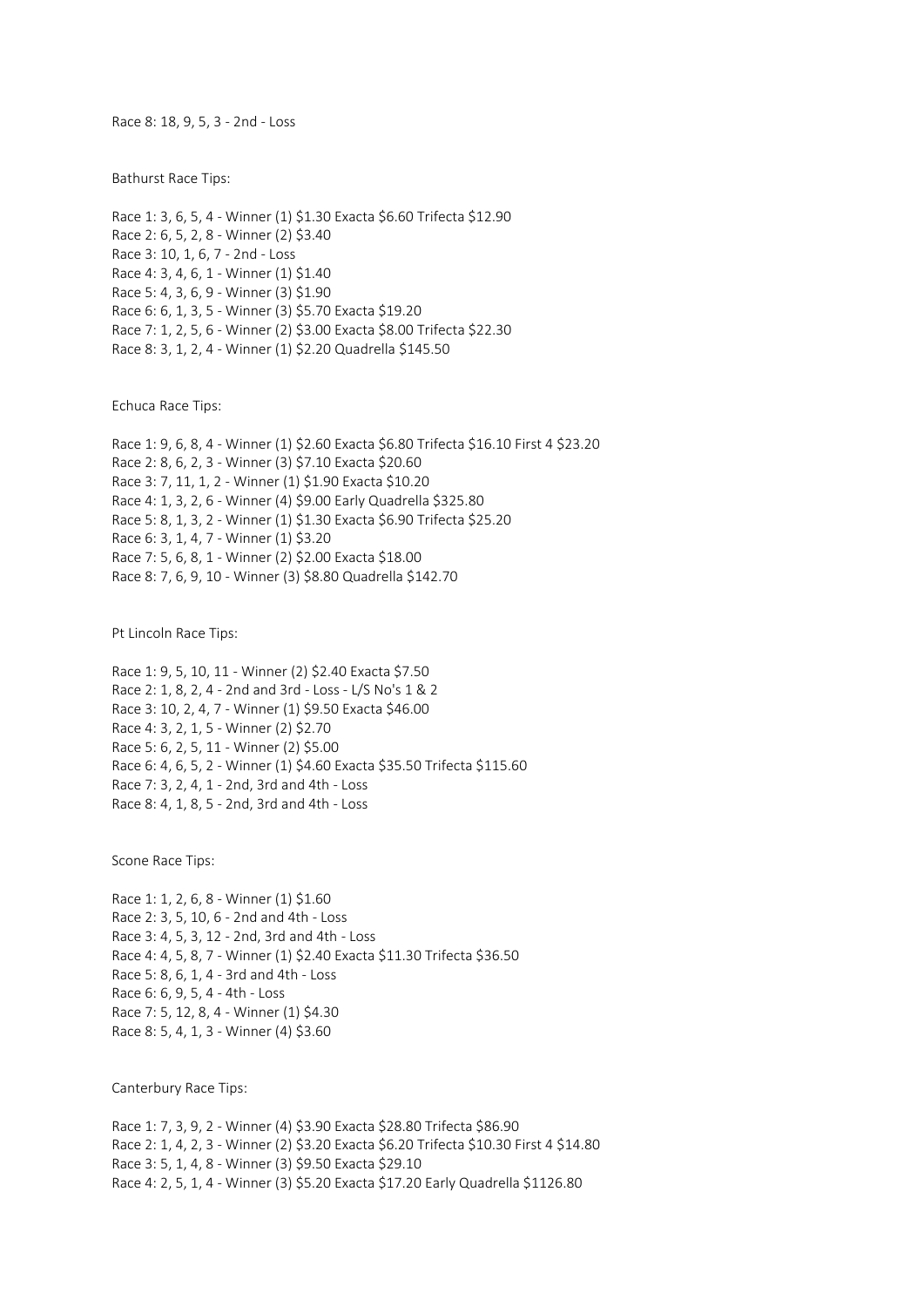Race 8: 18, 9, 5, 3 - 2nd - Loss

Bathurst Race Tips:

Race 1: 3, 6, 5, 4 - Winner (1) $1.30 Exacta $6.60 Trifecta $12.90
Race 2: 6, 5, 2, 8 - Winner (2) $3.40
Race 3: 10, 1, 6, 7 - 2nd - Loss
Race 4: 3, 4, 6, 1 - Winner (1) $1.40
Race 5: 4, 3, 6, 9 - Winner (3) $1.90
Race 6: 6, 1, 3, 5 - Winner (3) $5.70 Exacta $19.20
Race 7: 1, 2, 5, 6 - Winner (2) $3.00 Exacta $8.00 Trifecta $22.30
Race 8: 3, 1, 2, 4 - Winner (1) $2.20 Quadrella $145.50

Echuca Race Tips:

Race 1: 9, 6, 8, 4 - Winner (1) $2.60 Exacta $6.80 Trifecta $16.10 First 4 $23.20
Race 2: 8, 6, 2, 3 - Winner (3) $7.10 Exacta $20.60
Race 3: 7, 11, 1, 2 - Winner (1) $1.90 Exacta $10.20
Race 4: 1, 3, 2, 6 - Winner (4) $9.00 Early Quadrella $325.80
Race 5: 8, 1, 3, 2 - Winner (1) $1.30 Exacta $6.90 Trifecta $25.20
Race 6: 3, 1, 4, 7 - Winner (1) $3.20
Race 7: 5, 6, 8, 1 - Winner (2) $2.00 Exacta $18.00
Race 8: 7, 6, 9, 10 - Winner (3) $8.80 Quadrella $142.70

Pt Lincoln Race Tips:

Race 1: 9, 5, 10, 11 - Winner (2) $2.40 Exacta $7.50
Race 2: 1, 8, 2, 4 - 2nd and 3rd - Loss - L/S No's 1 & 2
Race 3: 10, 2, 4, 7 - Winner (1) $9.50 Exacta $46.00
Race 4: 3, 2, 1, 5 - Winner (2) $2.70
Race 5: 6, 2, 5, 11 - Winner (2) $5.00
Race 6: 4, 6, 5, 2 - Winner (1) $4.60 Exacta $35.50 Trifecta $115.60
Race 7: 3, 2, 4, 1 - 2nd, 3rd and 4th - Loss
Race 8: 4, 1, 8, 5 - 2nd, 3rd and 4th - Loss

Scone Race Tips:

Race 1: 1, 2, 6, 8 - Winner (1) $1.60
Race 2: 3, 5, 10, 6 - 2nd and 4th - Loss
Race 3: 4, 5, 3, 12 - 2nd, 3rd and 4th - Loss
Race 4: 4, 5, 8, 7 - Winner (1) $2.40 Exacta $11.30 Trifecta $36.50
Race 5: 8, 6, 1, 4 - 3rd and 4th - Loss
Race 6: 6, 9, 5, 4 - 4th - Loss
Race 7: 5, 12, 8, 4 - Winner (1) $4.30
Race 8: 5, 4, 1, 3 - Winner (4) $3.60

Canterbury Race Tips:

Race 1: 7, 3, 9, 2 - Winner (4) $3.90 Exacta $28.80 Trifecta $86.90
Race 2: 1, 4, 2, 3 - Winner (2) $3.20 Exacta $6.20 Trifecta $10.30 First 4 $14.80
Race 3: 5, 1, 4, 8 - Winner (3) $9.50 Exacta $29.10
Race 4: 2, 5, 1, 4 - Winner (3) $5.20 Exacta $17.20 Early Quadrella $1126.80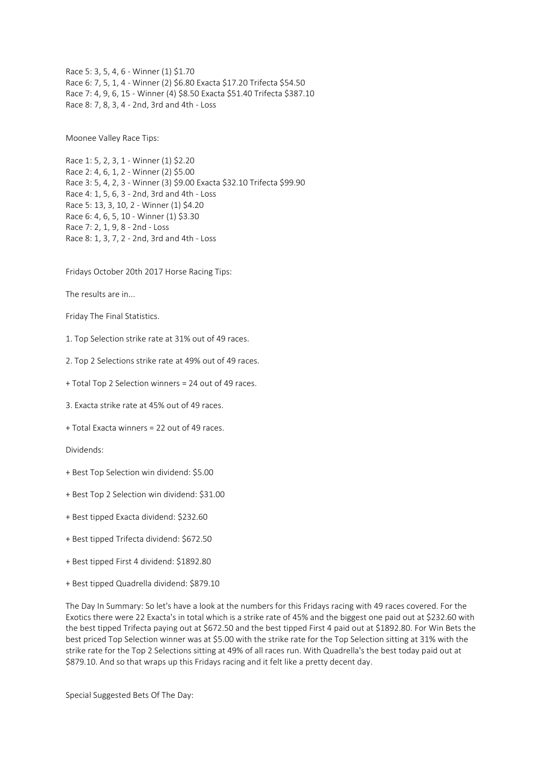Race 5: 3, 5, 4, 6 - Winner (1) $1.70
Race 6: 7, 5, 1, 4 - Winner (2) $6.80 Exacta $17.20 Trifecta $54.50
Race 7: 4, 9, 6, 15 - Winner (4) $8.50 Exacta $51.40 Trifecta $387.10
Race 8: 7, 8, 3, 4 - 2nd, 3rd and 4th - Loss

Moonee Valley Race Tips:

Race 1: 5, 2, 3, 1 - Winner (1) $2.20
Race 2: 4, 6, 1, 2 - Winner (2) $5.00
Race 3: 5, 4, 2, 3 - Winner (3) $9.00 Exacta $32.10 Trifecta $99.90
Race 4: 1, 5, 6, 3 - 2nd, 3rd and 4th - Loss
Race 5: 13, 3, 10, 2 - Winner (1) $4.20
Race 6: 4, 6, 5, 10 - Winner (1) $3.30
Race 7: 2, 1, 9, 8 - 2nd - Loss
Race 8: 1, 3, 7, 2 - 2nd, 3rd and 4th - Loss

Fridays October 20th 2017 Horse Racing Tips:

The results are in...

Friday The Final Statistics.

1. Top Selection strike rate at 31% out of 49 races.

2. Top 2 Selections strike rate at 49% out of 49 races.

+ Total Top 2 Selection winners = 24 out of 49 races.

3. Exacta strike rate at 45% out of 49 races.

+ Total Exacta winners = 22 out of 49 races.

Dividends:

+ Best Top Selection win dividend: $5.00

+ Best Top 2 Selection win dividend: $31.00

+ Best tipped Exacta dividend: $232.60

+ Best tipped Trifecta dividend: $672.50

+ Best tipped First 4 dividend: $1892.80

+ Best tipped Quadrella dividend: $879.10

The Day In Summary: So let's have a look at the numbers for this Fridays racing with 49 races covered. For the Exotics there were 22 Exacta's in total which is a strike rate of 45% and the biggest one paid out at $232.60 with the best tipped Trifecta paying out at $672.50 and the best tipped First 4 paid out at $1892.80. For Win Bets the best priced Top Selection winner was at $5.00 with the strike rate for the Top Selection sitting at 31% with the strike rate for the Top 2 Selections sitting at 49% of all races run. With Quadrella's the best today paid out at $879.10. And so that wraps up this Fridays racing and it felt like a pretty decent day.

Special Suggested Bets Of The Day: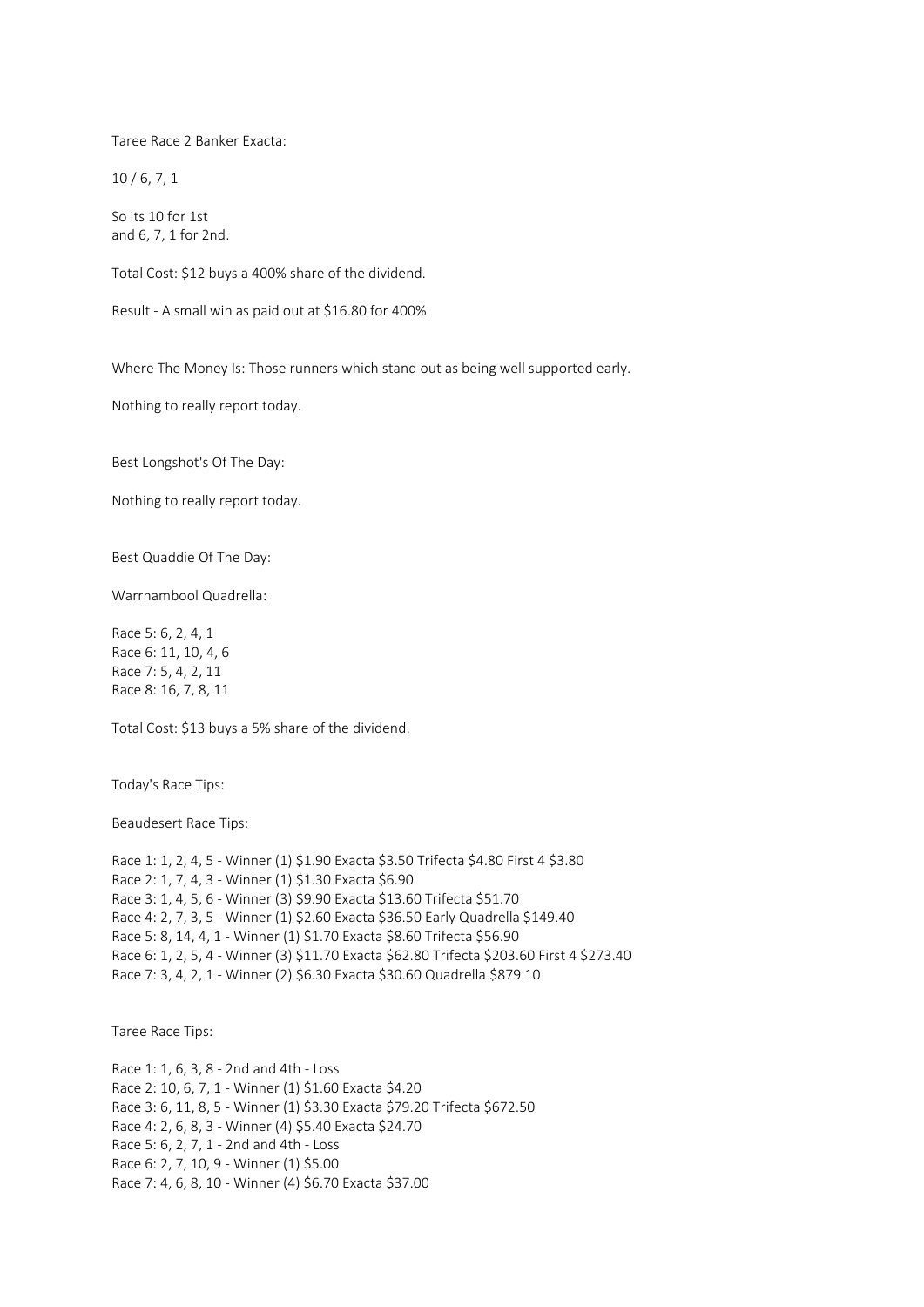Taree Race 2 Banker Exacta:

10 / 6, 7, 1

So its 10 for 1st
and 6, 7, 1 for 2nd.

Total Cost: $12 buys a 400% share of the dividend.

Result - A small win as paid out at $16.80 for 400%

Where The Money Is: Those runners which stand out as being well supported early.

Nothing to really report today.

Best Longshot's Of The Day:

Nothing to really report today.

Best Quaddie Of The Day:

Warrnambool Quadrella:

Race 5: 6, 2, 4, 1
Race 6: 11, 10, 4, 6
Race 7: 5, 4, 2, 11
Race 8: 16, 7, 8, 11

Total Cost: $13 buys a 5% share of the dividend.

Today's Race Tips:

Beaudesert Race Tips:

Race 1: 1, 2, 4, 5 - Winner (1) $1.90 Exacta $3.50 Trifecta $4.80 First 4 $3.80
Race 2: 1, 7, 4, 3 - Winner (1) $1.30 Exacta $6.90
Race 3: 1, 4, 5, 6 - Winner (3) $9.90 Exacta $13.60 Trifecta $51.70
Race 4: 2, 7, 3, 5 - Winner (1) $2.60 Exacta $36.50 Early Quadrella $149.40
Race 5: 8, 14, 4, 1 - Winner (1) $1.70 Exacta $8.60 Trifecta $56.90
Race 6: 1, 2, 5, 4 - Winner (3) $11.70 Exacta $62.80 Trifecta $203.60 First 4 $273.40
Race 7: 3, 4, 2, 1 - Winner (2) $6.30 Exacta $30.60 Quadrella $879.10

Taree Race Tips:

Race 1: 1, 6, 3, 8 - 2nd and 4th - Loss
Race 2: 10, 6, 7, 1 - Winner (1) $1.60 Exacta $4.20
Race 3: 6, 11, 8, 5 - Winner (1) $3.30 Exacta $79.20 Trifecta $672.50
Race 4: 2, 6, 8, 3 - Winner (4) $5.40 Exacta $24.70
Race 5: 6, 2, 7, 1 - 2nd and 4th - Loss
Race 6: 2, 7, 10, 9 - Winner (1) $5.00
Race 7: 4, 6, 8, 10 - Winner (4) $6.70 Exacta $37.00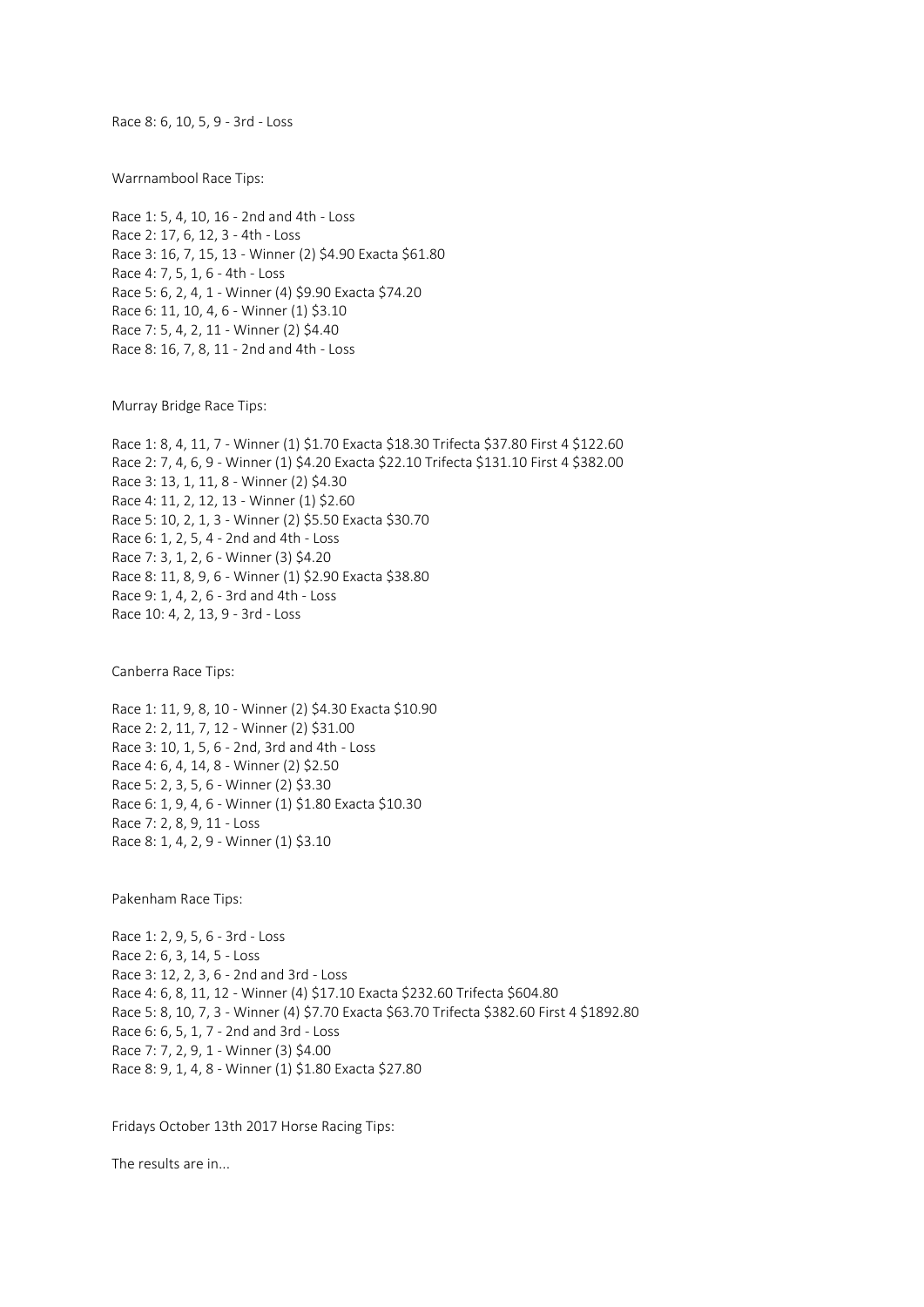Race 8: 6, 10, 5, 9 - 3rd - Loss

Warrnambool Race Tips:

Race 1: 5, 4, 10, 16 - 2nd and 4th - Loss
Race 2: 17, 6, 12, 3 - 4th - Loss
Race 3: 16, 7, 15, 13 - Winner (2) $4.90 Exacta $61.80
Race 4: 7, 5, 1, 6 - 4th - Loss
Race 5: 6, 2, 4, 1 - Winner (4) $9.90 Exacta $74.20
Race 6: 11, 10, 4, 6 - Winner (1) $3.10
Race 7: 5, 4, 2, 11 - Winner (2) $4.40
Race 8: 16, 7, 8, 11 - 2nd and 4th - Loss

Murray Bridge Race Tips:

Race 1: 8, 4, 11, 7 - Winner (1) $1.70 Exacta $18.30 Trifecta $37.80 First 4 $122.60
Race 2: 7, 4, 6, 9 - Winner (1) $4.20 Exacta $22.10 Trifecta $131.10 First 4 $382.00
Race 3: 13, 1, 11, 8 - Winner (2) $4.30
Race 4: 11, 2, 12, 13 - Winner (1) $2.60
Race 5: 10, 2, 1, 3 - Winner (2) $5.50 Exacta $30.70
Race 6: 1, 2, 5, 4 - 2nd and 4th - Loss
Race 7: 3, 1, 2, 6 - Winner (3) $4.20
Race 8: 11, 8, 9, 6 - Winner (1) $2.90 Exacta $38.80
Race 9: 1, 4, 2, 6 - 3rd and 4th - Loss
Race 10: 4, 2, 13, 9 - 3rd - Loss

Canberra Race Tips:

Race 1: 11, 9, 8, 10 - Winner (2) $4.30 Exacta $10.90
Race 2: 2, 11, 7, 12 - Winner (2) $31.00
Race 3: 10, 1, 5, 6 - 2nd, 3rd and 4th - Loss
Race 4: 6, 4, 14, 8 - Winner (2) $2.50
Race 5: 2, 3, 5, 6 - Winner (2) $3.30
Race 6: 1, 9, 4, 6 - Winner (1) $1.80 Exacta $10.30
Race 7: 2, 8, 9, 11 - Loss
Race 8: 1, 4, 2, 9 - Winner (1) $3.10

Pakenham Race Tips:

Race 1: 2, 9, 5, 6 - 3rd - Loss
Race 2: 6, 3, 14, 5 - Loss
Race 3: 12, 2, 3, 6 - 2nd and 3rd - Loss
Race 4: 6, 8, 11, 12 - Winner (4) $17.10 Exacta $232.60 Trifecta $604.80
Race 5: 8, 10, 7, 3 - Winner (4) $7.70 Exacta $63.70 Trifecta $382.60 First 4 $1892.80
Race 6: 6, 5, 1, 7 - 2nd and 3rd - Loss
Race 7: 7, 2, 9, 1 - Winner (3) $4.00
Race 8: 9, 1, 4, 8 - Winner (1) $1.80 Exacta $27.80

Fridays October 13th 2017 Horse Racing Tips:

The results are in...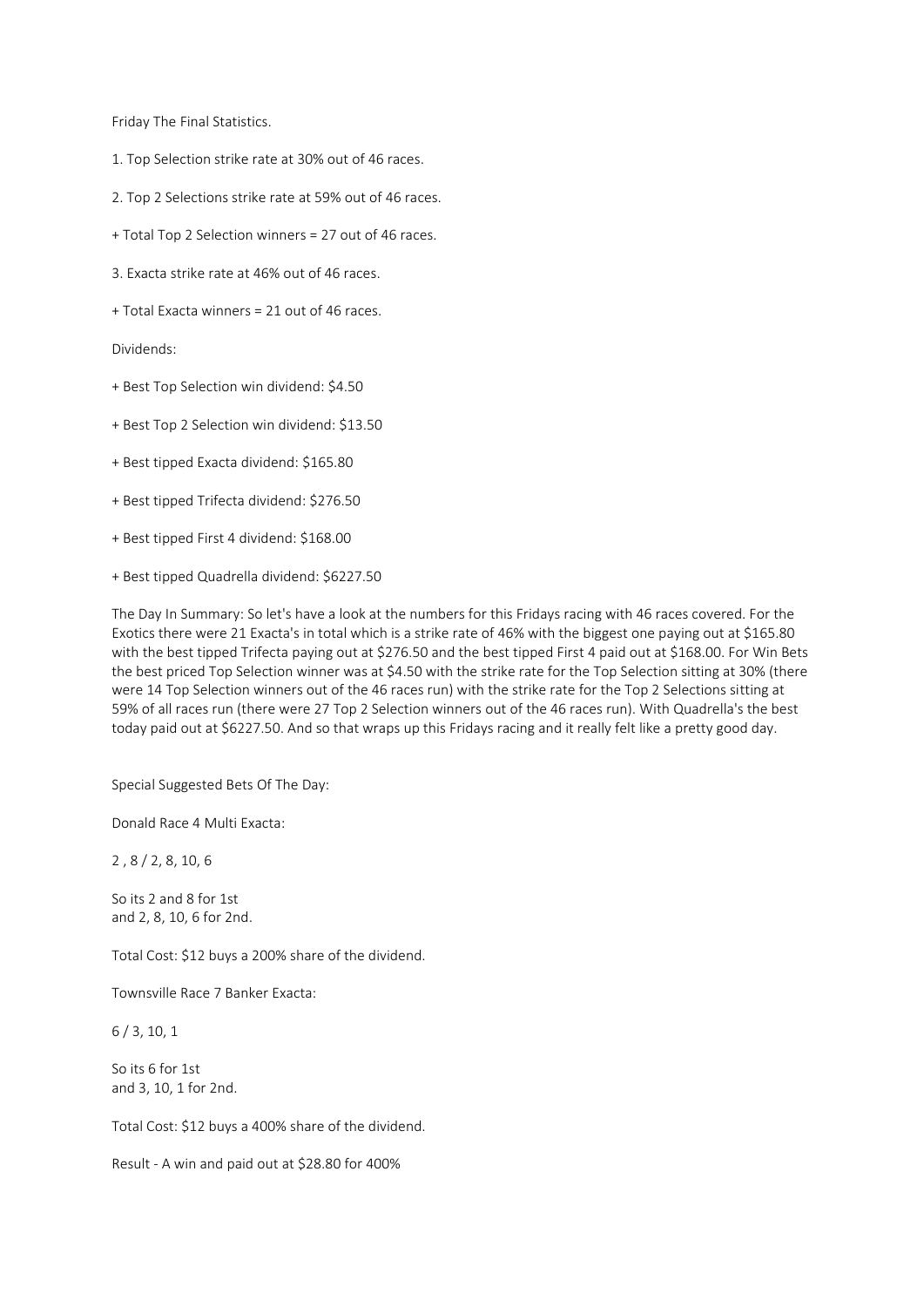Friday The Final Statistics.

1. Top Selection strike rate at 30% out of 46 races.

2. Top 2 Selections strike rate at 59% out of 46 races.

+ Total Top 2 Selection winners = 27 out of 46 races.

3. Exacta strike rate at 46% out of 46 races.

+ Total Exacta winners = 21 out of 46 races.

Dividends:

+ Best Top Selection win dividend: $4.50

+ Best Top 2 Selection win dividend: $13.50

+ Best tipped Exacta dividend: $165.80

+ Best tipped Trifecta dividend: $276.50

+ Best tipped First 4 dividend: $168.00

+ Best tipped Quadrella dividend: $6227.50

The Day In Summary: So let's have a look at the numbers for this Fridays racing with 46 races covered. For the Exotics there were 21 Exacta's in total which is a strike rate of 46% with the biggest one paying out at $165.80 with the best tipped Trifecta paying out at $276.50 and the best tipped First 4 paid out at $168.00. For Win Bets the best priced Top Selection winner was at $4.50 with the strike rate for the Top Selection sitting at 30% (there were 14 Top Selection winners out of the 46 races run) with the strike rate for the Top 2 Selections sitting at 59% of all races run (there were 27 Top 2 Selection winners out of the 46 races run). With Quadrella's the best today paid out at $6227.50. And so that wraps up this Fridays racing and it really felt like a pretty good day.

Special Suggested Bets Of The Day:

Donald Race 4 Multi Exacta:

2 , 8 / 2, 8, 10, 6

So its 2 and 8 for 1st
and 2, 8, 10, 6 for 2nd.

Total Cost: $12 buys a 200% share of the dividend.

Townsville Race 7 Banker Exacta:

6 / 3, 10, 1

So its 6 for 1st
and 3, 10, 1 for 2nd.

Total Cost: $12 buys a 400% share of the dividend.

Result - A win and paid out at $28.80 for 400%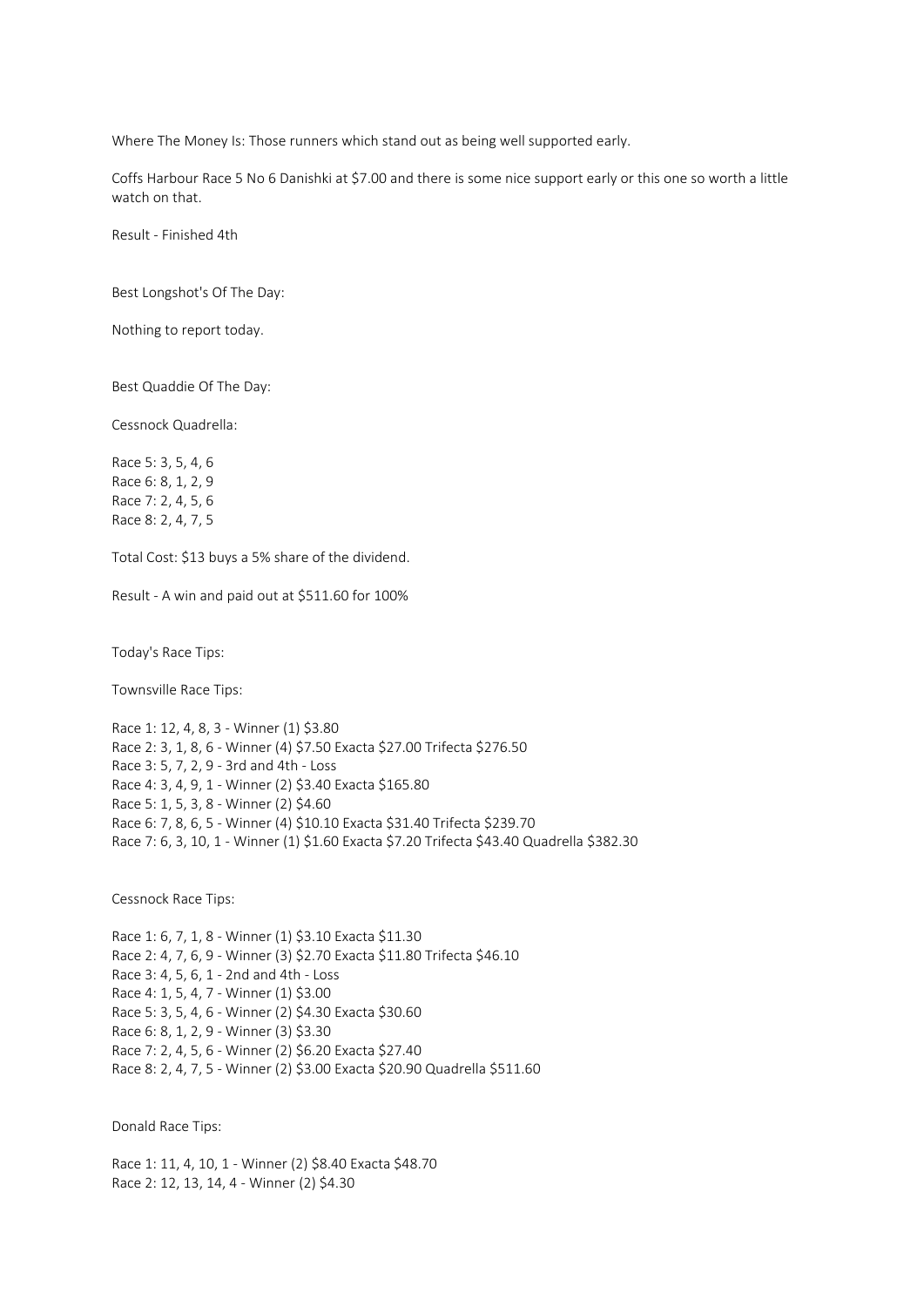Where The Money Is: Those runners which stand out as being well supported early.

Coffs Harbour Race 5 No 6 Danishki at $7.00 and there is some nice support early or this one so worth a little watch on that.

Result - Finished 4th

Best Longshot's Of The Day:

Nothing to report today.

Best Quaddie Of The Day:

Cessnock Quadrella:

Race 5: 3, 5, 4, 6
Race 6: 8, 1, 2, 9
Race 7: 2, 4, 5, 6
Race 8: 2, 4, 7, 5

Total Cost: $13 buys a 5% share of the dividend.

Result - A win and paid out at $511.60 for 100%

Today's Race Tips:

Townsville Race Tips:

Race 1: 12, 4, 8, 3 - Winner (1) $3.80
Race 2: 3, 1, 8, 6 - Winner (4) $7.50 Exacta $27.00 Trifecta $276.50
Race 3: 5, 7, 2, 9 - 3rd and 4th - Loss
Race 4: 3, 4, 9, 1 - Winner (2) $3.40 Exacta $165.80
Race 5: 1, 5, 3, 8 - Winner (2) $4.60
Race 6: 7, 8, 6, 5 - Winner (4) $10.10 Exacta $31.40 Trifecta $239.70
Race 7: 6, 3, 10, 1 - Winner (1) $1.60 Exacta $7.20 Trifecta $43.40 Quadrella $382.30

Cessnock Race Tips:

Race 1: 6, 7, 1, 8 - Winner (1) $3.10 Exacta $11.30
Race 2: 4, 7, 6, 9 - Winner (3) $2.70 Exacta $11.80 Trifecta $46.10
Race 3: 4, 5, 6, 1 - 2nd and 4th - Loss
Race 4: 1, 5, 4, 7 - Winner (1) $3.00
Race 5: 3, 5, 4, 6 - Winner (2) $4.30 Exacta $30.60
Race 6: 8, 1, 2, 9 - Winner (3) $3.30
Race 7: 2, 4, 5, 6 - Winner (2) $6.20 Exacta $27.40
Race 8: 2, 4, 7, 5 - Winner (2) $3.00 Exacta $20.90 Quadrella $511.60

Donald Race Tips:

Race 1: 11, 4, 10, 1 - Winner (2) $8.40 Exacta $48.70
Race 2: 12, 13, 14, 4 - Winner (2) $4.30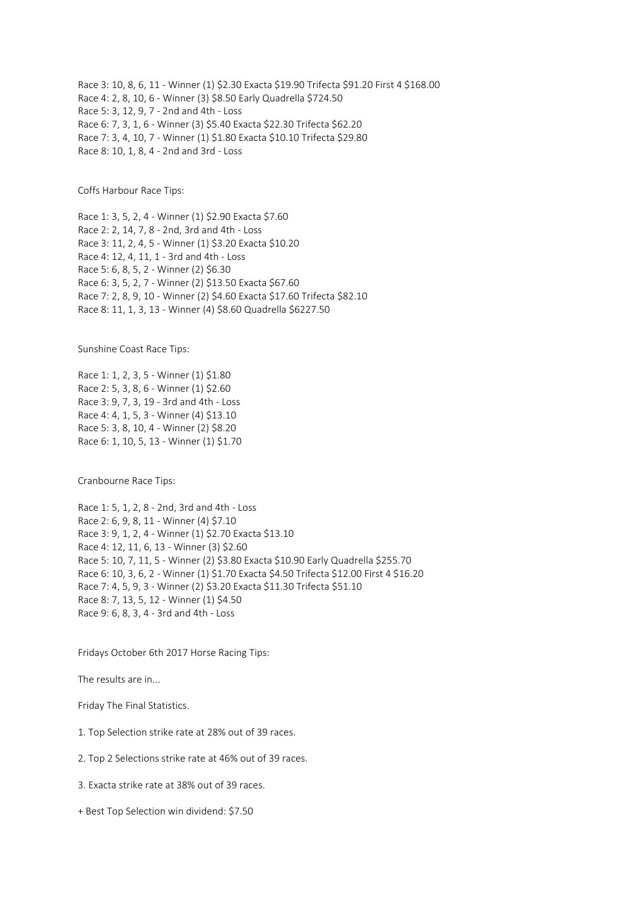Race 3: 10, 8, 6, 11 - Winner (1) $2.30 Exacta $19.90 Trifecta $91.20 First 4 $168.00
Race 4: 2, 8, 10, 6 - Winner (3) $8.50 Early Quadrella $724.50
Race 5: 3, 12, 9, 7 - 2nd and 4th - Loss
Race 6: 7, 3, 1, 6 - Winner (3) $5.40 Exacta $22.30 Trifecta $62.20
Race 7: 3, 4, 10, 7 - Winner (1) $1.80 Exacta $10.10 Trifecta $29.80
Race 8: 10, 1, 8, 4 - 2nd and 3rd - Loss

Coffs Harbour Race Tips:

Race 1: 3, 5, 2, 4 - Winner (1) $2.90 Exacta $7.60
Race 2: 2, 14, 7, 8 - 2nd, 3rd and 4th - Loss
Race 3: 11, 2, 4, 5 - Winner (1) $3.20 Exacta $10.20
Race 4: 12, 4, 11, 1 - 3rd and 4th - Loss
Race 5: 6, 8, 5, 2 - Winner (2) $6.30
Race 6: 3, 5, 2, 7 - Winner (2) $13.50 Exacta $67.60
Race 7: 2, 8, 9, 10 - Winner (2) $4.60 Exacta $17.60 Trifecta $82.10
Race 8: 11, 1, 3, 13 - Winner (4) $8.60 Quadrella $6227.50

Sunshine Coast Race Tips:

Race 1: 1, 2, 3, 5 - Winner (1) $1.80
Race 2: 5, 3, 8, 6 - Winner (1) $2.60
Race 3: 9, 7, 3, 19 - 3rd and 4th - Loss
Race 4: 4, 1, 5, 3 - Winner (4) $13.10
Race 5: 3, 8, 10, 4 - Winner (2) $8.20
Race 6: 1, 10, 5, 13 - Winner (1) $1.70

Cranbourne Race Tips:

Race 1: 5, 1, 2, 8 - 2nd, 3rd and 4th - Loss
Race 2: 6, 9, 8, 11 - Winner (4) $7.10
Race 3: 9, 1, 2, 4 - Winner (1) $2.70 Exacta $13.10
Race 4: 12, 11, 6, 13 - Winner (3) $2.60
Race 5: 10, 7, 11, 5 - Winner (2) $3.80 Exacta $10.90 Early Quadrella $255.70
Race 6: 10, 3, 6, 2 - Winner (1) $1.70 Exacta $4.50 Trifecta $12.00 First 4 $16.20
Race 7: 4, 5, 9, 3 - Winner (2) $3.20 Exacta $11.30 Trifecta $51.10
Race 8: 7, 13, 5, 12 - Winner (1) $4.50
Race 9: 6, 8, 3, 4 - 3rd and 4th - Loss

Fridays October 6th 2017 Horse Racing Tips:

The results are in...

Friday The Final Statistics.

1. Top Selection strike rate at 28% out of 39 races.

2. Top 2 Selections strike rate at 46% out of 39 races.

3. Exacta strike rate at 38% out of 39 races.

+ Best Top Selection win dividend: $7.50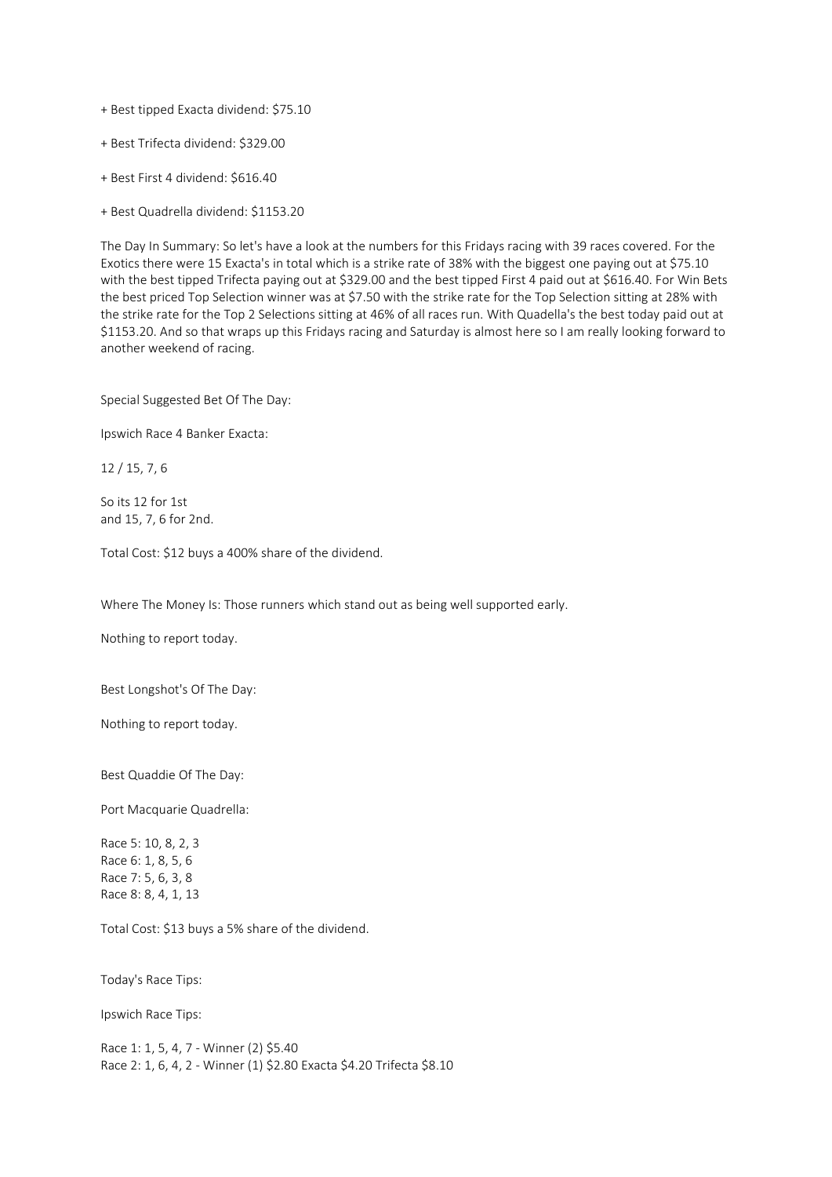+ Best tipped Exacta dividend: $75.10

+ Best Trifecta dividend: $329.00

+ Best First 4 dividend: $616.40

+ Best Quadrella dividend: $1153.20

The Day In Summary: So let's have a look at the numbers for this Fridays racing with 39 races covered. For the Exotics there were 15 Exacta's in total which is a strike rate of 38% with the biggest one paying out at $75.10 with the best tipped Trifecta paying out at $329.00 and the best tipped First 4 paid out at $616.40. For Win Bets the best priced Top Selection winner was at $7.50 with the strike rate for the Top Selection sitting at 28% with the strike rate for the Top 2 Selections sitting at 46% of all races run. With Quadella's the best today paid out at $1153.20. And so that wraps up this Fridays racing and Saturday is almost here so I am really looking forward to another weekend of racing.

Special Suggested Bet Of The Day:

Ipswich Race 4 Banker Exacta:

12 / 15, 7, 6

So its 12 for 1st
and 15, 7, 6 for 2nd.

Total Cost: $12 buys a 400% share of the dividend.

Where The Money Is: Those runners which stand out as being well supported early.

Nothing to report today.

Best Longshot's Of The Day:

Nothing to report today.

Best Quaddie Of The Day:

Port Macquarie Quadrella:

Race 5: 10, 8, 2, 3
Race 6: 1, 8, 5, 6
Race 7: 5, 6, 3, 8
Race 8: 8, 4, 1, 13

Total Cost: $13 buys a 5% share of the dividend.

Today's Race Tips:

Ipswich Race Tips:

Race 1: 1, 5, 4, 7 - Winner (2) $5.40
Race 2: 1, 6, 4, 2 - Winner (1) $2.80 Exacta $4.20 Trifecta $8.10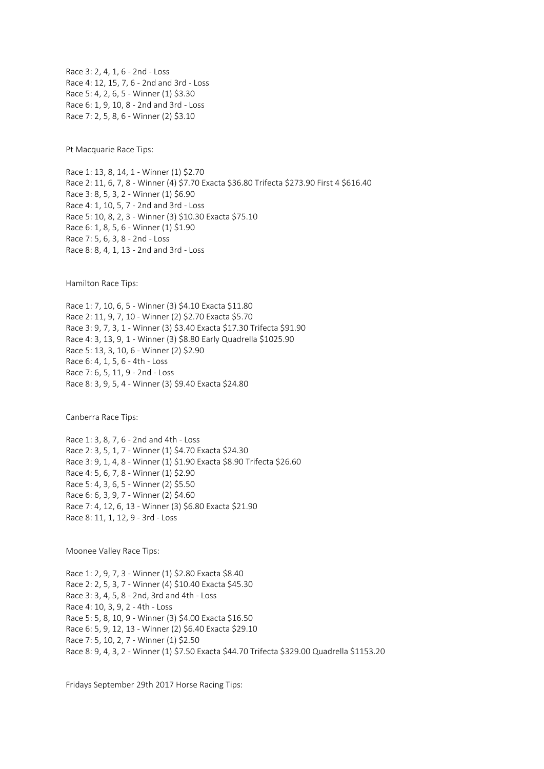Race 3: 2, 4, 1, 6 - 2nd - Loss
Race 4: 12, 15, 7, 6 - 2nd and 3rd - Loss
Race 5: 4, 2, 6, 5 - Winner (1) $3.30
Race 6: 1, 9, 10, 8 - 2nd and 3rd - Loss
Race 7: 2, 5, 8, 6 - Winner (2) $3.10

Pt Macquarie Race Tips:

Race 1: 13, 8, 14, 1 - Winner (1) $2.70
Race 2: 11, 6, 7, 8 - Winner (4) $7.70 Exacta $36.80 Trifecta $273.90 First 4 $616.40
Race 3: 8, 5, 3, 2 - Winner (1) $6.90
Race 4: 1, 10, 5, 7 - 2nd and 3rd - Loss
Race 5: 10, 8, 2, 3 - Winner (3) $10.30 Exacta $75.10
Race 6: 1, 8, 5, 6 - Winner (1) $1.90
Race 7: 5, 6, 3, 8 - 2nd - Loss
Race 8: 8, 4, 1, 13 - 2nd and 3rd - Loss

Hamilton Race Tips:

Race 1: 7, 10, 6, 5 - Winner (3) $4.10 Exacta $11.80
Race 2: 11, 9, 7, 10 - Winner (2) $2.70 Exacta $5.70
Race 3: 9, 7, 3, 1 - Winner (3) $3.40 Exacta $17.30 Trifecta $91.90
Race 4: 3, 13, 9, 1 - Winner (3) $8.80 Early Quadrella $1025.90
Race 5: 13, 3, 10, 6 - Winner (2) $2.90
Race 6: 4, 1, 5, 6 - 4th - Loss
Race 7: 6, 5, 11, 9 - 2nd - Loss
Race 8: 3, 9, 5, 4 - Winner (3) $9.40 Exacta $24.80

Canberra Race Tips:

Race 1: 3, 8, 7, 6 - 2nd and 4th - Loss
Race 2: 3, 5, 1, 7 - Winner (1) $4.70 Exacta $24.30
Race 3: 9, 1, 4, 8 - Winner (1) $1.90 Exacta $8.90 Trifecta $26.60
Race 4: 5, 6, 7, 8 - Winner (1) $2.90
Race 5: 4, 3, 6, 5 - Winner (2) $5.50
Race 6: 6, 3, 9, 7 - Winner (2) $4.60
Race 7: 4, 12, 6, 13 - Winner (3) $6.80 Exacta $21.90
Race 8: 11, 1, 12, 9 - 3rd - Loss

Moonee Valley Race Tips:

Race 1: 2, 9, 7, 3 - Winner (1) $2.80 Exacta $8.40
Race 2: 2, 5, 3, 7 - Winner (4) $10.40 Exacta $45.30
Race 3: 3, 4, 5, 8 - 2nd, 3rd and 4th - Loss
Race 4: 10, 3, 9, 2 - 4th - Loss
Race 5: 5, 8, 10, 9 - Winner (3) $4.00 Exacta $16.50
Race 6: 5, 9, 12, 13 - Winner (2) $6.40 Exacta $29.10
Race 7: 5, 10, 2, 7 - Winner (1) $2.50
Race 8: 9, 4, 3, 2 - Winner (1) $7.50 Exacta $44.70 Trifecta $329.00 Quadrella $1153.20

Fridays September 29th 2017 Horse Racing Tips: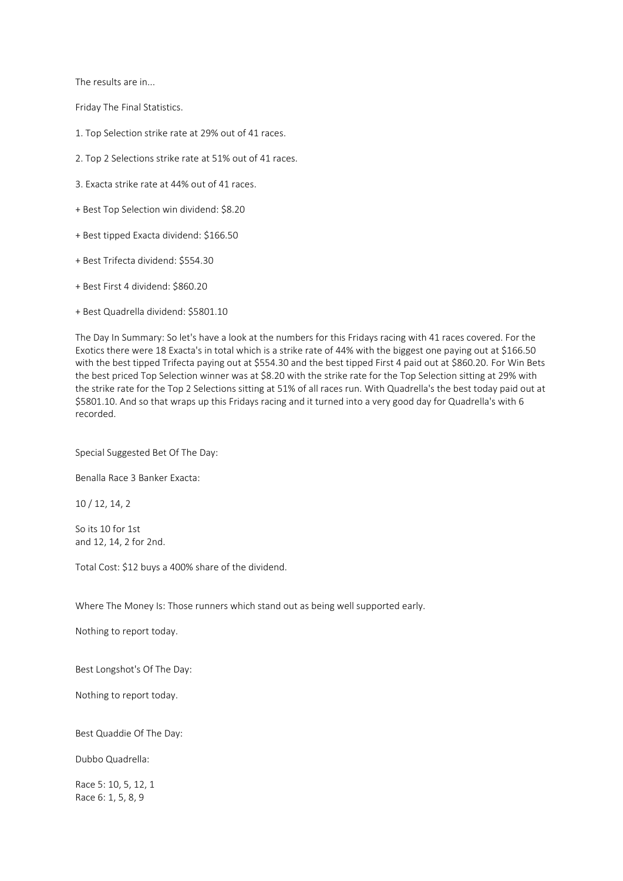The results are in...

Friday The Final Statistics.

1. Top Selection strike rate at 29% out of 41 races.

2. Top 2 Selections strike rate at 51% out of 41 races.

3. Exacta strike rate at 44% out of 41 races.

+ Best Top Selection win dividend: $8.20

+ Best tipped Exacta dividend: $166.50

+ Best Trifecta dividend: $554.30

+ Best First 4 dividend: $860.20

+ Best Quadrella dividend: $5801.10

The Day In Summary: So let's have a look at the numbers for this Fridays racing with 41 races covered. For the Exotics there were 18 Exacta's in total which is a strike rate of 44% with the biggest one paying out at $166.50 with the best tipped Trifecta paying out at $554.30 and the best tipped First 4 paid out at $860.20. For Win Bets the best priced Top Selection winner was at $8.20 with the strike rate for the Top Selection sitting at 29% with the strike rate for the Top 2 Selections sitting at 51% of all races run. With Quadrella's the best today paid out at $5801.10. And so that wraps up this Fridays racing and it turned into a very good day for Quadrella's with 6 recorded.

Special Suggested Bet Of The Day:

Benalla Race 3 Banker Exacta:

10 / 12, 14, 2

So its 10 for 1st
and 12, 14, 2 for 2nd.

Total Cost: $12 buys a 400% share of the dividend.

Where The Money Is: Those runners which stand out as being well supported early.

Nothing to report today.

Best Longshot's Of The Day:

Nothing to report today.

Best Quaddie Of The Day:

Dubbo Quadrella:

Race 5: 10, 5, 12, 1
Race 6: 1, 5, 8, 9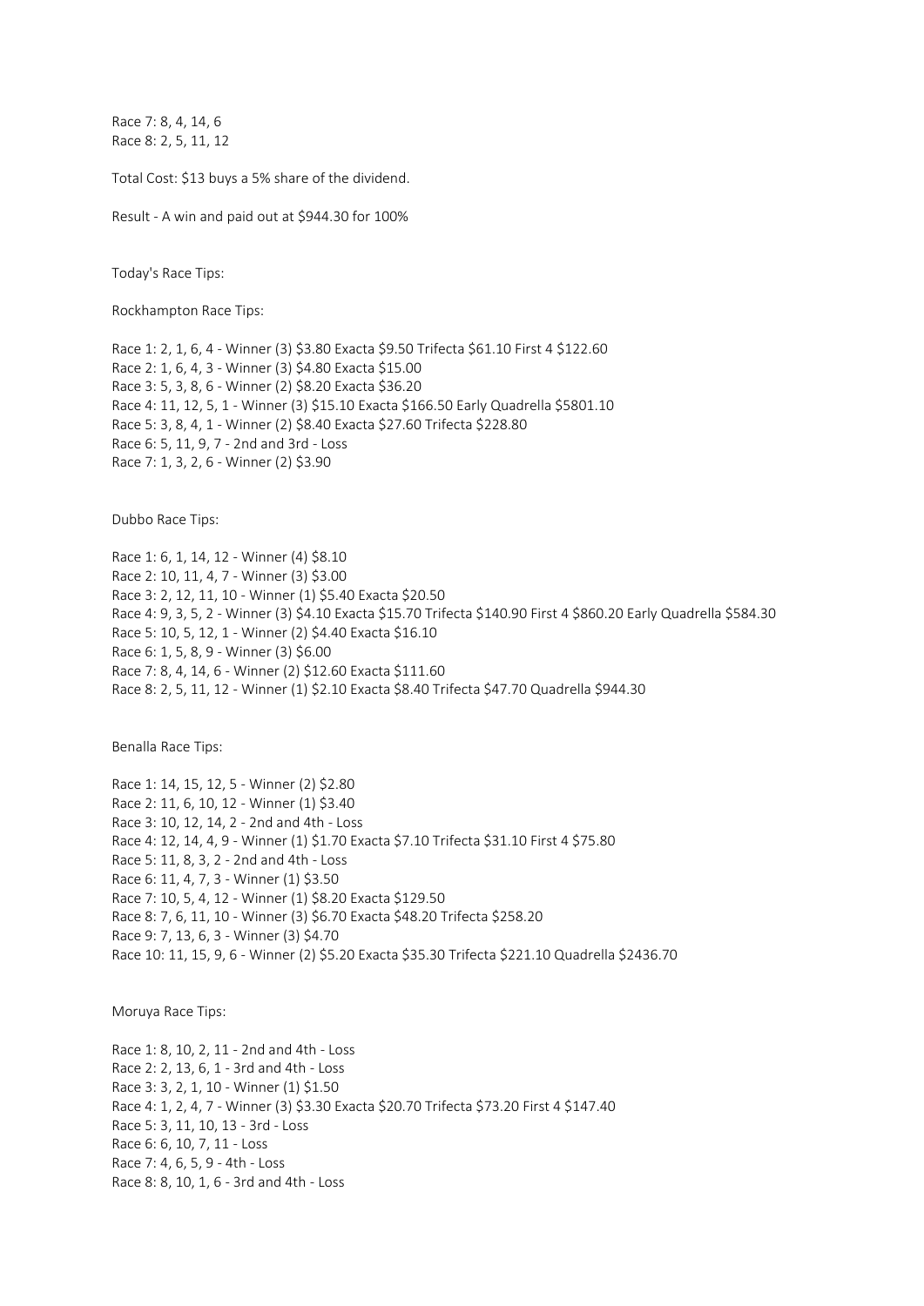Race 7: 8, 4, 14, 6
Race 8: 2, 5, 11, 12

Total Cost: $13 buys a 5% share of the dividend.

Result - A win and paid out at $944.30 for 100%

Today's Race Tips:

Rockhampton Race Tips:

Race 1: 2, 1, 6, 4 - Winner (3) $3.80 Exacta $9.50 Trifecta $61.10 First 4 $122.60
Race 2: 1, 6, 4, 3 - Winner (3) $4.80 Exacta $15.00
Race 3: 5, 3, 8, 6 - Winner (2) $8.20 Exacta $36.20
Race 4: 11, 12, 5, 1 - Winner (3) $15.10 Exacta $166.50 Early Quadrella $5801.10
Race 5: 3, 8, 4, 1 - Winner (2) $8.40 Exacta $27.60 Trifecta $228.80
Race 6: 5, 11, 9, 7 - 2nd and 3rd - Loss
Race 7: 1, 3, 2, 6 - Winner (2) $3.90

Dubbo Race Tips:

Race 1: 6, 1, 14, 12 - Winner (4) $8.10
Race 2: 10, 11, 4, 7 - Winner (3) $3.00
Race 3: 2, 12, 11, 10 - Winner (1) $5.40 Exacta $20.50
Race 4: 9, 3, 5, 2 - Winner (3) $4.10 Exacta $15.70 Trifecta $140.90 First 4 $860.20 Early Quadrella $584.30
Race 5: 10, 5, 12, 1 - Winner (2) $4.40 Exacta $16.10
Race 6: 1, 5, 8, 9 - Winner (3) $6.00
Race 7: 8, 4, 14, 6 - Winner (2) $12.60 Exacta $111.60
Race 8: 2, 5, 11, 12 - Winner (1) $2.10 Exacta $8.40 Trifecta $47.70 Quadrella $944.30

Benalla Race Tips:

Race 1: 14, 15, 12, 5 - Winner (2) $2.80
Race 2: 11, 6, 10, 12 - Winner (1) $3.40
Race 3: 10, 12, 14, 2 - 2nd and 4th - Loss
Race 4: 12, 14, 4, 9 - Winner (1) $1.70 Exacta $7.10 Trifecta $31.10 First 4 $75.80
Race 5: 11, 8, 3, 2 - 2nd and 4th - Loss
Race 6: 11, 4, 7, 3 - Winner (1) $3.50
Race 7: 10, 5, 4, 12 - Winner (1) $8.20 Exacta $129.50
Race 8: 7, 6, 11, 10 - Winner (3) $6.70 Exacta $48.20 Trifecta $258.20
Race 9: 7, 13, 6, 3 - Winner (3) $4.70
Race 10: 11, 15, 9, 6 - Winner (2) $5.20 Exacta $35.30 Trifecta $221.10 Quadrella $2436.70

Moruya Race Tips:

Race 1: 8, 10, 2, 11 - 2nd and 4th - Loss
Race 2: 2, 13, 6, 1 - 3rd and 4th - Loss
Race 3: 3, 2, 1, 10 - Winner (1) $1.50
Race 4: 1, 2, 4, 7 - Winner (3) $3.30 Exacta $20.70 Trifecta $73.20 First 4 $147.40
Race 5: 3, 11, 10, 13 - 3rd - Loss
Race 6: 6, 10, 7, 11 - Loss
Race 7: 4, 6, 5, 9 - 4th - Loss
Race 8: 8, 10, 1, 6 - 3rd and 4th - Loss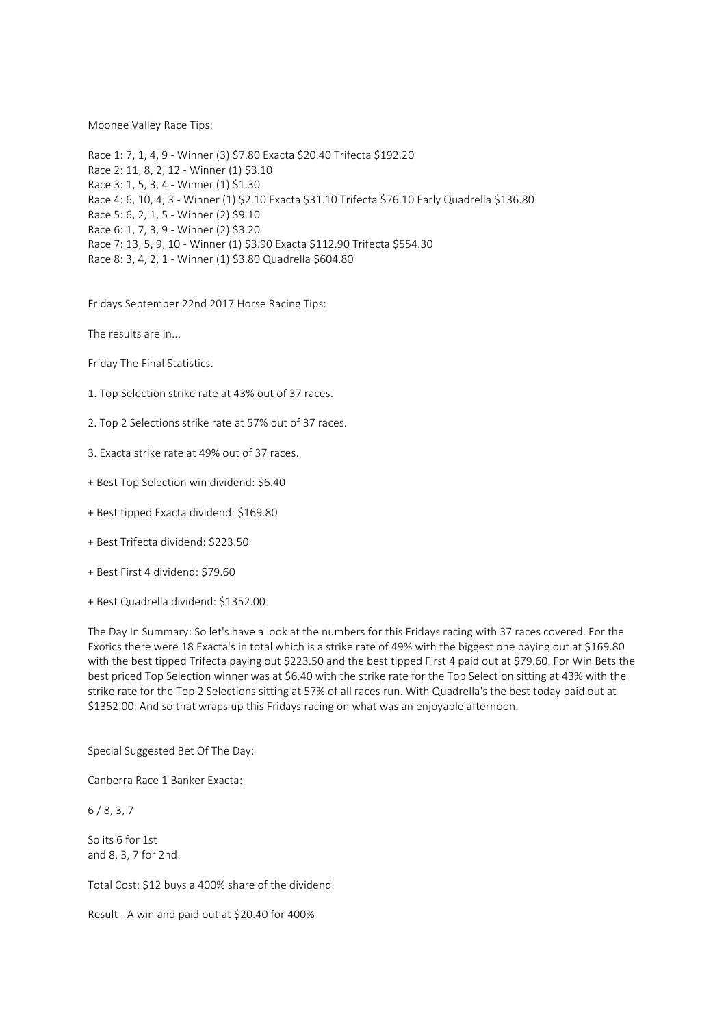Moonee Valley Race Tips:

Race 1: 7, 1, 4, 9 - Winner (3) $7.80 Exacta $20.40 Trifecta $192.20
Race 2: 11, 8, 2, 12 - Winner (1) $3.10
Race 3: 1, 5, 3, 4 - Winner (1) $1.30
Race 4: 6, 10, 4, 3 - Winner (1) $2.10 Exacta $31.10 Trifecta $76.10 Early Quadrella $136.80
Race 5: 6, 2, 1, 5 - Winner (2) $9.10
Race 6: 1, 7, 3, 9 - Winner (2) $3.20
Race 7: 13, 5, 9, 10 - Winner (1) $3.90 Exacta $112.90 Trifecta $554.30
Race 8: 3, 4, 2, 1 - Winner (1) $3.80 Quadrella $604.80

Fridays September 22nd 2017 Horse Racing Tips:

The results are in...

Friday The Final Statistics.

1. Top Selection strike rate at 43% out of 37 races.

2. Top 2 Selections strike rate at 57% out of 37 races.

3. Exacta strike rate at 49% out of 37 races.

+ Best Top Selection win dividend: $6.40

+ Best tipped Exacta dividend: $169.80

+ Best Trifecta dividend: $223.50

+ Best First 4 dividend: $79.60

+ Best Quadrella dividend: $1352.00

The Day In Summary: So let's have a look at the numbers for this Fridays racing with 37 races covered. For the Exotics there were 18 Exacta's in total which is a strike rate of 49% with the biggest one paying out at $169.80 with the best tipped Trifecta paying out $223.50 and the best tipped First 4 paid out at $79.60. For Win Bets the best priced Top Selection winner was at $6.40 with the strike rate for the Top Selection sitting at 43% with the strike rate for the Top 2 Selections sitting at 57% of all races run. With Quadrella's the best today paid out at $1352.00. And so that wraps up this Fridays racing on what was an enjoyable afternoon.

Special Suggested Bet Of The Day:

Canberra Race 1 Banker Exacta:

6 / 8, 3, 7

So its 6 for 1st
and 8, 3, 7 for 2nd.

Total Cost: $12 buys a 400% share of the dividend.

Result - A win and paid out at $20.40 for 400%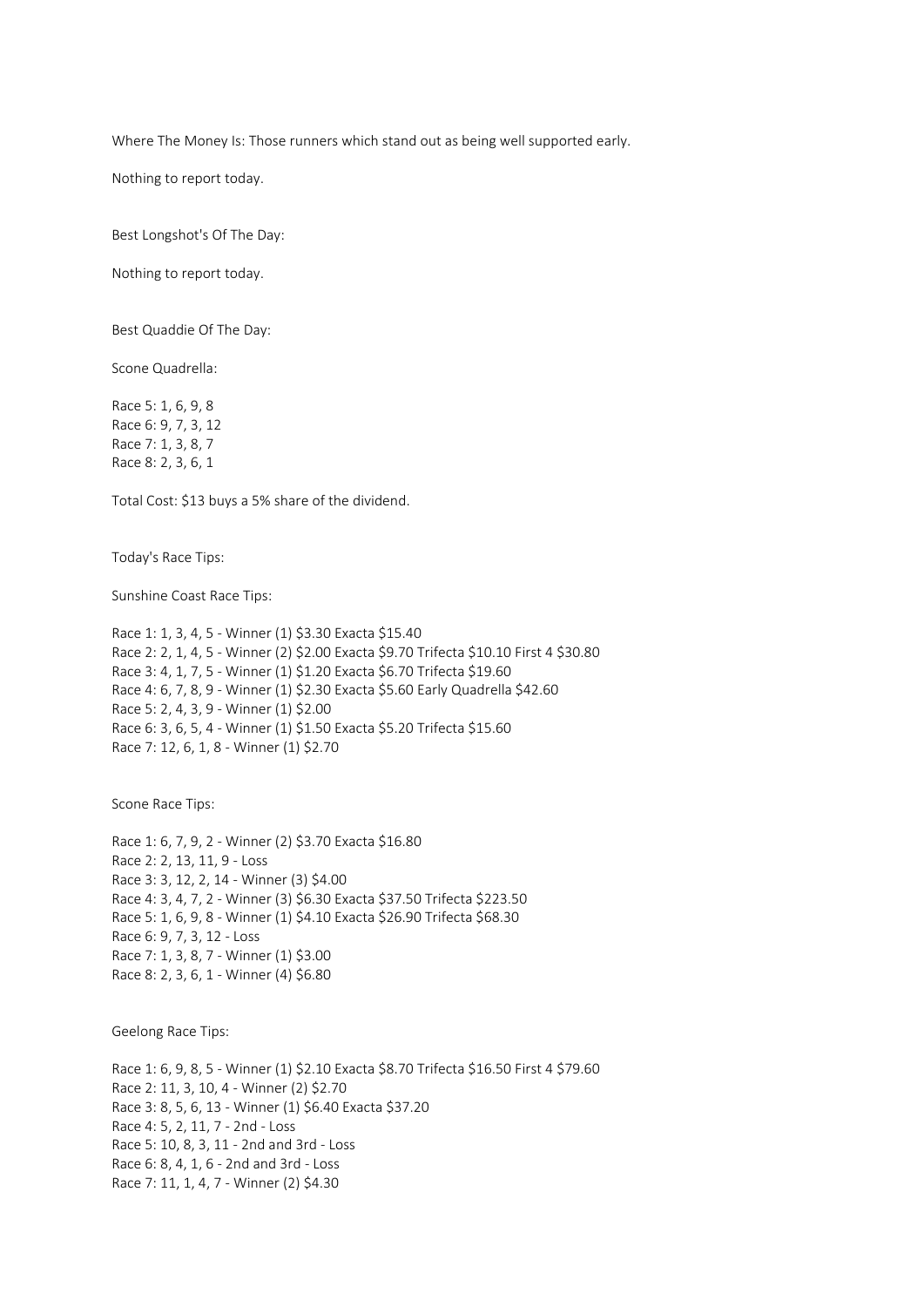Where The Money Is: Those runners which stand out as being well supported early.

Nothing to report today.

Best Longshot's Of The Day:

Nothing to report today.

Best Quaddie Of The Day:

Scone Quadrella:

Race 5: 1, 6, 9, 8
Race 6: 9, 7, 3, 12
Race 7: 1, 3, 8, 7
Race 8: 2, 3, 6, 1

Total Cost: $13 buys a 5% share of the dividend.

Today's Race Tips:

Sunshine Coast Race Tips:

Race 1: 1, 3, 4, 5 - Winner (1) $3.30 Exacta $15.40
Race 2: 2, 1, 4, 5 - Winner (2) $2.00 Exacta $9.70 Trifecta $10.10 First 4 $30.80
Race 3: 4, 1, 7, 5 - Winner (1) $1.20 Exacta $6.70 Trifecta $19.60
Race 4: 6, 7, 8, 9 - Winner (1) $2.30 Exacta $5.60 Early Quadrella $42.60
Race 5: 2, 4, 3, 9 - Winner (1) $2.00
Race 6: 3, 6, 5, 4 - Winner (1) $1.50 Exacta $5.20 Trifecta $15.60
Race 7: 12, 6, 1, 8 - Winner (1) $2.70

Scone Race Tips:

Race 1: 6, 7, 9, 2 - Winner (2) $3.70 Exacta $16.80
Race 2: 2, 13, 11, 9 - Loss
Race 3: 3, 12, 2, 14 - Winner (3) $4.00
Race 4: 3, 4, 7, 2 - Winner (3) $6.30 Exacta $37.50 Trifecta $223.50
Race 5: 1, 6, 9, 8 - Winner (1) $4.10 Exacta $26.90 Trifecta $68.30
Race 6: 9, 7, 3, 12 - Loss
Race 7: 1, 3, 8, 7 - Winner (1) $3.00
Race 8: 2, 3, 6, 1 - Winner (4) $6.80

Geelong Race Tips:

Race 1: 6, 9, 8, 5 - Winner (1) $2.10 Exacta $8.70 Trifecta $16.50 First 4 $79.60
Race 2: 11, 3, 10, 4 - Winner (2) $2.70
Race 3: 8, 5, 6, 13 - Winner (1) $6.40 Exacta $37.20
Race 4: 5, 2, 11, 7 - 2nd - Loss
Race 5: 10, 8, 3, 11 - 2nd and 3rd - Loss
Race 6: 8, 4, 1, 6 - 2nd and 3rd - Loss
Race 7: 11, 1, 4, 7 - Winner (2) $4.30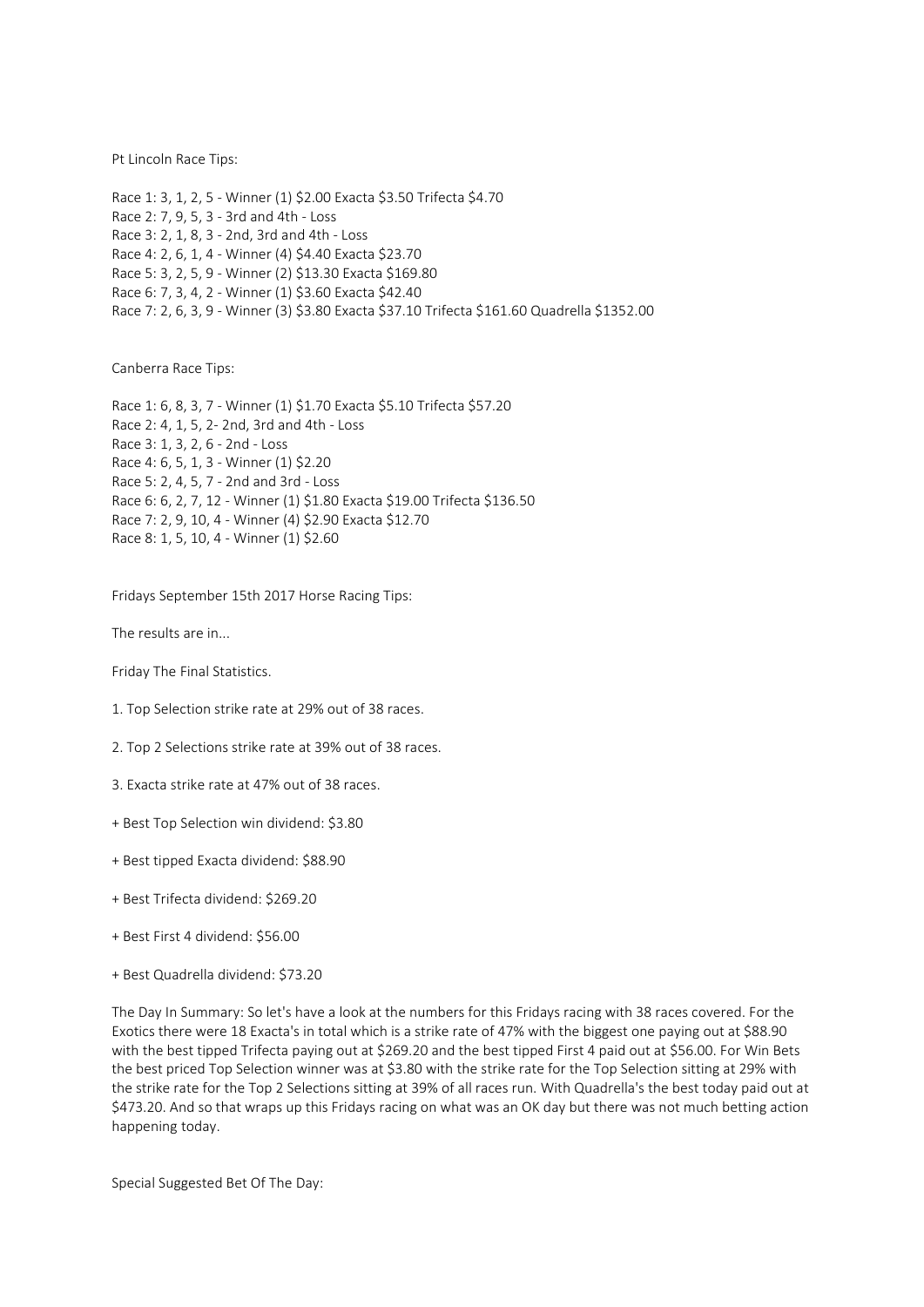Pt Lincoln Race Tips:

Race 1: 3, 1, 2, 5 - Winner (1) $2.00 Exacta $3.50 Trifecta $4.70
Race 2: 7, 9, 5, 3 - 3rd and 4th - Loss
Race 3: 2, 1, 8, 3 - 2nd, 3rd and 4th - Loss
Race 4: 2, 6, 1, 4 - Winner (4) $4.40 Exacta $23.70
Race 5: 3, 2, 5, 9 - Winner (2) $13.30 Exacta $169.80
Race 6: 7, 3, 4, 2 - Winner (1) $3.60 Exacta $42.40
Race 7: 2, 6, 3, 9 - Winner (3) $3.80 Exacta $37.10 Trifecta $161.60 Quadrella $1352.00

Canberra Race Tips:

Race 1: 6, 8, 3, 7 - Winner (1) $1.70 Exacta $5.10 Trifecta $57.20
Race 2: 4, 1, 5, 2- 2nd, 3rd and 4th - Loss
Race 3: 1, 3, 2, 6 - 2nd - Loss
Race 4: 6, 5, 1, 3 - Winner (1) $2.20
Race 5: 2, 4, 5, 7 - 2nd and 3rd - Loss
Race 6: 6, 2, 7, 12 - Winner (1) $1.80 Exacta $19.00 Trifecta $136.50
Race 7: 2, 9, 10, 4 - Winner (4) $2.90 Exacta $12.70
Race 8: 1, 5, 10, 4 - Winner (1) $2.60

Fridays September 15th 2017 Horse Racing Tips:

The results are in...

Friday The Final Statistics.

1. Top Selection strike rate at 29% out of 38 races.

2. Top 2 Selections strike rate at 39% out of 38 races.

3. Exacta strike rate at 47% out of 38 races.

+ Best Top Selection win dividend: $3.80

+ Best tipped Exacta dividend: $88.90

+ Best Trifecta dividend: $269.20

+ Best First 4 dividend: $56.00

+ Best Quadrella dividend: $73.20

The Day In Summary: So let's have a look at the numbers for this Fridays racing with 38 races covered. For the Exotics there were 18 Exacta's in total which is a strike rate of 47% with the biggest one paying out at $88.90 with the best tipped Trifecta paying out at $269.20 and the best tipped First 4 paid out at $56.00. For Win Bets the best priced Top Selection winner was at $3.80 with the strike rate for the Top Selection sitting at 29% with the strike rate for the Top 2 Selections sitting at 39% of all races run. With Quadrella's the best today paid out at $473.20. And so that wraps up this Fridays racing on what was an OK day but there was not much betting action happening today.

Special Suggested Bet Of The Day: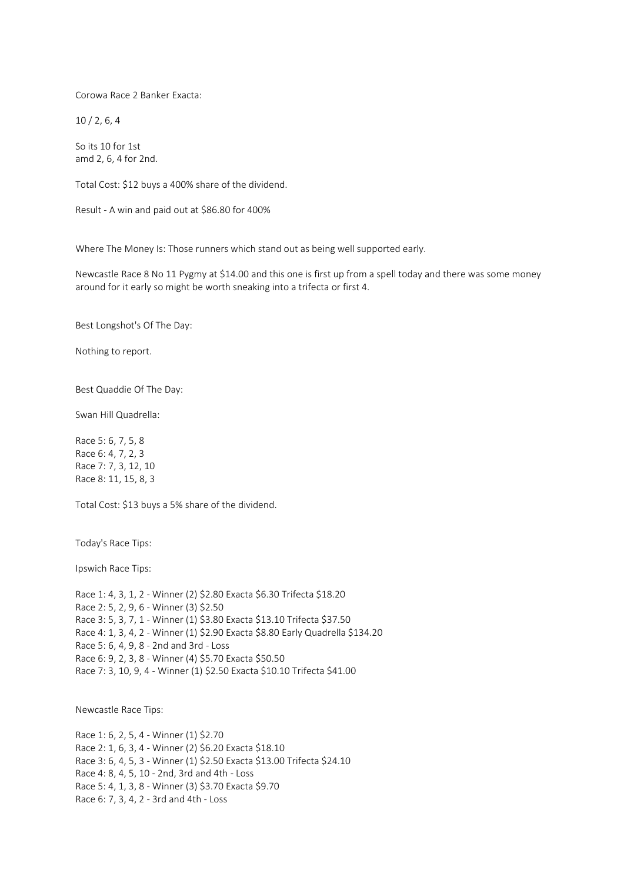Corowa Race 2 Banker Exacta:

10 / 2, 6, 4

So its 10 for 1st
amd 2, 6, 4 for 2nd.

Total Cost: $12 buys a 400% share of the dividend.

Result - A win and paid out at $86.80 for 400%

Where The Money Is: Those runners which stand out as being well supported early.

Newcastle Race 8 No 11 Pygmy at $14.00 and this one is first up from a spell today and there was some money around for it early so might be worth sneaking into a trifecta or first 4.

Best Longshot's Of The Day:

Nothing to report.

Best Quaddie Of The Day:

Swan Hill Quadrella:

Race 5: 6, 7, 5, 8
Race 6: 4, 7, 2, 3
Race 7: 7, 3, 12, 10
Race 8: 11, 15, 8, 3

Total Cost: $13 buys a 5% share of the dividend.

Today's Race Tips:

Ipswich Race Tips:

Race 1: 4, 3, 1, 2 - Winner (2) $2.80 Exacta $6.30 Trifecta $18.20
Race 2: 5, 2, 9, 6 - Winner (3) $2.50
Race 3: 5, 3, 7, 1 - Winner (1) $3.80 Exacta $13.10 Trifecta $37.50
Race 4: 1, 3, 4, 2 - Winner (1) $2.90 Exacta $8.80 Early Quadrella $134.20
Race 5: 6, 4, 9, 8 - 2nd and 3rd - Loss
Race 6: 9, 2, 3, 8 - Winner (4) $5.70 Exacta $50.50
Race 7: 3, 10, 9, 4 - Winner (1) $2.50 Exacta $10.10 Trifecta $41.00

Newcastle Race Tips:

Race 1: 6, 2, 5, 4 - Winner (1) $2.70
Race 2: 1, 6, 3, 4 - Winner (2) $6.20 Exacta $18.10
Race 3: 6, 4, 5, 3 - Winner (1) $2.50 Exacta $13.00 Trifecta $24.10
Race 4: 8, 4, 5, 10 - 2nd, 3rd and 4th - Loss
Race 5: 4, 1, 3, 8 - Winner (3) $3.70 Exacta $9.70
Race 6: 7, 3, 4, 2 - 3rd and 4th - Loss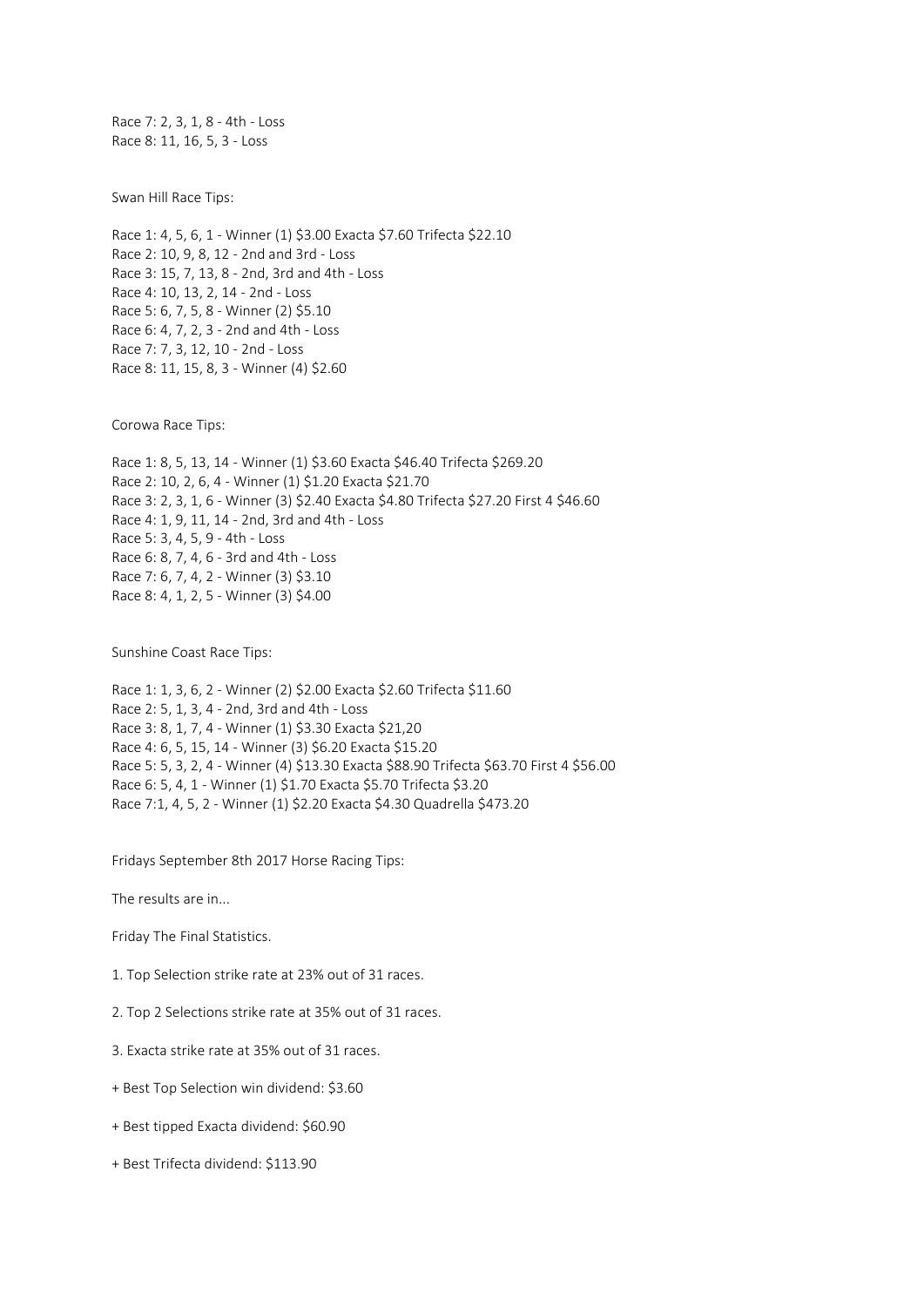Race 7: 2, 3, 1, 8 - 4th - Loss
Race 8: 11, 16, 5, 3 - Loss

Swan Hill Race Tips:

Race 1: 4, 5, 6, 1 - Winner (1) $3.00 Exacta $7.60 Trifecta $22.10
Race 2: 10, 9, 8, 12 - 2nd and 3rd - Loss
Race 3: 15, 7, 13, 8 - 2nd, 3rd and 4th - Loss
Race 4: 10, 13, 2, 14 - 2nd - Loss
Race 5: 6, 7, 5, 8 - Winner (2) $5.10
Race 6: 4, 7, 2, 3 - 2nd and 4th - Loss
Race 7: 7, 3, 12, 10 - 2nd - Loss
Race 8: 11, 15, 8, 3 - Winner (4) $2.60

Corowa Race Tips:

Race 1: 8, 5, 13, 14 - Winner (1) $3.60 Exacta $46.40 Trifecta $269.20
Race 2: 10, 2, 6, 4 - Winner (1) $1.20 Exacta $21.70
Race 3: 2, 3, 1, 6 - Winner (3) $2.40 Exacta $4.80 Trifecta $27.20 First 4 $46.60
Race 4: 1, 9, 11, 14 - 2nd, 3rd and 4th - Loss
Race 5: 3, 4, 5, 9 - 4th - Loss
Race 6: 8, 7, 4, 6 - 3rd and 4th - Loss
Race 7: 6, 7, 4, 2 - Winner (3) $3.10
Race 8: 4, 1, 2, 5 - Winner (3) $4.00

Sunshine Coast Race Tips:

Race 1: 1, 3, 6, 2 - Winner (2) $2.00 Exacta $2.60 Trifecta $11.60
Race 2: 5, 1, 3, 4 - 2nd, 3rd and 4th - Loss
Race 3: 8, 1, 7, 4 - Winner (1) $3.30 Exacta $21,20
Race 4: 6, 5, 15, 14 - Winner (3) $6.20 Exacta $15.20
Race 5: 5, 3, 2, 4 - Winner (4) $13.30 Exacta $88.90 Trifecta $63.70 First 4 $56.00
Race 6: 5, 4, 1 - Winner (1) $1.70 Exacta $5.70 Trifecta $3.20
Race 7:1, 4, 5, 2 - Winner (1) $2.20 Exacta $4.30 Quadrella $473.20

Fridays September 8th 2017 Horse Racing Tips:

The results are in...

Friday The Final Statistics.

1. Top Selection strike rate at 23% out of 31 races.

2. Top 2 Selections strike rate at 35% out of 31 races.

3. Exacta strike rate at 35% out of 31 races.

+ Best Top Selection win dividend: $3.60

+ Best tipped Exacta dividend: $60.90

+ Best Trifecta dividend: $113.90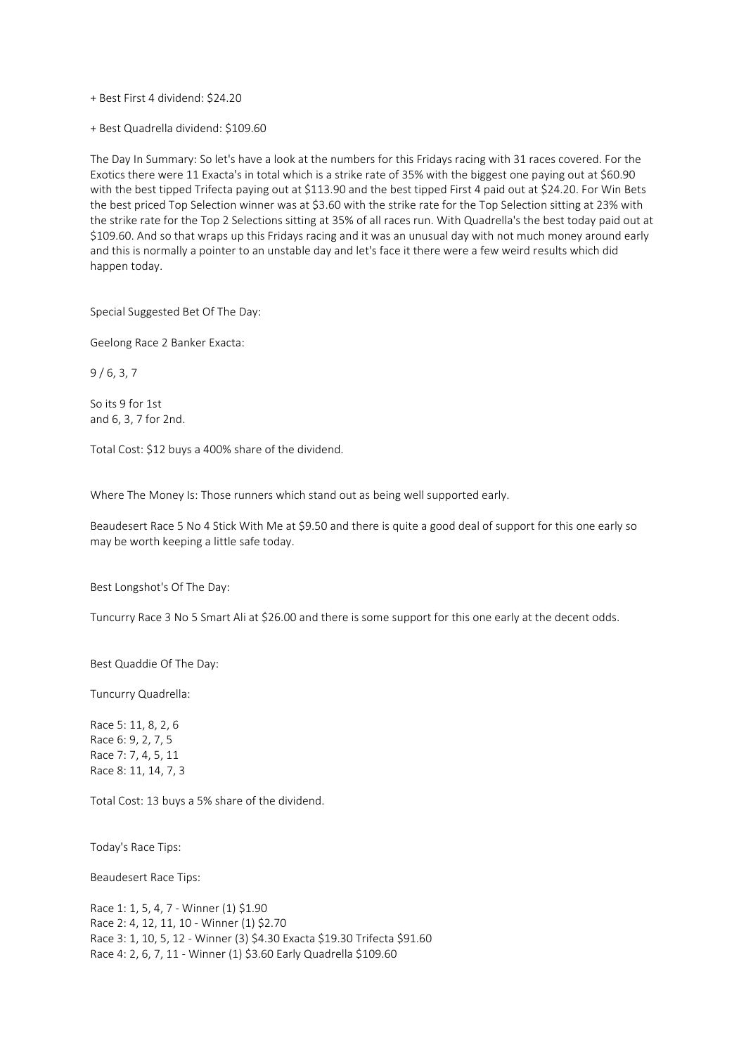+ Best First 4 dividend: $24.20

+ Best Quadrella dividend: $109.60

The Day In Summary: So let's have a look at the numbers for this Fridays racing with 31 races covered. For the Exotics there were 11 Exacta's in total which is a strike rate of 35% with the biggest one paying out at $60.90 with the best tipped Trifecta paying out at $113.90 and the best tipped First 4 paid out at $24.20. For Win Bets the best priced Top Selection winner was at $3.60 with the strike rate for the Top Selection sitting at 23% with the strike rate for the Top 2 Selections sitting at 35% of all races run. With Quadrella's the best today paid out at $109.60. And so that wraps up this Fridays racing and it was an unusual day with not much money around early and this is normally a pointer to an unstable day and let's face it there were a few weird results which did happen today.

Special Suggested Bet Of The Day:

Geelong Race 2 Banker Exacta:

9 / 6, 3, 7

So its 9 for 1st
and 6, 3, 7 for 2nd.

Total Cost: $12 buys a 400% share of the dividend.

Where The Money Is: Those runners which stand out as being well supported early.

Beaudesert Race 5 No 4 Stick With Me at $9.50 and there is quite a good deal of support for this one early so may be worth keeping a little safe today.

Best Longshot's Of The Day:

Tuncurry Race 3 No 5 Smart Ali at $26.00 and there is some support for this one early at the decent odds.

Best Quaddie Of The Day:

Tuncurry Quadrella:

Race 5: 11, 8, 2, 6
Race 6: 9, 2, 7, 5
Race 7: 7, 4, 5, 11
Race 8: 11, 14, 7, 3

Total Cost: 13 buys a 5% share of the dividend.

Today's Race Tips:

Beaudesert Race Tips:

Race 1: 1, 5, 4, 7 - Winner (1) $1.90
Race 2: 4, 12, 11, 10 - Winner (1) $2.70
Race 3: 1, 10, 5, 12 - Winner (3) $4.30 Exacta $19.30 Trifecta $91.60
Race 4: 2, 6, 7, 11 - Winner (1) $3.60 Early Quadrella $109.60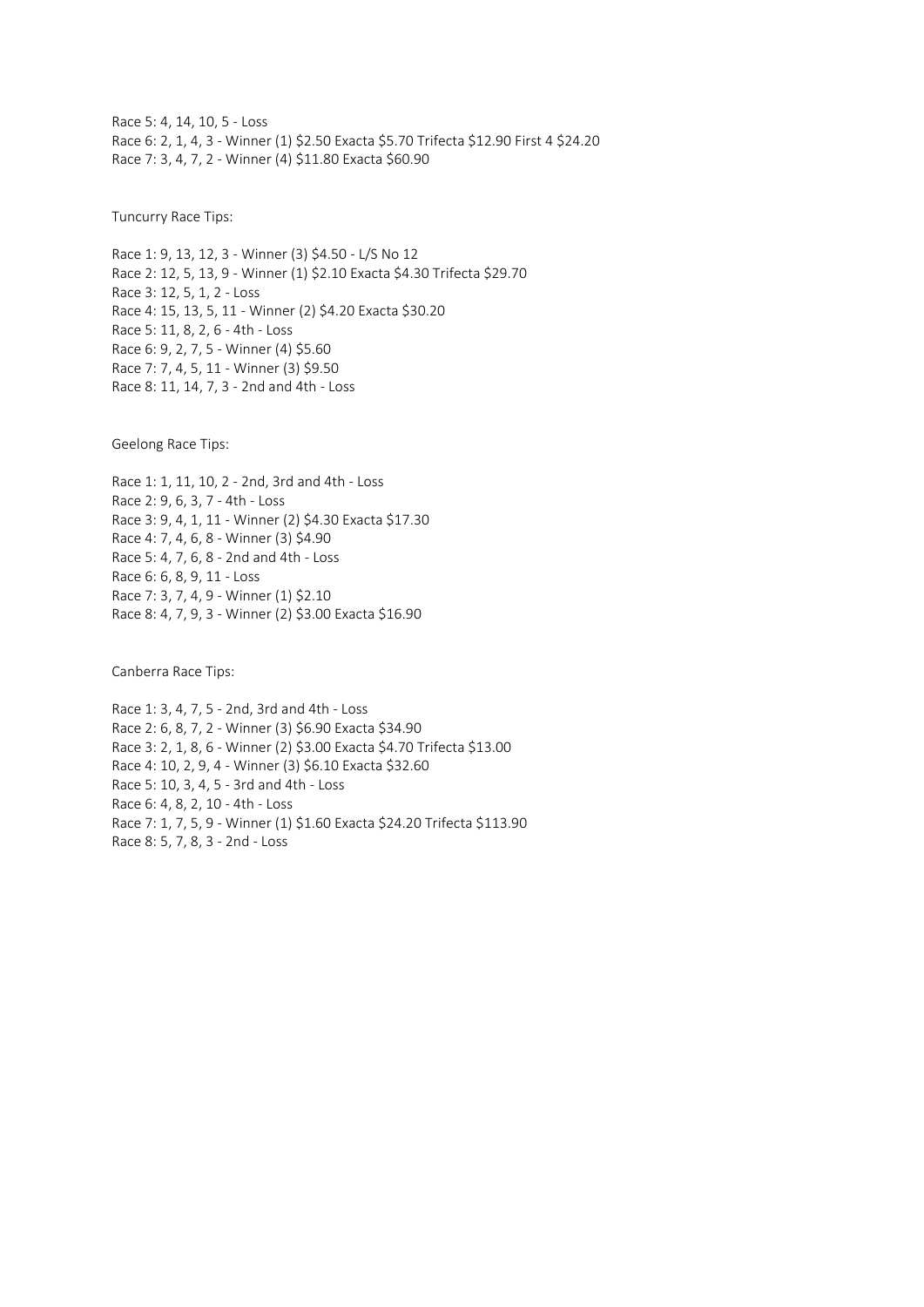Race 5: 4, 14, 10, 5 - Loss
Race 6: 2, 1, 4, 3 - Winner (1) $2.50 Exacta $5.70 Trifecta $12.90 First 4 $24.20
Race 7: 3, 4, 7, 2 - Winner (4) $11.80 Exacta $60.90

Tuncurry Race Tips:

Race 1: 9, 13, 12, 3 - Winner (3) $4.50 - L/S No 12
Race 2: 12, 5, 13, 9 - Winner (1) $2.10 Exacta $4.30 Trifecta $29.70
Race 3: 12, 5, 1, 2 - Loss
Race 4: 15, 13, 5, 11 - Winner (2) $4.20 Exacta $30.20
Race 5: 11, 8, 2, 6 - 4th - Loss
Race 6: 9, 2, 7, 5 - Winner (4) $5.60
Race 7: 7, 4, 5, 11 - Winner (3) $9.50
Race 8: 11, 14, 7, 3 - 2nd and 4th - Loss

Geelong Race Tips:

Race 1: 1, 11, 10, 2 - 2nd, 3rd and 4th - Loss
Race 2: 9, 6, 3, 7 - 4th - Loss
Race 3: 9, 4, 1, 11 - Winner (2) $4.30 Exacta $17.30
Race 4: 7, 4, 6, 8 - Winner (3) $4.90
Race 5: 4, 7, 6, 8 - 2nd and 4th - Loss
Race 6: 6, 8, 9, 11 - Loss
Race 7: 3, 7, 4, 9 - Winner (1) $2.10
Race 8: 4, 7, 9, 3 - Winner (2) $3.00 Exacta $16.90

Canberra Race Tips:

Race 1: 3, 4, 7, 5 - 2nd, 3rd and 4th - Loss
Race 2: 6, 8, 7, 2 - Winner (3) $6.90 Exacta $34.90
Race 3: 2, 1, 8, 6 - Winner (2) $3.00 Exacta $4.70 Trifecta $13.00
Race 4: 10, 2, 9, 4 - Winner (3) $6.10 Exacta $32.60
Race 5: 10, 3, 4, 5 - 3rd and 4th - Loss
Race 6: 4, 8, 2, 10 - 4th - Loss
Race 7: 1, 7, 5, 9 - Winner (1) $1.60 Exacta $24.20 Trifecta $113.90
Race 8: 5, 7, 8, 3 - 2nd - Loss